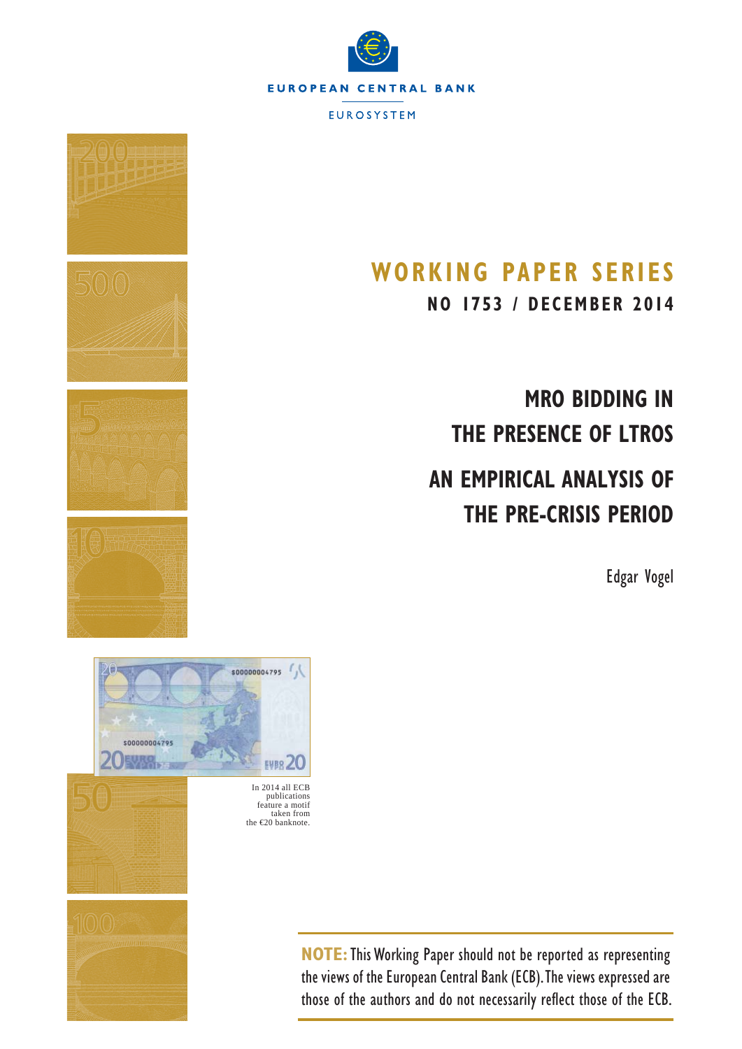EUROPEAN CENTRAL BANK

EUROSYSTEM

# WORKING PAPER SERIES

**NO 1753 / DECEMBER 2014**

# MRO BIDDING IN THE PRESENCE OF LTROS

# AN EMPIRICAL ANALYSIS OF THE PRE-CRISIS PERIOD

Edgar Vogel

In 2014 all ECB publications feature a motif taken from the €20 banknote.

**NOTE:** This Working Paper should not be reported as representing the views of the European Central Bank (ECB). The views expressed are those of the authors and do not necessarily reflect those of the ECB.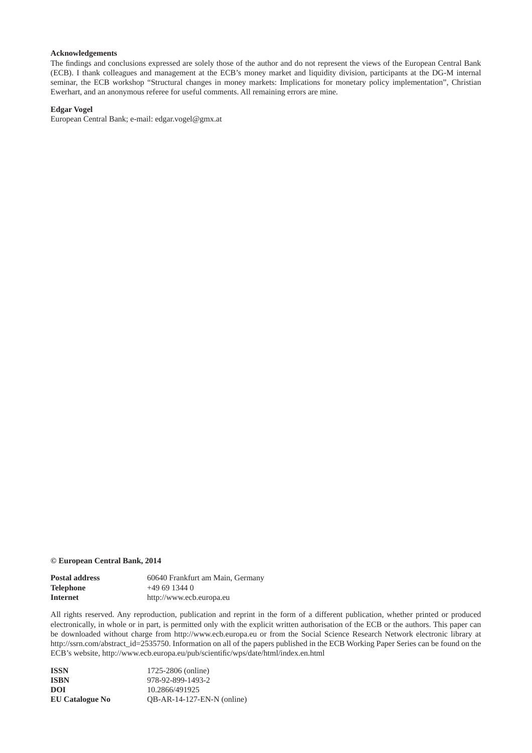**Acknowledgements**

The findings and conclusions expressed are solely those of the author and do not represent the views of the European Central Bank (ECB). I thank colleagues and management at the ECB's money market and liquidity division, participants at the DG-M internal seminar, the ECB workshop "Structural changes in money markets: Implications for monetary policy implementation", Christian Ewerhart, and an anonymous referee for useful comments. All remaining errors are mine.

**Edgar Vogel**
European Central Bank; e-mail: edgar.vogel@gmx.at

**© European Central Bank, 2014**

| | |
|---|---|
| **Postal address** | 60640 Frankfurt am Main, Germany |
| **Telephone** | +49 69 1344 0 |
| **Internet** | http://www.ecb.europa.eu |

All rights reserved. Any reproduction, publication and reprint in the form of a different publication, whether printed or produced electronically, in whole or in part, is permitted only with the explicit written authorisation of the ECB or the authors. This paper can be downloaded without charge from http://www.ecb.europa.eu or from the Social Science Research Network electronic library at http://ssrn.com/abstract_id=2535750. Information on all of the papers published in the ECB Working Paper Series can be found on the ECB's website, http://www.ecb.europa.eu/pub/scientific/wps/date/html/index.en.html

| | |
|---|---|
| **ISSN** | 1725-2806 (online) |
| **ISBN** | 978-92-899-1493-2 |
| **DOI** | 10.2866/491925 |
| **EU Catalogue No** | QB-AR-14-127-EN-N (online) |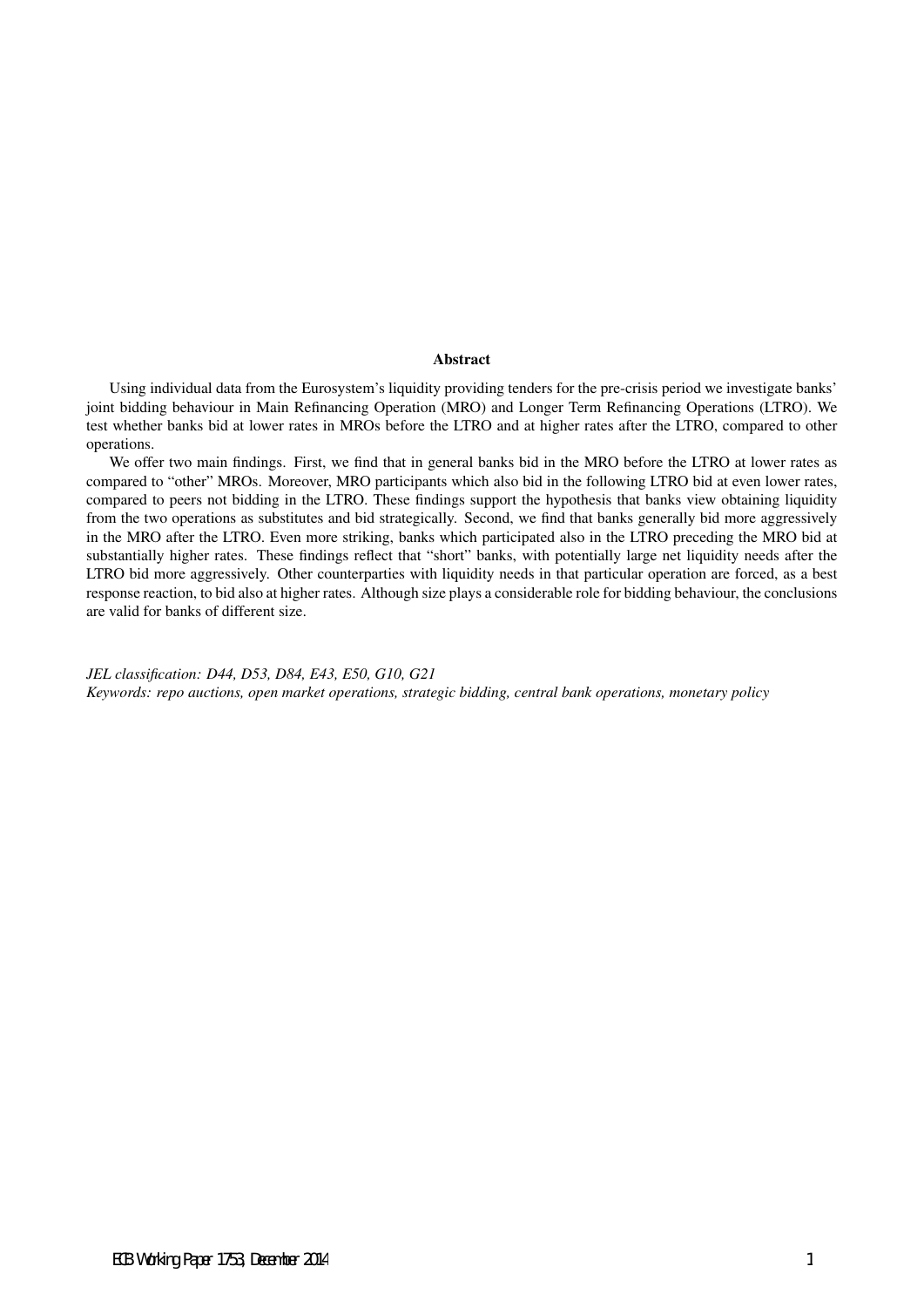## Abstract

Using individual data from the Eurosystem's liquidity providing tenders for the pre-crisis period we investigate banks' joint bidding behaviour in Main Refinancing Operation (MRO) and Longer Term Refinancing Operations (LTRO). We test whether banks bid at lower rates in MROs before the LTRO and at higher rates after the LTRO, compared to other operations.

We offer two main findings. First, we find that in general banks bid in the MRO before the LTRO at lower rates as compared to "other" MROs. Moreover, MRO participants which also bid in the following LTRO bid at even lower rates, compared to peers not bidding in the LTRO. These findings support the hypothesis that banks view obtaining liquidity from the two operations as substitutes and bid strategically. Second, we find that banks generally bid more aggressively in the MRO after the LTRO. Even more striking, banks which participated also in the LTRO preceding the MRO bid at substantially higher rates. These findings reflect that "short" banks, with potentially large net liquidity needs after the LTRO bid more aggressively. Other counterparties with liquidity needs in that particular operation are forced, as a best response reaction, to bid also at higher rates. Although size plays a considerable role for bidding behaviour, the conclusions are valid for banks of different size.

*JEL classification: D44, D53, D84, E43, E50, G10, G21*
*Keywords: repo auctions, open market operations, strategic bidding, central bank operations, monetary policy*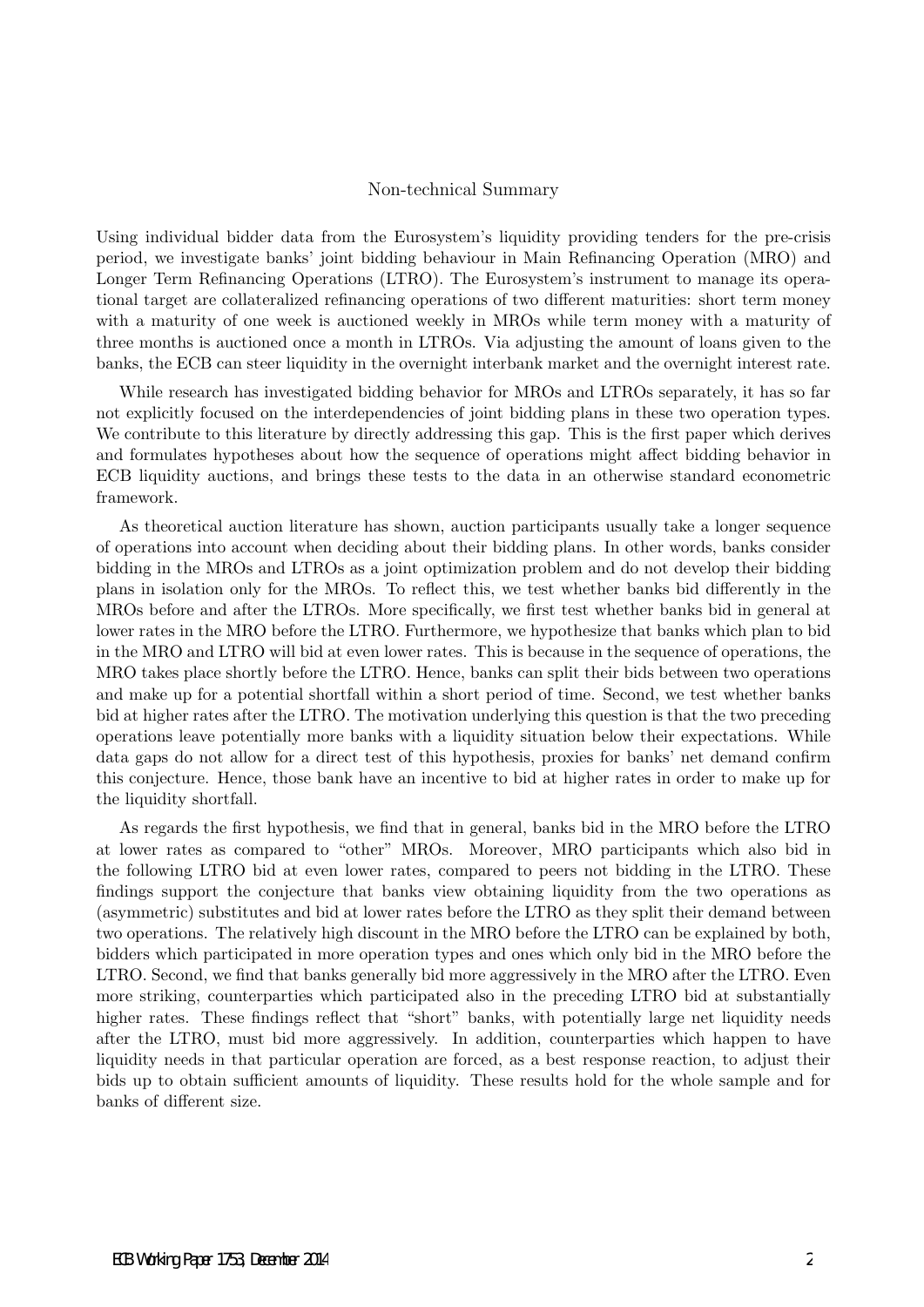## Non-technical Summary

Using individual bidder data from the Eurosystem's liquidity providing tenders for the pre-crisis period, we investigate banks' joint bidding behaviour in Main Refinancing Operation (MRO) and Longer Term Refinancing Operations (LTRO). The Eurosystem's instrument to manage its operational target are collateralized refinancing operations of two different maturities: short term money with a maturity of one week is auctioned weekly in MROs while term money with a maturity of three months is auctioned once a month in LTROs. Via adjusting the amount of loans given to the banks, the ECB can steer liquidity in the overnight interbank market and the overnight interest rate.

While research has investigated bidding behavior for MROs and LTROs separately, it has so far not explicitly focused on the interdependencies of joint bidding plans in these two operation types. We contribute to this literature by directly addressing this gap. This is the first paper which derives and formulates hypotheses about how the sequence of operations might affect bidding behavior in ECB liquidity auctions, and brings these tests to the data in an otherwise standard econometric framework.

As theoretical auction literature has shown, auction participants usually take a longer sequence of operations into account when deciding about their bidding plans. In other words, banks consider bidding in the MROs and LTROs as a joint optimization problem and do not develop their bidding plans in isolation only for the MROs. To reflect this, we test whether banks bid differently in the MROs before and after the LTROs. More specifically, we first test whether banks bid in general at lower rates in the MRO before the LTRO. Furthermore, we hypothesize that banks which plan to bid in the MRO and LTRO will bid at even lower rates. This is because in the sequence of operations, the MRO takes place shortly before the LTRO. Hence, banks can split their bids between two operations and make up for a potential shortfall within a short period of time. Second, we test whether banks bid at higher rates after the LTRO. The motivation underlying this question is that the two preceding operations leave potentially more banks with a liquidity situation below their expectations. While data gaps do not allow for a direct test of this hypothesis, proxies for banks' net demand confirm this conjecture. Hence, those bank have an incentive to bid at higher rates in order to make up for the liquidity shortfall.

As regards the first hypothesis, we find that in general, banks bid in the MRO before the LTRO at lower rates as compared to "other" MROs. Moreover, MRO participants which also bid in the following LTRO bid at even lower rates, compared to peers not bidding in the LTRO. These findings support the conjecture that banks view obtaining liquidity from the two operations as (asymmetric) substitutes and bid at lower rates before the LTRO as they split their demand between two operations. The relatively high discount in the MRO before the LTRO can be explained by both, bidders which participated in more operation types and ones which only bid in the MRO before the LTRO. Second, we find that banks generally bid more aggressively in the MRO after the LTRO. Even more striking, counterparties which participated also in the preceding LTRO bid at substantially higher rates. These findings reflect that "short" banks, with potentially large net liquidity needs after the LTRO, must bid more aggressively. In addition, counterparties which happen to have liquidity needs in that particular operation are forced, as a best response reaction, to adjust their bids up to obtain sufficient amounts of liquidity. These results hold for the whole sample and for banks of different size.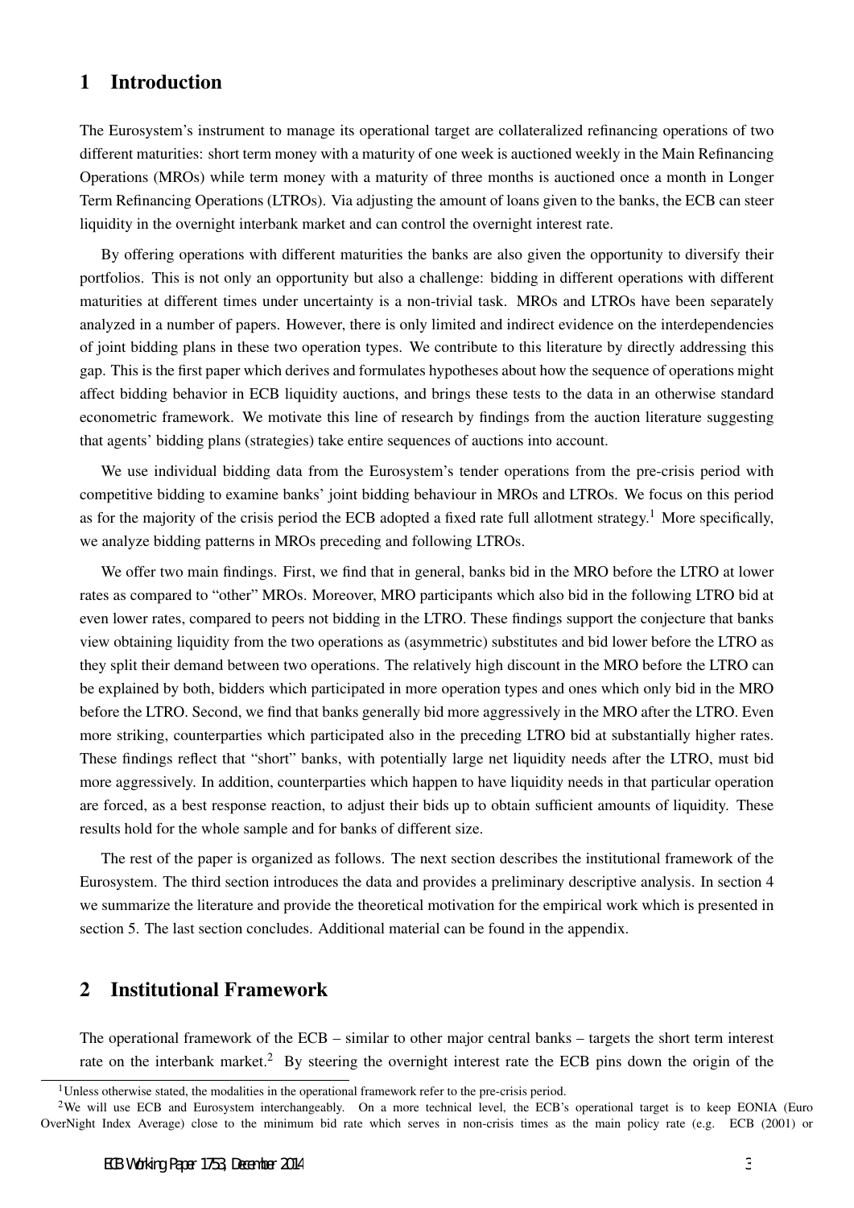## 1 Introduction

The Eurosystem's instrument to manage its operational target are collateralized refinancing operations of two different maturities: short term money with a maturity of one week is auctioned weekly in the Main Refinancing Operations (MROs) while term money with a maturity of three months is auctioned once a month in Longer Term Refinancing Operations (LTROs). Via adjusting the amount of loans given to the banks, the ECB can steer liquidity in the overnight interbank market and can control the overnight interest rate.

By offering operations with different maturities the banks are also given the opportunity to diversify their portfolios. This is not only an opportunity but also a challenge: bidding in different operations with different maturities at different times under uncertainty is a non-trivial task. MROs and LTROs have been separately analyzed in a number of papers. However, there is only limited and indirect evidence on the interdependencies of joint bidding plans in these two operation types. We contribute to this literature by directly addressing this gap. This is the first paper which derives and formulates hypotheses about how the sequence of operations might affect bidding behavior in ECB liquidity auctions, and brings these tests to the data in an otherwise standard econometric framework. We motivate this line of research by findings from the auction literature suggesting that agents' bidding plans (strategies) take entire sequences of auctions into account.

We use individual bidding data from the Eurosystem's tender operations from the pre-crisis period with competitive bidding to examine banks' joint bidding behaviour in MROs and LTROs. We focus on this period as for the majority of the crisis period the ECB adopted a fixed rate full allotment strategy.[1] More specifically, we analyze bidding patterns in MROs preceding and following LTROs.

We offer two main findings. First, we find that in general, banks bid in the MRO before the LTRO at lower rates as compared to "other" MROs. Moreover, MRO participants which also bid in the following LTRO bid at even lower rates, compared to peers not bidding in the LTRO. These findings support the conjecture that banks view obtaining liquidity from the two operations as (asymmetric) substitutes and bid lower before the LTRO as they split their demand between two operations. The relatively high discount in the MRO before the LTRO can be explained by both, bidders which participated in more operation types and ones which only bid in the MRO before the LTRO. Second, we find that banks generally bid more aggressively in the MRO after the LTRO. Even more striking, counterparties which participated also in the preceding LTRO bid at substantially higher rates. These findings reflect that "short" banks, with potentially large net liquidity needs after the LTRO, must bid more aggressively. In addition, counterparties which happen to have liquidity needs in that particular operation are forced, as a best response reaction, to adjust their bids up to obtain sufficient amounts of liquidity. These results hold for the whole sample and for banks of different size.

The rest of the paper is organized as follows. The next section describes the institutional framework of the Eurosystem. The third section introduces the data and provides a preliminary descriptive analysis. In section 4 we summarize the literature and provide the theoretical motivation for the empirical work which is presented in section 5. The last section concludes. Additional material can be found in the appendix.

## 2 Institutional Framework

The operational framework of the ECB – similar to other major central banks – targets the short term interest rate on the interbank market.[2] By steering the overnight interest rate the ECB pins down the origin of the

[1] Unless otherwise stated, the modalities in the operational framework refer to the pre-crisis period.

[2] We will use ECB and Eurosystem interchangeably. On a more technical level, the ECB's operational target is to keep EONIA (Euro OverNight Index Average) close to the minimum bid rate which serves in non-crisis times as the main policy rate (e.g. ECB (2001) or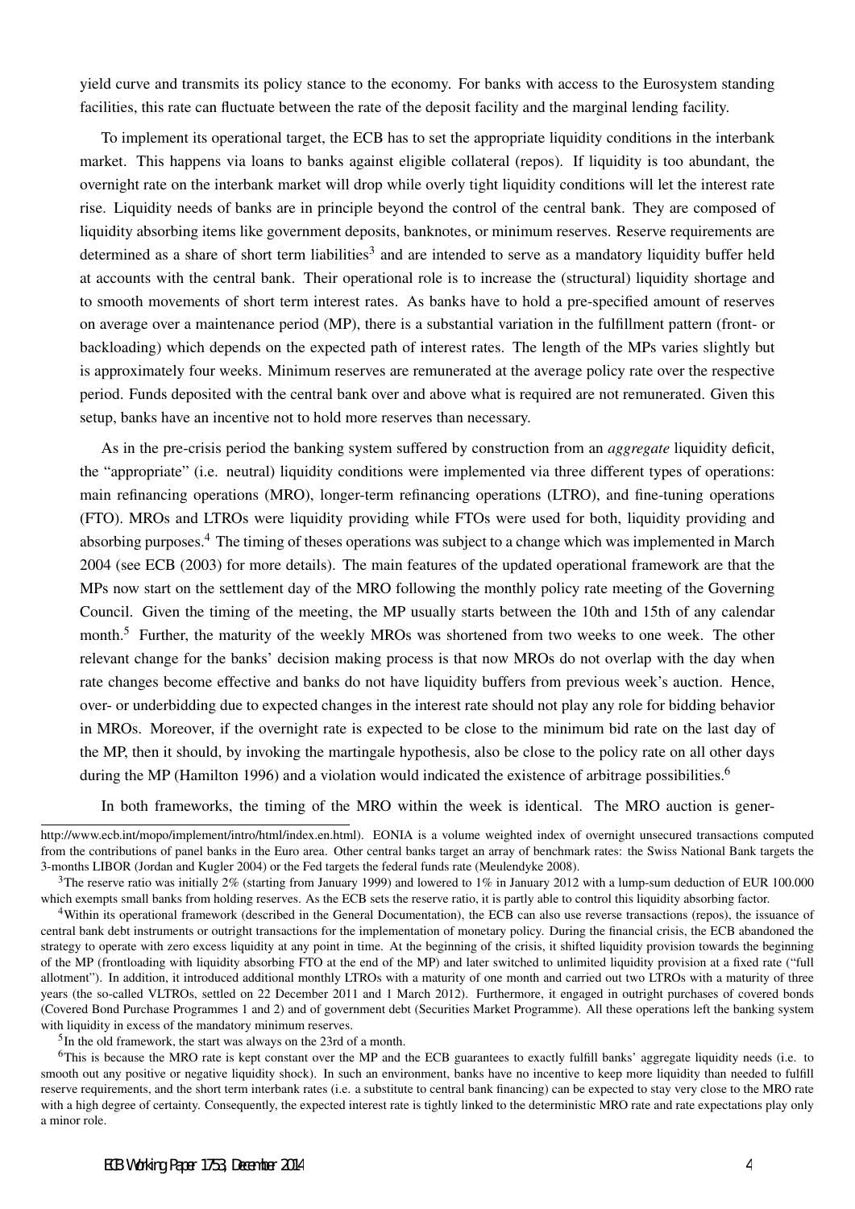yield curve and transmits its policy stance to the economy. For banks with access to the Eurosystem standing facilities, this rate can fluctuate between the rate of the deposit facility and the marginal lending facility.

To implement its operational target, the ECB has to set the appropriate liquidity conditions in the interbank market. This happens via loans to banks against eligible collateral (repos). If liquidity is too abundant, the overnight rate on the interbank market will drop while overly tight liquidity conditions will let the interest rate rise. Liquidity needs of banks are in principle beyond the control of the central bank. They are composed of liquidity absorbing items like government deposits, banknotes, or minimum reserves. Reserve requirements are determined as a share of short term liabilities[3] and are intended to serve as a mandatory liquidity buffer held at accounts with the central bank. Their operational role is to increase the (structural) liquidity shortage and to smooth movements of short term interest rates. As banks have to hold a pre-specified amount of reserves on average over a maintenance period (MP), there is a substantial variation in the fulfillment pattern (front- or backloading) which depends on the expected path of interest rates. The length of the MPs varies slightly but is approximately four weeks. Minimum reserves are remunerated at the average policy rate over the respective period. Funds deposited with the central bank over and above what is required are not remunerated. Given this setup, banks have an incentive not to hold more reserves than necessary.

As in the pre-crisis period the banking system suffered by construction from an *aggregate* liquidity deficit, the "appropriate" (i.e. neutral) liquidity conditions were implemented via three different types of operations: main refinancing operations (MRO), longer-term refinancing operations (LTRO), and fine-tuning operations (FTO). MROs and LTROs were liquidity providing while FTOs were used for both, liquidity providing and absorbing purposes.[4] The timing of theses operations was subject to a change which was implemented in March 2004 (see ECB (2003) for more details). The main features of the updated operational framework are that the MPs now start on the settlement day of the MRO following the monthly policy rate meeting of the Governing Council. Given the timing of the meeting, the MP usually starts between the 10th and 15th of any calendar month.[5] Further, the maturity of the weekly MROs was shortened from two weeks to one week. The other relevant change for the banks' decision making process is that now MROs do not overlap with the day when rate changes become effective and banks do not have liquidity buffers from previous week's auction. Hence, over- or underbidding due to expected changes in the interest rate should not play any role for bidding behavior in MROs. Moreover, if the overnight rate is expected to be close to the minimum bid rate on the last day of the MP, then it should, by invoking the martingale hypothesis, also be close to the policy rate on all other days during the MP (Hamilton 1996) and a violation would indicated the existence of arbitrage possibilities.[6]

In both frameworks, the timing of the MRO within the week is identical. The MRO auction is gener-

---

http://www.ecb.int/mopo/implement/intro/html/index.en.html). EONIA is a volume weighted index of overnight unsecured transactions computed from the contributions of panel banks in the Euro area. Other central banks target an array of benchmark rates: the Swiss National Bank targets the 3-months LIBOR (Jordan and Kugler 2004) or the Fed targets the federal funds rate (Meulendyke 2008).

[3] The reserve ratio was initially 2% (starting from January 1999) and lowered to 1% in January 2012 with a lump-sum deduction of EUR 100.000 which exempts small banks from holding reserves. As the ECB sets the reserve ratio, it is partly able to control this liquidity absorbing factor.

[4] Within its operational framework (described in the General Documentation), the ECB can also use reverse transactions (repos), the issuance of central bank debt instruments or outright transactions for the implementation of monetary policy. During the financial crisis, the ECB abandoned the strategy to operate with zero excess liquidity at any point in time. At the beginning of the crisis, it shifted liquidity provision towards the beginning of the MP (frontloading with liquidity absorbing FTO at the end of the MP) and later switched to unlimited liquidity provision at a fixed rate ("full allotment"). In addition, it introduced additional monthly LTROs with a maturity of one month and carried out two LTROs with a maturity of three years (the so-called VLTROs, settled on 22 December 2011 and 1 March 2012). Furthermore, it engaged in outright purchases of covered bonds (Covered Bond Purchase Programmes 1 and 2) and of government debt (Securities Market Programme). All these operations left the banking system with liquidity in excess of the mandatory minimum reserves.

[5] In the old framework, the start was always on the 23rd of a month.

[6] This is because the MRO rate is kept constant over the MP and the ECB guarantees to exactly fulfill banks' aggregate liquidity needs (i.e. to smooth out any positive or negative liquidity shock). In such an environment, banks have no incentive to keep more liquidity than needed to fulfill reserve requirements, and the short term interbank rates (i.e. a substitute to central bank financing) can be expected to stay very close to the MRO rate with a high degree of certainty. Consequently, the expected interest rate is tightly linked to the deterministic MRO rate and rate expectations play only a minor role.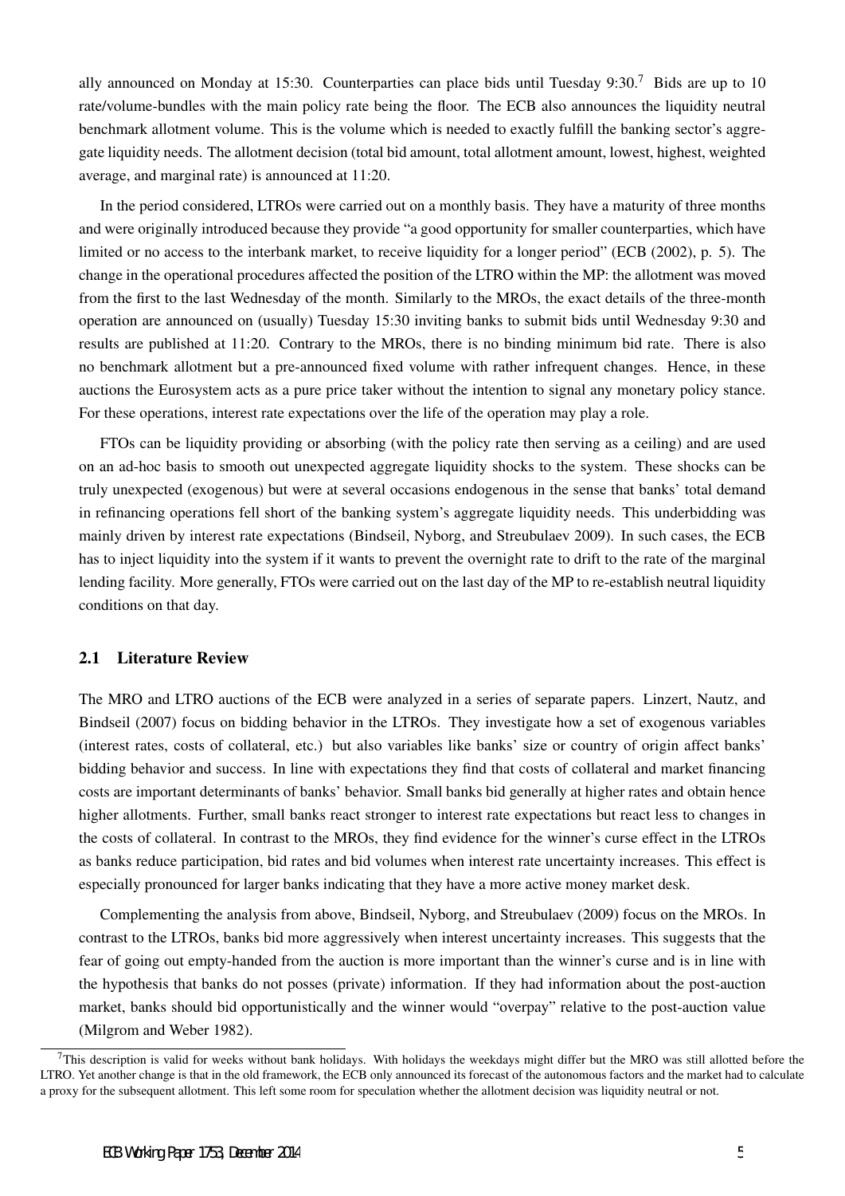ally announced on Monday at 15:30. Counterparties can place bids until Tuesday 9:30.[7] Bids are up to 10 rate/volume-bundles with the main policy rate being the floor. The ECB also announces the liquidity neutral benchmark allotment volume. This is the volume which is needed to exactly fulfill the banking sector's aggregate liquidity needs. The allotment decision (total bid amount, total allotment amount, lowest, highest, weighted average, and marginal rate) is announced at 11:20.

In the period considered, LTROs were carried out on a monthly basis. They have a maturity of three months and were originally introduced because they provide "a good opportunity for smaller counterparties, which have limited or no access to the interbank market, to receive liquidity for a longer period" (ECB (2002), p. 5). The change in the operational procedures affected the position of the LTRO within the MP: the allotment was moved from the first to the last Wednesday of the month. Similarly to the MROs, the exact details of the three-month operation are announced on (usually) Tuesday 15:30 inviting banks to submit bids until Wednesday 9:30 and results are published at 11:20. Contrary to the MROs, there is no binding minimum bid rate. There is also no benchmark allotment but a pre-announced fixed volume with rather infrequent changes. Hence, in these auctions the Eurosystem acts as a pure price taker without the intention to signal any monetary policy stance. For these operations, interest rate expectations over the life of the operation may play a role.

FTOs can be liquidity providing or absorbing (with the policy rate then serving as a ceiling) and are used on an ad-hoc basis to smooth out unexpected aggregate liquidity shocks to the system. These shocks can be truly unexpected (exogenous) but were at several occasions endogenous in the sense that banks' total demand in refinancing operations fell short of the banking system's aggregate liquidity needs. This underbidding was mainly driven by interest rate expectations (Bindseil, Nyborg, and Streubulaev 2009). In such cases, the ECB has to inject liquidity into the system if it wants to prevent the overnight rate to drift to the rate of the marginal lending facility. More generally, FTOs were carried out on the last day of the MP to re-establish neutral liquidity conditions on that day.

## 2.1 Literature Review

The MRO and LTRO auctions of the ECB were analyzed in a series of separate papers. Linzert, Nautz, and Bindseil (2007) focus on bidding behavior in the LTROs. They investigate how a set of exogenous variables (interest rates, costs of collateral, etc.) but also variables like banks' size or country of origin affect banks' bidding behavior and success. In line with expectations they find that costs of collateral and market financing costs are important determinants of banks' behavior. Small banks bid generally at higher rates and obtain hence higher allotments. Further, small banks react stronger to interest rate expectations but react less to changes in the costs of collateral. In contrast to the MROs, they find evidence for the winner's curse effect in the LTROs as banks reduce participation, bid rates and bid volumes when interest rate uncertainty increases. This effect is especially pronounced for larger banks indicating that they have a more active money market desk.

Complementing the analysis from above, Bindseil, Nyborg, and Streubulaev (2009) focus on the MROs. In contrast to the LTROs, banks bid more aggressively when interest uncertainty increases. This suggests that the fear of going out empty-handed from the auction is more important than the winner's curse and is in line with the hypothesis that banks do not posses (private) information. If they had information about the post-auction market, banks should bid opportunistically and the winner would "overpay" relative to the post-auction value (Milgrom and Weber 1982).

[7] This description is valid for weeks without bank holidays. With holidays the weekdays might differ but the MRO was still allotted before the LTRO. Yet another change is that in the old framework, the ECB only announced its forecast of the autonomous factors and the market had to calculate a proxy for the subsequent allotment. This left some room for speculation whether the allotment decision was liquidity neutral or not.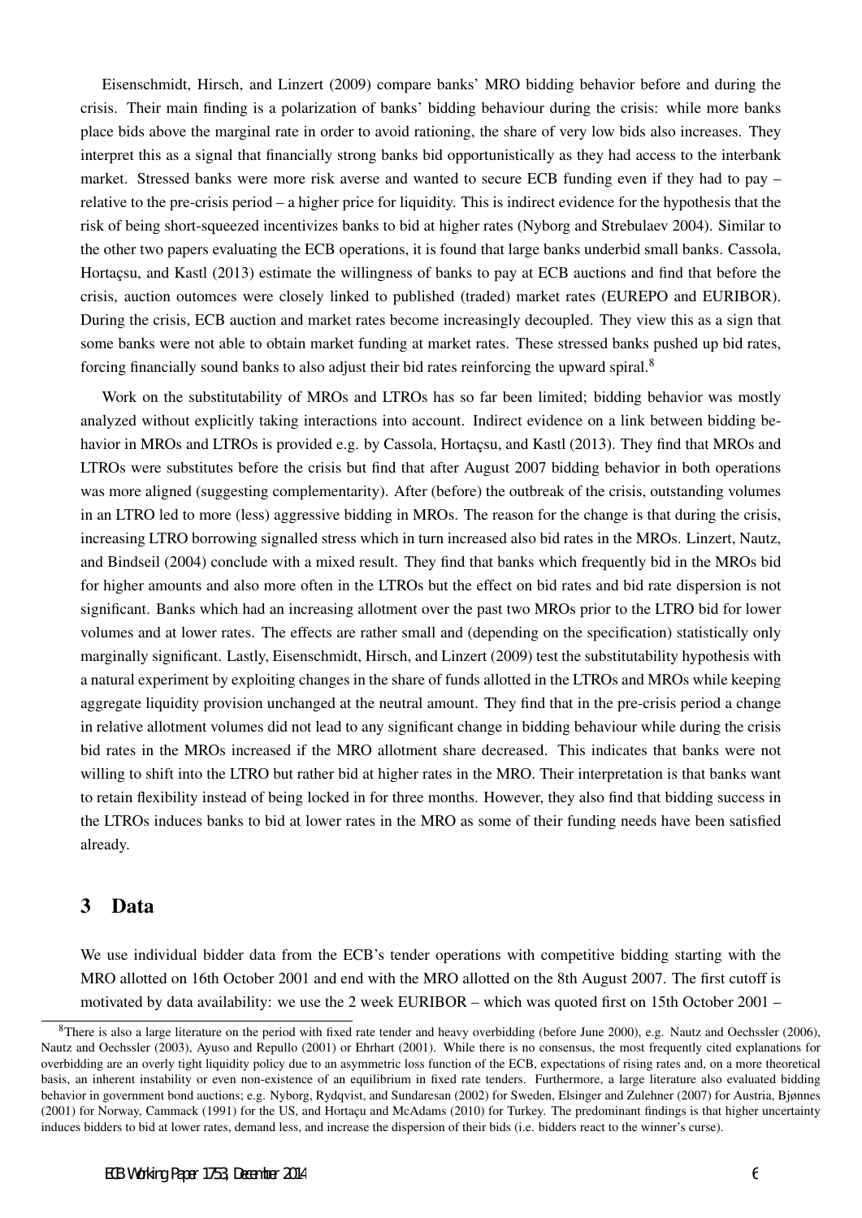Eisenschmidt, Hirsch, and Linzert (2009) compare banks' MRO bidding behavior before and during the crisis. Their main finding is a polarization of banks' bidding behaviour during the crisis: while more banks place bids above the marginal rate in order to avoid rationing, the share of very low bids also increases. They interpret this as a signal that financially strong banks bid opportunistically as they had access to the interbank market. Stressed banks were more risk averse and wanted to secure ECB funding even if they had to pay – relative to the pre-crisis period – a higher price for liquidity. This is indirect evidence for the hypothesis that the risk of being short-squeezed incentivizes banks to bid at higher rates (Nyborg and Strebulaev 2004). Similar to the other two papers evaluating the ECB operations, it is found that large banks underbid small banks. Cassola, Hortaçsu, and Kastl (2013) estimate the willingness of banks to pay at ECB auctions and find that before the crisis, auction outomces were closely linked to published (traded) market rates (EUREPO and EURIBOR). During the crisis, ECB auction and market rates become increasingly decoupled. They view this as a sign that some banks were not able to obtain market funding at market rates. These stressed banks pushed up bid rates, forcing financially sound banks to also adjust their bid rates reinforcing the upward spiral.[8]

Work on the substitutability of MROs and LTROs has so far been limited; bidding behavior was mostly analyzed without explicitly taking interactions into account. Indirect evidence on a link between bidding behavior in MROs and LTROs is provided e.g. by Cassola, Hortaçsu, and Kastl (2013). They find that MROs and LTROs were substitutes before the crisis but find that after August 2007 bidding behavior in both operations was more aligned (suggesting complementarity). After (before) the outbreak of the crisis, outstanding volumes in an LTRO led to more (less) aggressive bidding in MROs. The reason for the change is that during the crisis, increasing LTRO borrowing signalled stress which in turn increased also bid rates in the MROs. Linzert, Nautz, and Bindseil (2004) conclude with a mixed result. They find that banks which frequently bid in the MROs bid for higher amounts and also more often in the LTROs but the effect on bid rates and bid rate dispersion is not significant. Banks which had an increasing allotment over the past two MROs prior to the LTRO bid for lower volumes and at lower rates. The effects are rather small and (depending on the specification) statistically only marginally significant. Lastly, Eisenschmidt, Hirsch, and Linzert (2009) test the substitutability hypothesis with a natural experiment by exploiting changes in the share of funds allotted in the LTROs and MROs while keeping aggregate liquidity provision unchanged at the neutral amount. They find that in the pre-crisis period a change in relative allotment volumes did not lead to any significant change in bidding behaviour while during the crisis bid rates in the MROs increased if the MRO allotment share decreased. This indicates that banks were not willing to shift into the LTRO but rather bid at higher rates in the MRO. Their interpretation is that banks want to retain flexibility instead of being locked in for three months. However, they also find that bidding success in the LTROs induces banks to bid at lower rates in the MRO as some of their funding needs have been satisfied already.

## 3 Data

We use individual bidder data from the ECB's tender operations with competitive bidding starting with the MRO allotted on 16th October 2001 and end with the MRO allotted on the 8th August 2007. The first cutoff is motivated by data availability: we use the 2 week EURIBOR – which was quoted first on 15th October 2001 –

[8] There is also a large literature on the period with fixed rate tender and heavy overbidding (before June 2000), e.g. Nautz and Oechssler (2006), Nautz and Oechssler (2003), Ayuso and Repullo (2001) or Ehrhart (2001). While there is no consensus, the most frequently cited explanations for overbidding are an overly tight liquidity policy due to an asymmetric loss function of the ECB, expectations of rising rates and, on a more theoretical basis, an inherent instability or even non-existence of an equilibrium in fixed rate tenders. Furthermore, a large literature also evaluated bidding behavior in government bond auctions; e.g. Nyborg, Rydqvist, and Sundaresan (2002) for Sweden, Elsinger and Zulehner (2007) for Austria, Bjønnes (2001) for Norway, Cammack (1991) for the US, and Hortaçu and McAdams (2010) for Turkey. The predominant findings is that higher uncertainty induces bidders to bid at lower rates, demand less, and increase the dispersion of their bids (i.e. bidders react to the winner's curse).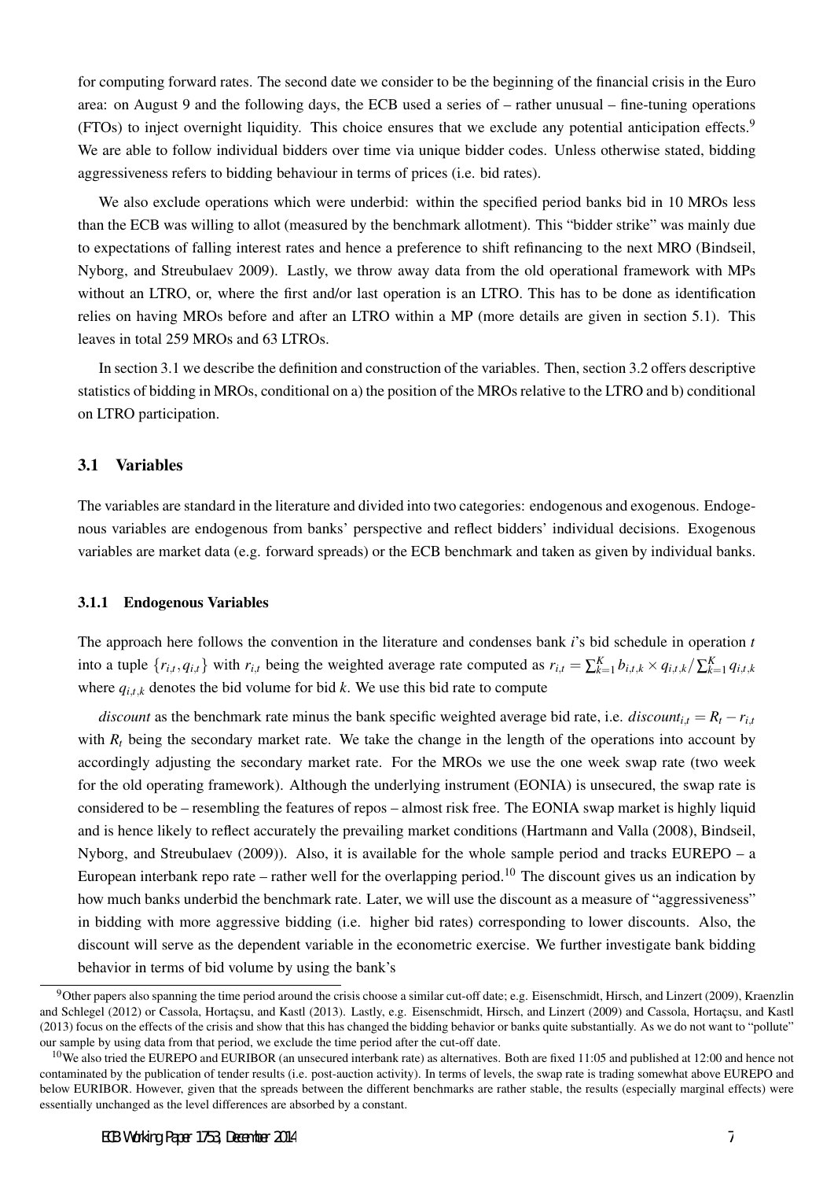for computing forward rates. The second date we consider to be the beginning of the financial crisis in the Euro area: on August 9 and the following days, the ECB used a series of – rather unusual – fine-tuning operations (FTOs) to inject overnight liquidity. This choice ensures that we exclude any potential anticipation effects.[9] We are able to follow individual bidders over time via unique bidder codes. Unless otherwise stated, bidding aggressiveness refers to bidding behaviour in terms of prices (i.e. bid rates).

We also exclude operations which were underbid: within the specified period banks bid in 10 MROs less than the ECB was willing to allot (measured by the benchmark allotment). This "bidder strike" was mainly due to expectations of falling interest rates and hence a preference to shift refinancing to the next MRO (Bindseil, Nyborg, and Streubulaev 2009). Lastly, we throw away data from the old operational framework with MPs without an LTRO, or, where the first and/or last operation is an LTRO. This has to be done as identification relies on having MROs before and after an LTRO within a MP (more details are given in section 5.1). This leaves in total 259 MROs and 63 LTROs.

In section 3.1 we describe the definition and construction of the variables. Then, section 3.2 offers descriptive statistics of bidding in MROs, conditional on a) the position of the MROs relative to the LTRO and b) conditional on LTRO participation.

## 3.1 Variables

The variables are standard in the literature and divided into two categories: endogenous and exogenous. Endogenous variables are endogenous from banks' perspective and reflect bidders' individual decisions. Exogenous variables are market data (e.g. forward spreads) or the ECB benchmark and taken as given by individual banks.

### 3.1.1 Endogenous Variables

The approach here follows the convention in the literature and condenses bank $i$'s bid schedule in operation $t$ into a tuple $\{r_{i,t}, q_{i,t}\}$ with $r_{i,t}$ being the weighted average rate computed as $r_{i,t} = \sum_{k=1}^{K} b_{i,t,k} \times q_{i,t,k} / \sum_{k=1}^{K} q_{i,t,k}$ where $q_{i,t,k}$ denotes the bid volume for bid $k$. We use this bid rate to compute

*discount* as the benchmark rate minus the bank specific weighted average bid rate, i.e. $discount_{i,t} = R_t - r_{i,t}$ with $R_t$ being the secondary market rate. We take the change in the length of the operations into account by accordingly adjusting the secondary market rate. For the MROs we use the one week swap rate (two week for the old operating framework). Although the underlying instrument (EONIA) is unsecured, the swap rate is considered to be – resembling the features of repos – almost risk free. The EONIA swap market is highly liquid and is hence likely to reflect accurately the prevailing market conditions (Hartmann and Valla (2008), Bindseil, Nyborg, and Streubulaev (2009)). Also, it is available for the whole sample period and tracks EUREPO – a European interbank repo rate – rather well for the overlapping period.[10] The discount gives us an indication by how much banks underbid the benchmark rate. Later, we will use the discount as a measure of "aggressiveness" in bidding with more aggressive bidding (i.e. higher bid rates) corresponding to lower discounts. Also, the discount will serve as the dependent variable in the econometric exercise. We further investigate bank bidding behavior in terms of bid volume by using the bank's

---

[9] Other papers also spanning the time period around the crisis choose a similar cut-off date; e.g. Eisenschmidt, Hirsch, and Linzert (2009), Kraenzlin and Schlegel (2012) or Cassola, Hortaçsu, and Kastl (2013). Lastly, e.g. Eisenschmidt, Hirsch, and Linzert (2009) and Cassola, Hortaçsu, and Kastl (2013) focus on the effects of the crisis and show that this has changed the bidding behavior or banks quite substantially. As we do not want to "pollute" our sample by using data from that period, we exclude the time period after the cut-off date.

[10] We also tried the EUREPO and EURIBOR (an unsecured interbank rate) as alternatives. Both are fixed 11:05 and published at 12:00 and hence not contaminated by the publication of tender results (i.e. post-auction activity). In terms of levels, the swap rate is trading somewhat above EUREPO and below EURIBOR. However, given that the spreads between the different benchmarks are rather stable, the results (especially marginal effects) were essentially unchanged as the level differences are absorbed by a constant.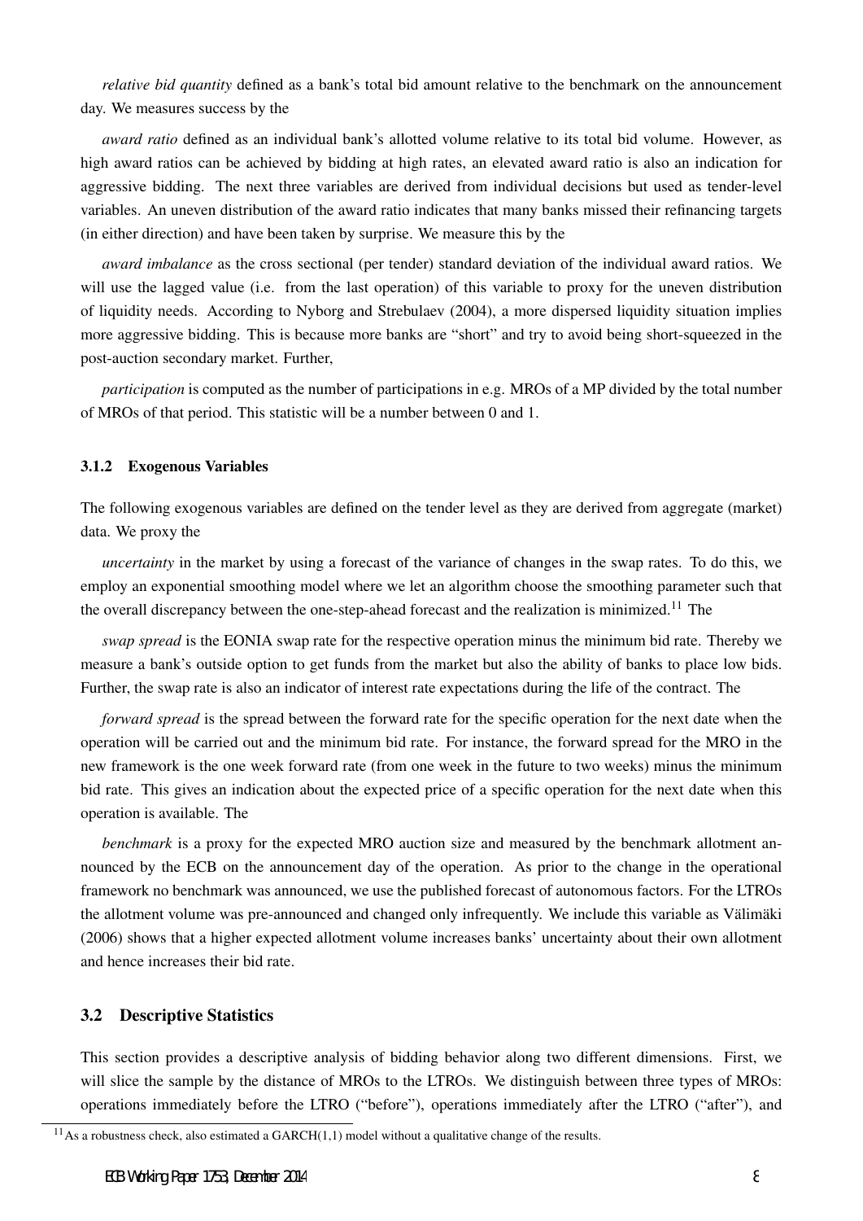*relative bid quantity* defined as a bank's total bid amount relative to the benchmark on the announcement day. We measures success by the

*award ratio* defined as an individual bank's allotted volume relative to its total bid volume. However, as high award ratios can be achieved by bidding at high rates, an elevated award ratio is also an indication for aggressive bidding. The next three variables are derived from individual decisions but used as tender-level variables. An uneven distribution of the award ratio indicates that many banks missed their refinancing targets (in either direction) and have been taken by surprise. We measure this by the

*award imbalance* as the cross sectional (per tender) standard deviation of the individual award ratios. We will use the lagged value (i.e. from the last operation) of this variable to proxy for the uneven distribution of liquidity needs. According to Nyborg and Strebulaev (2004), a more dispersed liquidity situation implies more aggressive bidding. This is because more banks are "short" and try to avoid being short-squeezed in the post-auction secondary market. Further,

*participation* is computed as the number of participations in e.g. MROs of a MP divided by the total number of MROs of that period. This statistic will be a number between 0 and 1.

#### 3.1.2 Exogenous Variables

The following exogenous variables are defined on the tender level as they are derived from aggregate (market) data. We proxy the

*uncertainty* in the market by using a forecast of the variance of changes in the swap rates. To do this, we employ an exponential smoothing model where we let an algorithm choose the smoothing parameter such that the overall discrepancy between the one-step-ahead forecast and the realization is minimized.[11] The

*swap spread* is the EONIA swap rate for the respective operation minus the minimum bid rate. Thereby we measure a bank's outside option to get funds from the market but also the ability of banks to place low bids. Further, the swap rate is also an indicator of interest rate expectations during the life of the contract. The

*forward spread* is the spread between the forward rate for the specific operation for the next date when the operation will be carried out and the minimum bid rate. For instance, the forward spread for the MRO in the new framework is the one week forward rate (from one week in the future to two weeks) minus the minimum bid rate. This gives an indication about the expected price of a specific operation for the next date when this operation is available. The

*benchmark* is a proxy for the expected MRO auction size and measured by the benchmark allotment announced by the ECB on the announcement day of the operation. As prior to the change in the operational framework no benchmark was announced, we use the published forecast of autonomous factors. For the LTROs the allotment volume was pre-announced and changed only infrequently. We include this variable as Välimäki (2006) shows that a higher expected allotment volume increases banks' uncertainty about their own allotment and hence increases their bid rate.

### 3.2 Descriptive Statistics

This section provides a descriptive analysis of bidding behavior along two different dimensions. First, we will slice the sample by the distance of MROs to the LTROs. We distinguish between three types of MROs: operations immediately before the LTRO ("before"), operations immediately after the LTRO ("after"), and

[11] As a robustness check, also estimated a GARCH(1,1) model without a qualitative change of the results.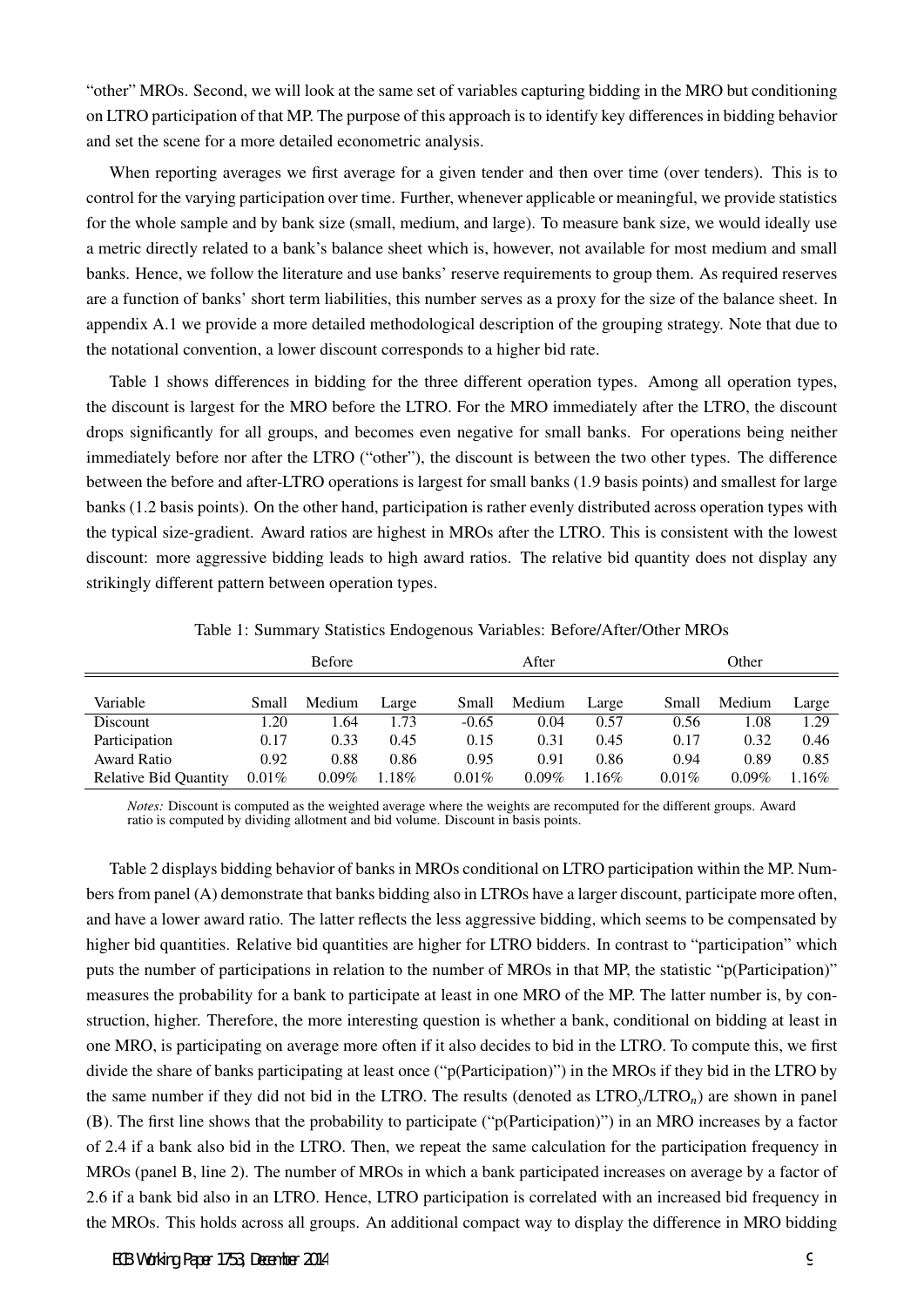"other" MROs. Second, we will look at the same set of variables capturing bidding in the MRO but conditioning on LTRO participation of that MP. The purpose of this approach is to identify key differences in bidding behavior and set the scene for a more detailed econometric analysis.

When reporting averages we first average for a given tender and then over time (over tenders). This is to control for the varying participation over time. Further, whenever applicable or meaningful, we provide statistics for the whole sample and by bank size (small, medium, and large). To measure bank size, we would ideally use a metric directly related to a bank's balance sheet which is, however, not available for most medium and small banks. Hence, we follow the literature and use banks' reserve requirements to group them. As required reserves are a function of banks' short term liabilities, this number serves as a proxy for the size of the balance sheet. In appendix A.1 we provide a more detailed methodological description of the grouping strategy. Note that due to the notational convention, a lower discount corresponds to a higher bid rate.

Table 1 shows differences in bidding for the three different operation types. Among all operation types, the discount is largest for the MRO before the LTRO. For the MRO immediately after the LTRO, the discount drops significantly for all groups, and becomes even negative for small banks. For operations being neither immediately before nor after the LTRO ("other"), the discount is between the two other types. The difference between the before and after-LTRO operations is largest for small banks (1.9 basis points) and smallest for large banks (1.2 basis points). On the other hand, participation is rather evenly distributed across operation types with the typical size-gradient. Award ratios are highest in MROs after the LTRO. This is consistent with the lowest discount: more aggressive bidding leads to high award ratios. The relative bid quantity does not display any strikingly different pattern between operation types.

Table 1: Summary Statistics Endogenous Variables: Before/After/Other MROs

| | Before | | | After | | | Other | | |
|---|---|---|---|---|---|---|---|---|---|
| Variable | Small | Medium | Large | Small | Medium | Large | Small | Medium | Large |
| Discount | 1.20 | 1.64 | 1.73 | -0.65 | 0.04 | 0.57 | 0.56 | 1.08 | 1.29 |
| Participation | 0.17 | 0.33 | 0.45 | 0.15 | 0.31 | 0.45 | 0.17 | 0.32 | 0.46 |
| Award Ratio | 0.92 | 0.88 | 0.86 | 0.95 | 0.91 | 0.86 | 0.94 | 0.89 | 0.85 |
| Relative Bid Quantity | 0.01% | 0.09% | 1.18% | 0.01% | 0.09% | 1.16% | 0.01% | 0.09% | 1.16% |

*Notes:* Discount is computed as the weighted average where the weights are recomputed for the different groups. Award ratio is computed by dividing allotment and bid volume. Discount in basis points.

Table 2 displays bidding behavior of banks in MROs conditional on LTRO participation within the MP. Numbers from panel (A) demonstrate that banks bidding also in LTROs have a larger discount, participate more often, and have a lower award ratio. The latter reflects the less aggressive bidding, which seems to be compensated by higher bid quantities. Relative bid quantities are higher for LTRO bidders. In contrast to "participation" which puts the number of participations in relation to the number of MROs in that MP, the statistic "p(Participation)" measures the probability for a bank to participate at least in one MRO of the MP. The latter number is, by construction, higher. Therefore, the more interesting question is whether a bank, conditional on bidding at least in one MRO, is participating on average more often if it also decides to bid in the LTRO. To compute this, we first divide the share of banks participating at least once ("p(Participation)") in the MROs if they bid in the LTRO by the same number if they did not bid in the LTRO. The results (denoted as $LTRO_y/LTRO_n$) are shown in panel (B). The first line shows that the probability to participate ("p(Participation)") in an MRO increases by a factor of 2.4 if a bank also bid in the LTRO. Then, we repeat the same calculation for the participation frequency in MROs (panel B, line 2). The number of MROs in which a bank participated increases on average by a factor of 2.6 if a bank bid also in an LTRO. Hence, LTRO participation is correlated with an increased bid frequency in the MROs. This holds across all groups. An additional compact way to display the difference in MRO bidding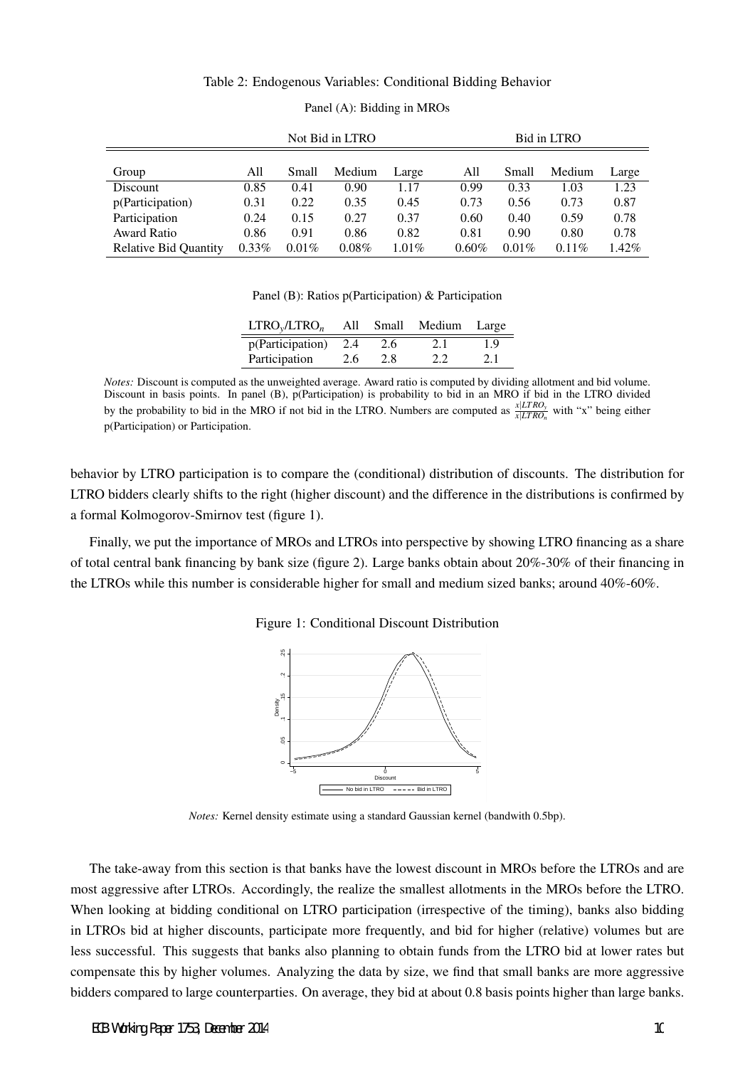Table 2: Endogenous Variables: Conditional Bidding Behavior

Panel (A): Bidding in MROs

| | Not Bid in LTRO | | | | Bid in LTRO | | | |
|---|---|---|---|---|---|---|---|---|
| Group | All | Small | Medium | Large | All | Small | Medium | Large |
| Discount | 0.85 | 0.41 | 0.90 | 1.17 | 0.99 | 0.33 | 1.03 | 1.23 |
| p(Participation) | 0.31 | 0.22 | 0.35 | 0.45 | 0.73 | 0.56 | 0.73 | 0.87 |
| Participation | 0.24 | 0.15 | 0.27 | 0.37 | 0.60 | 0.40 | 0.59 | 0.78 |
| Award Ratio | 0.86 | 0.91 | 0.86 | 0.82 | 0.81 | 0.90 | 0.80 | 0.78 |
| Relative Bid Quantity | 0.33% | 0.01% | 0.08% | 1.01% | 0.60% | 0.01% | 0.11% | 1.42% |

Panel (B): Ratios p(Participation) & Participation

| $LTRO_y/LTRO_n$ | All | Small | Medium | Large |
|---|---|---|---|---|
| p(Participation) | 2.4 | 2.6 | 2.1 | 1.9 |
| Participation | 2.6 | 2.8 | 2.2 | 2.1 |

*Notes:* Discount is computed as the unweighted average. Award ratio is computed by dividing allotment and bid volume. Discount in basis points. In panel (B), p(Participation) is probability to bid in an MRO if bid in the LTRO divided by the probability to bid in the MRO if not bid in the LTRO. Numbers are computed as $\frac{x|LTRO_y}{x|LTRO_n}$ with "x" being either p(Participation) or Participation.

behavior by LTRO participation is to compare the (conditional) distribution of discounts. The distribution for LTRO bidders clearly shifts to the right (higher discount) and the difference in the distributions is confirmed by a formal Kolmogorov-Smirnov test (figure 1).

Finally, we put the importance of MROs and LTROs into perspective by showing LTRO financing as a share of total central bank financing by bank size (figure 2). Large banks obtain about 20%-30% of their financing in the LTROs while this number is considerable higher for small and medium sized banks; around 40%-60%.

Figure 1: Conditional Discount Distribution

*Notes:* Kernel density estimate using a standard Gaussian kernel (bandwith 0.5bp).

The take-away from this section is that banks have the lowest discount in MROs before the LTROs and are most aggressive after LTROs. Accordingly, the realize the smallest allotments in the MROs before the LTRO. When looking at bidding conditional on LTRO participation (irrespective of the timing), banks also bidding in LTROs bid at higher discounts, participate more frequently, and bid for higher (relative) volumes but are less successful. This suggests that banks also planning to obtain funds from the LTRO bid at lower rates but compensate this by higher volumes. Analyzing the data by size, we find that small banks are more aggressive bidders compared to large counterparties. On average, they bid at about 0.8 basis points higher than large banks.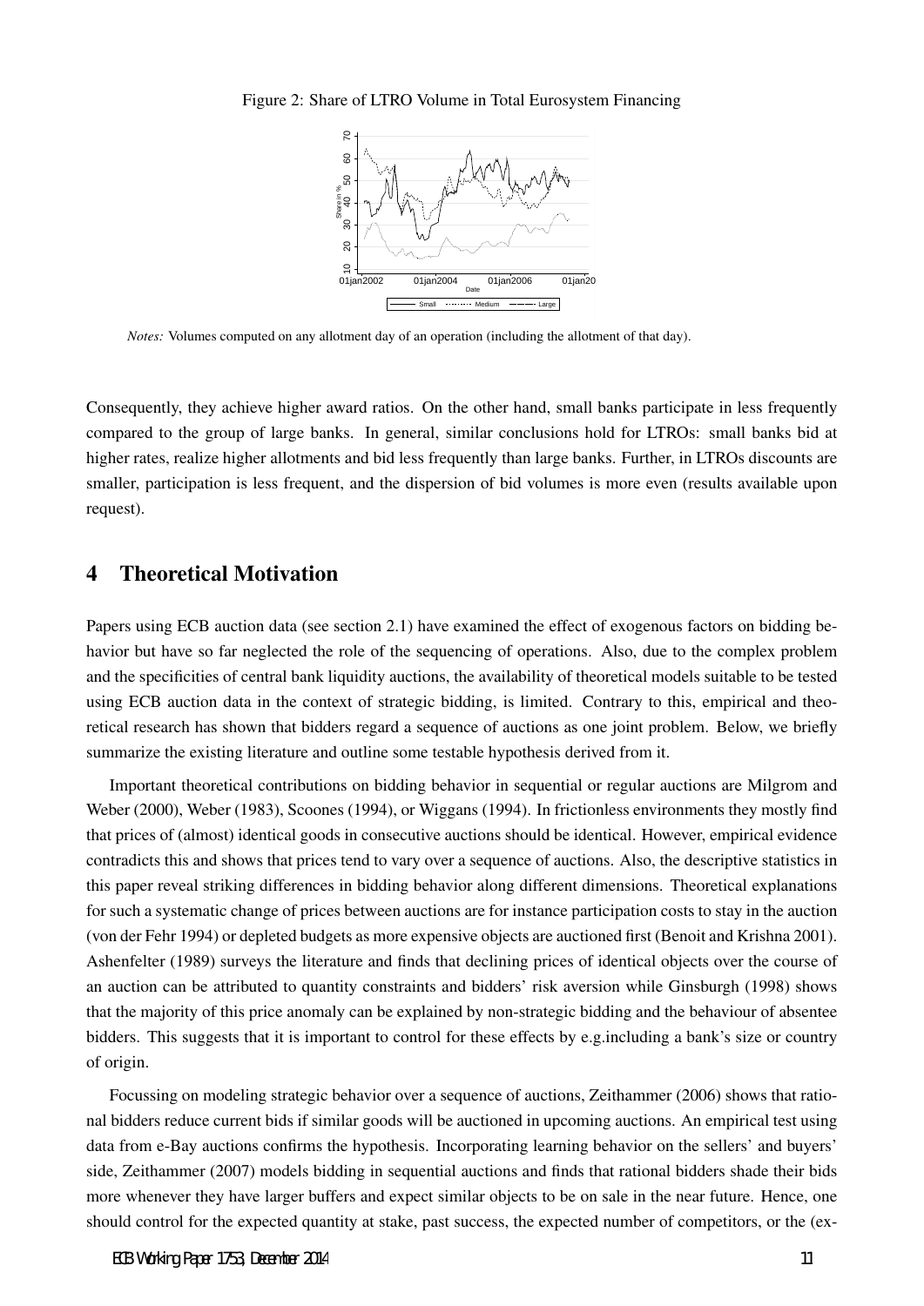Figure 2: Share of LTRO Volume in Total Eurosystem Financing

*Notes:* Volumes computed on any allotment day of an operation (including the allotment of that day).

Consequently, they achieve higher award ratios. On the other hand, small banks participate in less frequently compared to the group of large banks. In general, similar conclusions hold for LTROs: small banks bid at higher rates, realize higher allotments and bid less frequently than large banks. Further, in LTROs discounts are smaller, participation is less frequent, and the dispersion of bid volumes is more even (results available upon request).

## 4 Theoretical Motivation

Papers using ECB auction data (see section 2.1) have examined the effect of exogenous factors on bidding behavior but have so far neglected the role of the sequencing of operations. Also, due to the complex problem and the specificities of central bank liquidity auctions, the availability of theoretical models suitable to be tested using ECB auction data in the context of strategic bidding, is limited. Contrary to this, empirical and theoretical research has shown that bidders regard a sequence of auctions as one joint problem. Below, we briefly summarize the existing literature and outline some testable hypothesis derived from it.

Important theoretical contributions on bidding behavior in sequential or regular auctions are Milgrom and Weber (2000), Weber (1983), Scoones (1994), or Wiggans (1994). In frictionless environments they mostly find that prices of (almost) identical goods in consecutive auctions should be identical. However, empirical evidence contradicts this and shows that prices tend to vary over a sequence of auctions. Also, the descriptive statistics in this paper reveal striking differences in bidding behavior along different dimensions. Theoretical explanations for such a systematic change of prices between auctions are for instance participation costs to stay in the auction (von der Fehr 1994) or depleted budgets as more expensive objects are auctioned first (Benoit and Krishna 2001). Ashenfelter (1989) surveys the literature and finds that declining prices of identical objects over the course of an auction can be attributed to quantity constraints and bidders' risk aversion while Ginsburgh (1998) shows that the majority of this price anomaly can be explained by non-strategic bidding and the behaviour of absentee bidders. This suggests that it is important to control for these effects by e.g.including a bank's size or country of origin.

Focussing on modeling strategic behavior over a sequence of auctions, Zeithammer (2006) shows that rational bidders reduce current bids if similar goods will be auctioned in upcoming auctions. An empirical test using data from e-Bay auctions confirms the hypothesis. Incorporating learning behavior on the sellers' and buyers' side, Zeithammer (2007) models bidding in sequential auctions and finds that rational bidders shade their bids more whenever they have larger buffers and expect similar objects to be on sale in the near future. Hence, one should control for the expected quantity at stake, past success, the expected number of competitors, or the (ex-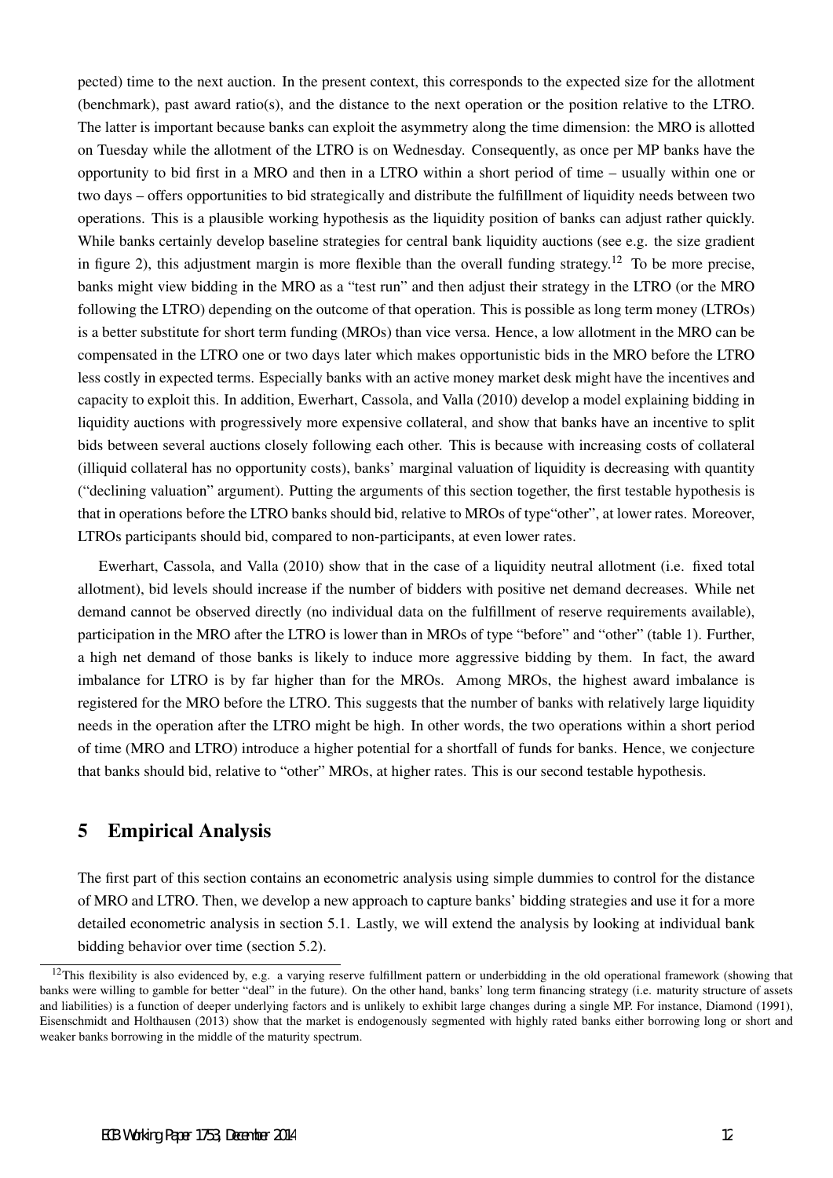pected) time to the next auction. In the present context, this corresponds to the expected size for the allotment (benchmark), past award ratio(s), and the distance to the next operation or the position relative to the LTRO. The latter is important because banks can exploit the asymmetry along the time dimension: the MRO is allotted on Tuesday while the allotment of the LTRO is on Wednesday. Consequently, as once per MP banks have the opportunity to bid first in a MRO and then in a LTRO within a short period of time – usually within one or two days – offers opportunities to bid strategically and distribute the fulfillment of liquidity needs between two operations. This is a plausible working hypothesis as the liquidity position of banks can adjust rather quickly. While banks certainly develop baseline strategies for central bank liquidity auctions (see e.g. the size gradient in figure 2), this adjustment margin is more flexible than the overall funding strategy.[12] To be more precise, banks might view bidding in the MRO as a "test run" and then adjust their strategy in the LTRO (or the MRO following the LTRO) depending on the outcome of that operation. This is possible as long term money (LTROs) is a better substitute for short term funding (MROs) than vice versa. Hence, a low allotment in the MRO can be compensated in the LTRO one or two days later which makes opportunistic bids in the MRO before the LTRO less costly in expected terms. Especially banks with an active money market desk might have the incentives and capacity to exploit this. In addition, Ewerhart, Cassola, and Valla (2010) develop a model explaining bidding in liquidity auctions with progressively more expensive collateral, and show that banks have an incentive to split bids between several auctions closely following each other. This is because with increasing costs of collateral (illiquid collateral has no opportunity costs), banks' marginal valuation of liquidity is decreasing with quantity ("declining valuation" argument). Putting the arguments of this section together, the first testable hypothesis is that in operations before the LTRO banks should bid, relative to MROs of type"other", at lower rates. Moreover, LTROs participants should bid, compared to non-participants, at even lower rates.

Ewerhart, Cassola, and Valla (2010) show that in the case of a liquidity neutral allotment (i.e. fixed total allotment), bid levels should increase if the number of bidders with positive net demand decreases. While net demand cannot be observed directly (no individual data on the fulfillment of reserve requirements available), participation in the MRO after the LTRO is lower than in MROs of type "before" and "other" (table 1). Further, a high net demand of those banks is likely to induce more aggressive bidding by them. In fact, the award imbalance for LTRO is by far higher than for the MROs. Among MROs, the highest award imbalance is registered for the MRO before the LTRO. This suggests that the number of banks with relatively large liquidity needs in the operation after the LTRO might be high. In other words, the two operations within a short period of time (MRO and LTRO) introduce a higher potential for a shortfall of funds for banks. Hence, we conjecture that banks should bid, relative to "other" MROs, at higher rates. This is our second testable hypothesis.

## 5 Empirical Analysis

The first part of this section contains an econometric analysis using simple dummies to control for the distance of MRO and LTRO. Then, we develop a new approach to capture banks' bidding strategies and use it for a more detailed econometric analysis in section 5.1. Lastly, we will extend the analysis by looking at individual bank bidding behavior over time (section 5.2).

[12] This flexibility is also evidenced by, e.g. a varying reserve fulfillment pattern or underbidding in the old operational framework (showing that banks were willing to gamble for better "deal" in the future). On the other hand, banks' long term financing strategy (i.e. maturity structure of assets and liabilities) is a function of deeper underlying factors and is unlikely to exhibit large changes during a single MP. For instance, Diamond (1991), Eisenschmidt and Holthausen (2013) show that the market is endogenously segmented with highly rated banks either borrowing long or short and weaker banks borrowing in the middle of the maturity spectrum.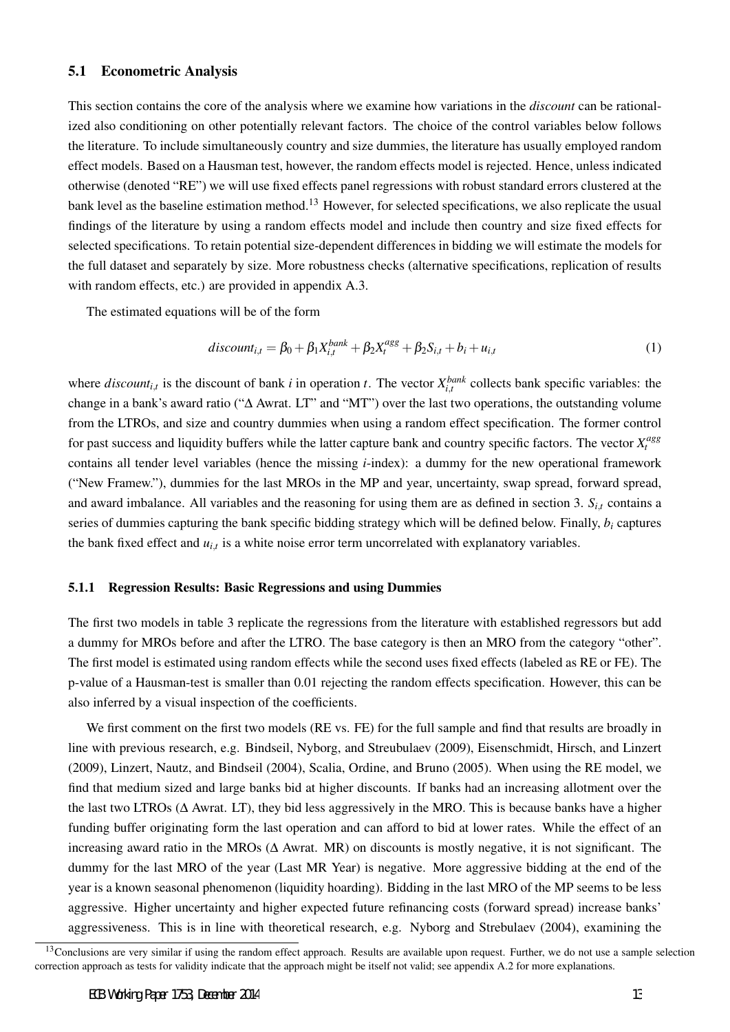### 5.1 Econometric Analysis

This section contains the core of the analysis where we examine how variations in the *discount* can be rationalized also conditioning on other potentially relevant factors. The choice of the control variables below follows the literature. To include simultaneously country and size dummies, the literature has usually employed random effect models. Based on a Hausman test, however, the random effects model is rejected. Hence, unless indicated otherwise (denoted "RE") we will use fixed effects panel regressions with robust standard errors clustered at the bank level as the baseline estimation method.[13] However, for selected specifications, we also replicate the usual findings of the literature by using a random effects model and include then country and size fixed effects for selected specifications. To retain potential size-dependent differences in bidding we will estimate the models for the full dataset and separately by size. More robustness checks (alternative specifications, replication of results with random effects, etc.) are provided in appendix A.3.

The estimated equations will be of the form

$$discount_{i,t} = \beta_0 + \beta_1 X_{i,t}^{bank} + \beta_2 X_t^{agg} + \beta_2 S_{i,t} + b_i + u_{i,t} \tag{1}$$

where $discount_{i,t}$ is the discount of bank $i$ in operation $t$. The vector $X_{i,t}^{bank}$ collects bank specific variables: the change in a bank's award ratio ("Δ Awrat. LT" and "MT") over the last two operations, the outstanding volume from the LTROs, and size and country dummies when using a random effect specification. The former control for past success and liquidity buffers while the latter capture bank and country specific factors. The vector $X_t^{agg}$ contains all tender level variables (hence the missing $i$-index): a dummy for the new operational framework ("New Framew."), dummies for the last MROs in the MP and year, uncertainty, swap spread, forward spread, and award imbalance. All variables and the reasoning for using them are as defined in section 3. $S_{i,t}$ contains a series of dummies capturing the bank specific bidding strategy which will be defined below. Finally, $b_i$ captures the bank fixed effect and $u_{i,t}$ is a white noise error term uncorrelated with explanatory variables.

#### 5.1.1 Regression Results: Basic Regressions and using Dummies

The first two models in table 3 replicate the regressions from the literature with established regressors but add a dummy for MROs before and after the LTRO. The base category is then an MRO from the category "other". The first model is estimated using random effects while the second uses fixed effects (labeled as RE or FE). The p-value of a Hausman-test is smaller than 0.01 rejecting the random effects specification. However, this can be also inferred by a visual inspection of the coefficients.

We first comment on the first two models (RE vs. FE) for the full sample and find that results are broadly in line with previous research, e.g. Bindseil, Nyborg, and Streubulaev (2009), Eisenschmidt, Hirsch, and Linzert (2009), Linzert, Nautz, and Bindseil (2004), Scalia, Ordine, and Bruno (2005). When using the RE model, we find that medium sized and large banks bid at higher discounts. If banks had an increasing allotment over the the last two LTROs (Δ Awrat. LT), they bid less aggressively in the MRO. This is because banks have a higher funding buffer originating form the last operation and can afford to bid at lower rates. While the effect of an increasing award ratio in the MROs (Δ Awrat. MR) on discounts is mostly negative, it is not significant. The dummy for the last MRO of the year (Last MR Year) is negative. More aggressive bidding at the end of the year is a known seasonal phenomenon (liquidity hoarding). Bidding in the last MRO of the MP seems to be less aggressive. Higher uncertainty and higher expected future refinancing costs (forward spread) increase banks' aggressiveness. This is in line with theoretical research, e.g. Nyborg and Strebulaev (2004), examining the

[13] Conclusions are very similar if using the random effect approach. Results are available upon request. Further, we do not use a sample selection correction approach as tests for validity indicate that the approach might be itself not valid; see appendix A.2 for more explanations.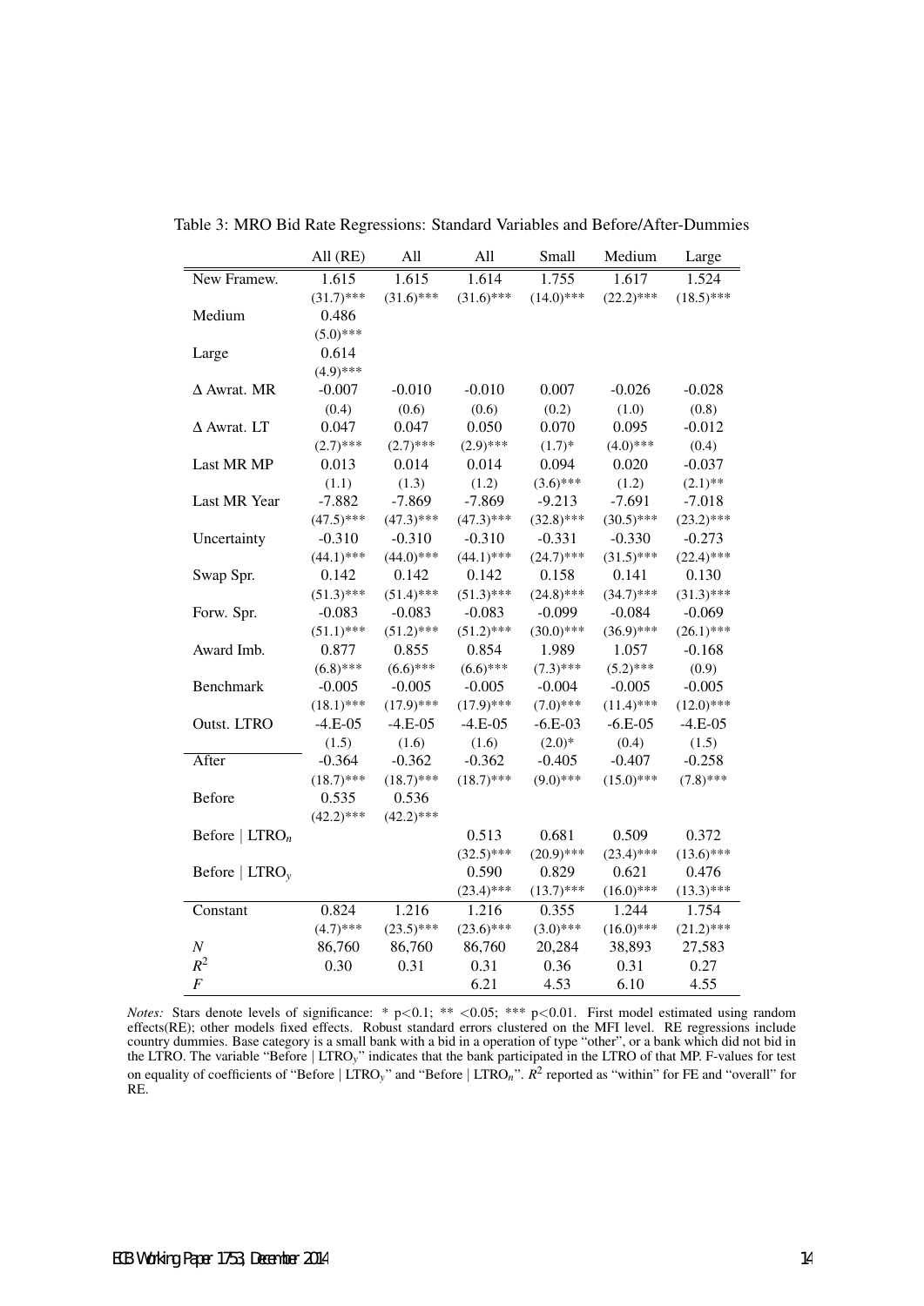Table 3: MRO Bid Rate Regressions: Standard Variables and Before/After-Dummies

| | All (RE) | All | All | Small | Medium | Large |
|---|---|---|---|---|---|---|
| New Framew. | 1.615 | 1.615 | 1.614 | 1.755 | 1.617 | 1.524 |
| | (31.7)*** | (31.6)*** | (31.6)*** | (14.0)*** | (22.2)*** | (18.5)*** |
| Medium | 0.486 | | | | | |
| | (5.0)*** | | | | | |
| Large | 0.614 | | | | | |
| | (4.9)*** | | | | | |
| Δ Awrat. MR | -0.007 | -0.010 | -0.010 | 0.007 | -0.026 | -0.028 |
| | (0.4) | (0.6) | (0.6) | (0.2) | (1.0) | (0.8) |
| Δ Awrat. LT | 0.047 | 0.047 | 0.050 | 0.070 | 0.095 | -0.012 |
| | (2.7)*** | (2.7)*** | (2.9)*** | (1.7)* | (4.0)*** | (0.4) |
| Last MR MP | 0.013 | 0.014 | 0.014 | 0.094 | 0.020 | -0.037 |
| | (1.1) | (1.3) | (1.2) | (3.6)*** | (1.2) | (2.1)** |
| Last MR Year | -7.882 | -7.869 | -7.869 | -9.213 | -7.691 | -7.018 |
| | (47.5)*** | (47.3)*** | (47.3)*** | (32.8)*** | (30.5)*** | (23.2)*** |
| Uncertainty | -0.310 | -0.310 | -0.310 | -0.331 | -0.330 | -0.273 |
| | (44.1)*** | (44.0)*** | (44.1)*** | (24.7)*** | (31.5)*** | (22.4)*** |
| Swap Spr. | 0.142 | 0.142 | 0.142 | 0.158 | 0.141 | 0.130 |
| | (51.3)*** | (51.4)*** | (51.3)*** | (24.8)*** | (34.7)*** | (31.3)*** |
| Forw. Spr. | -0.083 | -0.083 | -0.083 | -0.099 | -0.084 | -0.069 |
| | (51.1)*** | (51.2)*** | (51.2)*** | (30.0)*** | (36.9)*** | (26.1)*** |
| Award Imb. | 0.877 | 0.855 | 0.854 | 1.989 | 1.057 | -0.168 |
| | (6.8)*** | (6.6)*** | (6.6)*** | (7.3)*** | (5.2)*** | (0.9) |
| Benchmark | -0.005 | -0.005 | -0.005 | -0.004 | -0.005 | -0.005 |
| | (18.1)*** | (17.9)*** | (17.9)*** | (7.0)*** | (11.4)*** | (12.0)*** |
| Outst. LTRO | -4.E-05 | -4.E-05 | -4.E-05 | -6.E-03 | -6.E-05 | -4.E-05 |
| | (1.5) | (1.6) | (1.6) | (2.0)* | (0.4) | (1.5) |
| After | -0.364 | -0.362 | -0.362 | -0.405 | -0.407 | -0.258 |
| | (18.7)*** | (18.7)*** | (18.7)*** | (9.0)*** | (15.0)*** | (7.8)*** |
| Before | 0.535 | 0.536 | | | | |
| | (42.2)*** | (42.2)*** | | | | |
| Before $\mid LTRO_n$ | | | 0.513 | 0.681 | 0.509 | 0.372 |
| | | | (32.5)*** | (20.9)*** | (23.4)*** | (13.6)*** |
| Before $\mid LTRO_y$ | | | 0.590 | 0.829 | 0.621 | 0.476 |
| | | | (23.4)*** | (13.7)*** | (16.0)*** | (13.3)*** |
| Constant | 0.824 | 1.216 | 1.216 | 0.355 | 1.244 | 1.754 |
| | (4.7)*** | (23.5)*** | (23.6)*** | (3.0)*** | (16.0)*** | (21.2)*** |
| $N$ | 86,760 | 86,760 | 86,760 | 20,284 | 38,893 | 27,583 |
| $R^2$ | 0.30 | 0.31 | 0.31 | 0.36 | 0.31 | 0.27 |
| $F$ | | | 6.21 | 4.53 | 6.10 | 4.55 |

*Notes:* Stars denote levels of significance: * p<0.1; ** <0.05; *** p<0.01. First model estimated using random effects(RE); other models fixed effects. Robust standard errors clustered on the MFI level. RE regressions include country dummies. Base category is a small bank with a bid in a operation of type "other", or a bank which did not bid in the LTRO. The variable "Before | $LTRO_y$" indicates that the bank participated in the LTRO of that MP. F-values for test on equality of coefficients of "Before | $LTRO_y$" and "Before | $LTRO_n$". $R^2$ reported as "within" for FE and "overall" for RE.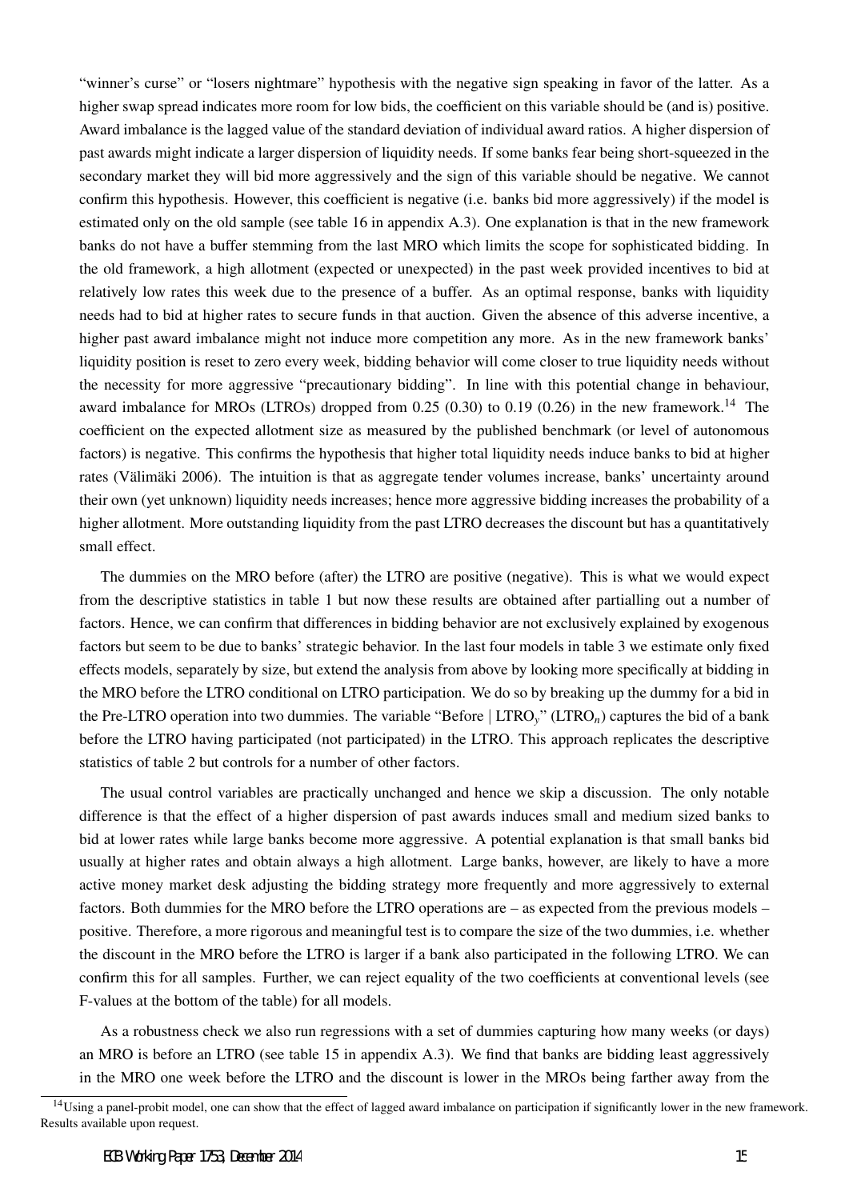"winner's curse" or "losers nightmare" hypothesis with the negative sign speaking in favor of the latter. As a higher swap spread indicates more room for low bids, the coefficient on this variable should be (and is) positive. Award imbalance is the lagged value of the standard deviation of individual award ratios. A higher dispersion of past awards might indicate a larger dispersion of liquidity needs. If some banks fear being short-squeezed in the secondary market they will bid more aggressively and the sign of this variable should be negative. We cannot confirm this hypothesis. However, this coefficient is negative (i.e. banks bid more aggressively) if the model is estimated only on the old sample (see table 16 in appendix A.3). One explanation is that in the new framework banks do not have a buffer stemming from the last MRO which limits the scope for sophisticated bidding. In the old framework, a high allotment (expected or unexpected) in the past week provided incentives to bid at relatively low rates this week due to the presence of a buffer. As an optimal response, banks with liquidity needs had to bid at higher rates to secure funds in that auction. Given the absence of this adverse incentive, a higher past award imbalance might not induce more competition any more. As in the new framework banks' liquidity position is reset to zero every week, bidding behavior will come closer to true liquidity needs without the necessity for more aggressive "precautionary bidding". In line with this potential change in behaviour, award imbalance for MROs (LTROs) dropped from 0.25 (0.30) to 0.19 (0.26) in the new framework.[14] The coefficient on the expected allotment size as measured by the published benchmark (or level of autonomous factors) is negative. This confirms the hypothesis that higher total liquidity needs induce banks to bid at higher rates (Välimäki 2006). The intuition is that as aggregate tender volumes increase, banks' uncertainty around their own (yet unknown) liquidity needs increases; hence more aggressive bidding increases the probability of a higher allotment. More outstanding liquidity from the past LTRO decreases the discount but has a quantitatively small effect.

The dummies on the MRO before (after) the LTRO are positive (negative). This is what we would expect from the descriptive statistics in table 1 but now these results are obtained after partialling out a number of factors. Hence, we can confirm that differences in bidding behavior are not exclusively explained by exogenous factors but seem to be due to banks' strategic behavior. In the last four models in table 3 we estimate only fixed effects models, separately by size, but extend the analysis from above by looking more specifically at bidding in the MRO before the LTRO conditional on LTRO participation. We do so by breaking up the dummy for a bid in the Pre-LTRO operation into two dummies. The variable "Before | $\text{LTRO}_y$" ($\text{LTRO}_n$) captures the bid of a bank before the LTRO having participated (not participated) in the LTRO. This approach replicates the descriptive statistics of table 2 but controls for a number of other factors.

The usual control variables are practically unchanged and hence we skip a discussion. The only notable difference is that the effect of a higher dispersion of past awards induces small and medium sized banks to bid at lower rates while large banks become more aggressive. A potential explanation is that small banks bid usually at higher rates and obtain always a high allotment. Large banks, however, are likely to have a more active money market desk adjusting the bidding strategy more frequently and more aggressively to external factors. Both dummies for the MRO before the LTRO operations are – as expected from the previous models – positive. Therefore, a more rigorous and meaningful test is to compare the size of the two dummies, i.e. whether the discount in the MRO before the LTRO is larger if a bank also participated in the following LTRO. We can confirm this for all samples. Further, we can reject equality of the two coefficients at conventional levels (see F-values at the bottom of the table) for all models.

As a robustness check we also run regressions with a set of dummies capturing how many weeks (or days) an MRO is before an LTRO (see table 15 in appendix A.3). We find that banks are bidding least aggressively in the MRO one week before the LTRO and the discount is lower in the MROs being farther away from the

[14] Using a panel-probit model, one can show that the effect of lagged award imbalance on participation if significantly lower in the new framework. Results available upon request.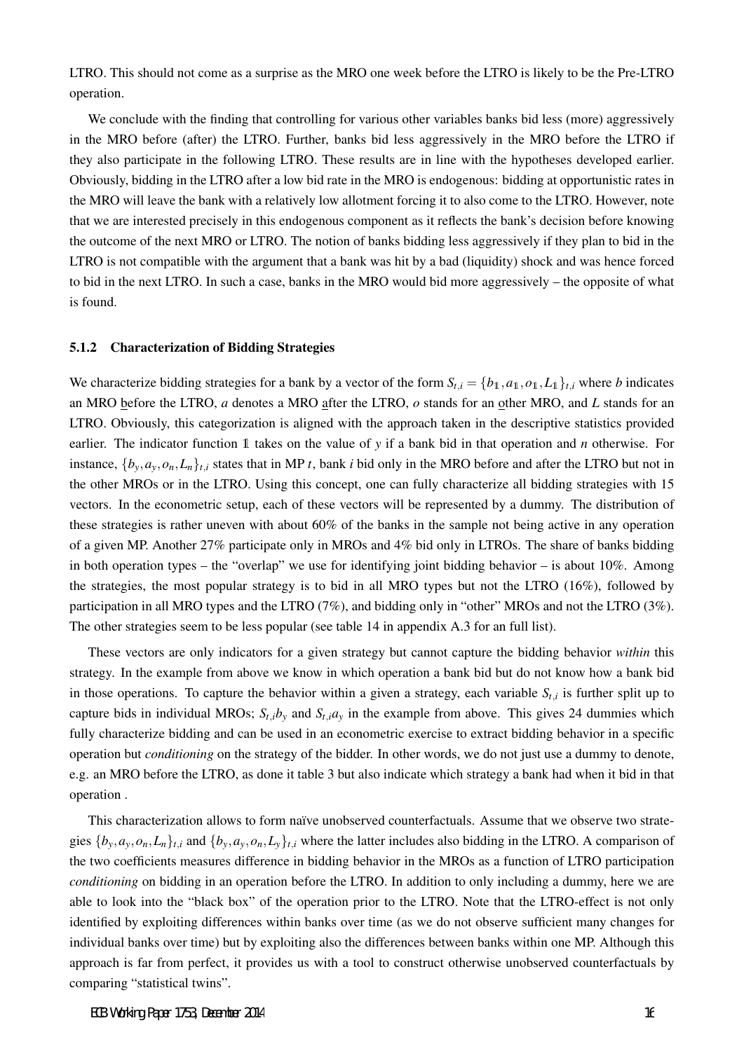LTRO. This should not come as a surprise as the MRO one week before the LTRO is likely to be the Pre-LTRO operation.

We conclude with the finding that controlling for various other variables banks bid less (more) aggressively in the MRO before (after) the LTRO. Further, banks bid less aggressively in the MRO before the LTRO if they also participate in the following LTRO. These results are in line with the hypotheses developed earlier. Obviously, bidding in the LTRO after a low bid rate in the MRO is endogenous: bidding at opportunistic rates in the MRO will leave the bank with a relatively low allotment forcing it to also come to the LTRO. However, note that we are interested precisely in this endogenous component as it reflects the bank's decision before knowing the outcome of the next MRO or LTRO. The notion of banks bidding less aggressively if they plan to bid in the LTRO is not compatible with the argument that a bank was hit by a bad (liquidity) shock and was hence forced to bid in the next LTRO. In such a case, banks in the MRO would bid more aggressively – the opposite of what is found.

### 5.1.2 Characterization of Bidding Strategies

We characterize bidding strategies for a bank by a vector of the form $S_{t,i} = \{b_{\mathbb{1}}, a_{\mathbb{1}}, o_{\mathbb{1}}, L_{\mathbb{1}}\}_{t,i}$ where $b$ indicates an MRO before the LTRO, $a$ denotes a MRO after the LTRO, $o$ stands for an other MRO, and $L$ stands for an LTRO. Obviously, this categorization is aligned with the approach taken in the descriptive statistics provided earlier. The indicator function $\mathbb{1}$ takes on the value of $y$ if a bank bid in that operation and $n$ otherwise. For instance, $\{b_y, a_y, o_n, L_n\}_{t,i}$ states that in MP $t$, bank $i$ bid only in the MRO before and after the LTRO but not in the other MROs or in the LTRO. Using this concept, one can fully characterize all bidding strategies with 15 vectors. In the econometric setup, each of these vectors will be represented by a dummy. The distribution of these strategies is rather uneven with about 60% of the banks in the sample not being active in any operation of a given MP. Another 27% participate only in MROs and 4% bid only in LTROs. The share of banks bidding in both operation types – the "overlap" we use for identifying joint bidding behavior – is about 10%. Among the strategies, the most popular strategy is to bid in all MRO types but not the LTRO (16%), followed by participation in all MRO types and the LTRO (7%), and bidding only in "other" MROs and not the LTRO (3%). The other strategies seem to be less popular (see table 14 in appendix A.3 for an full list).

These vectors are only indicators for a given strategy but cannot capture the bidding behavior *within* this strategy. In the example from above we know in which operation a bank bid but do not know how a bank bid in those operations. To capture the behavior within a given a strategy, each variable $S_{t,i}$ is further split up to capture bids in individual MROs; $S_{t,i}b_y$ and $S_{t,i}a_y$ in the example from above. This gives 24 dummies which fully characterize bidding and can be used in an econometric exercise to extract bidding behavior in a specific operation but *conditioning* on the strategy of the bidder. In other words, we do not just use a dummy to denote, e.g. an MRO before the LTRO, as done it table 3 but also indicate which strategy a bank had when it bid in that operation .

This characterization allows to form naïve unobserved counterfactuals. Assume that we observe two strategies $\{b_y, a_y, o_n, L_n\}_{t,i}$ and $\{b_y, a_y, o_n, L_y\}_{t,i}$ where the latter includes also bidding in the LTRO. A comparison of the two coefficients measures difference in bidding behavior in the MROs as a function of LTRO participation *conditioning* on bidding in an operation before the LTRO. In addition to only including a dummy, here we are able to look into the "black box" of the operation prior to the LTRO. Note that the LTRO-effect is not only identified by exploiting differences within banks over time (as we do not observe sufficient many changes for individual banks over time) but by exploiting also the differences between banks within one MP. Although this approach is far from perfect, it provides us with a tool to construct otherwise unobserved counterfactuals by comparing "statistical twins".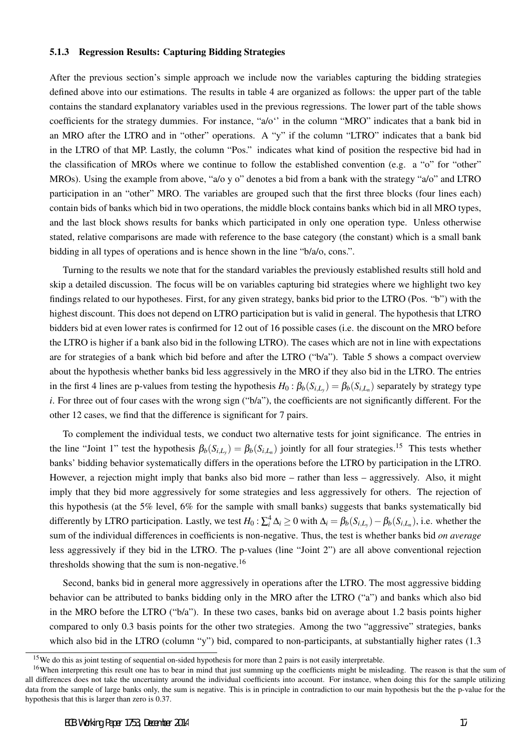### 5.1.3 Regression Results: Capturing Bidding Strategies

After the previous section's simple approach we include now the variables capturing the bidding strategies defined above into our estimations. The results in table 4 are organized as follows: the upper part of the table contains the standard explanatory variables used in the previous regressions. The lower part of the table shows coefficients for the strategy dummies. For instance, "a/o'' in the column "MRO" indicates that a bank bid in an MRO after the LTRO and in "other" operations. A "y" if the column "LTRO" indicates that a bank bid in the LTRO of that MP. Lastly, the column "Pos." indicates what kind of position the respective bid had in the classification of MROs where we continue to follow the established convention (e.g. a "o" for "other" MROs). Using the example from above, "a/o y o" denotes a bid from a bank with the strategy "a/o" and LTRO participation in an "other" MRO. The variables are grouped such that the first three blocks (four lines each) contain bids of banks which bid in two operations, the middle block contains banks which bid in all MRO types, and the last block shows results for banks which participated in only one operation type. Unless otherwise stated, relative comparisons are made with reference to the base category (the constant) which is a small bank bidding in all types of operations and is hence shown in the line "b/a/o, cons.".

Turning to the results we note that for the standard variables the previously established results still hold and skip a detailed discussion. The focus will be on variables capturing bid strategies where we highlight two key findings related to our hypotheses. First, for any given strategy, banks bid prior to the LTRO (Pos. "b") with the highest discount. This does not depend on LTRO participation but is valid in general. The hypothesis that LTRO bidders bid at even lower rates is confirmed for 12 out of 16 possible cases (i.e. the discount on the MRO before the LTRO is higher if a bank also bid in the following LTRO). The cases which are not in line with expectations are for strategies of a bank which bid before and after the LTRO ("b/a"). Table 5 shows a compact overview about the hypothesis whether banks bid less aggressively in the MRO if they also bid in the LTRO. The entries in the first 4 lines are p-values from testing the hypothesis $H_0 : \beta_b(S_{i,L_y}) = \beta_b(S_{i,L_n})$ separately by strategy type $i$. For three out of four cases with the wrong sign ("b/a"), the coefficients are not significantly different. For the other 12 cases, we find that the difference is significant for 7 pairs.

To complement the individual tests, we conduct two alternative tests for joint significance. The entries in the line "Joint 1" test the hypothesis $\beta_b(S_{i,L_y}) = \beta_b(S_{i,L_n})$ jointly for all four strategies.[15] This tests whether banks' bidding behavior systematically differs in the operations before the LTRO by participation in the LTRO. However, a rejection might imply that banks also bid more – rather than less – aggressively. Also, it might imply that they bid more aggressively for some strategies and less aggressively for others. The rejection of this hypothesis (at the 5% level, 6% for the sample with small banks) suggests that banks systematically bid differently by LTRO participation. Lastly, we test $H_0 : \sum_i^4 \Delta_i \geq 0$ with $\Delta_i = \beta_b(S_{i,L_y}) - \beta_b(S_{i,L_n})$, i.e. whether the sum of the individual differences in coefficients is non-negative. Thus, the test is whether banks bid *on average* less aggressively if they bid in the LTRO. The p-values (line "Joint 2") are all above conventional rejection thresholds showing that the sum is non-negative.[16]

Second, banks bid in general more aggressively in operations after the LTRO. The most aggressive bidding behavior can be attributed to banks bidding only in the MRO after the LTRO ("a") and banks which also bid in the MRO before the LTRO ("b/a"). In these two cases, banks bid on average about 1.2 basis points higher compared to only 0.3 basis points for the other two strategies. Among the two "aggressive" strategies, banks which also bid in the LTRO (column "y") bid, compared to non-participants, at substantially higher rates (1.3

[15] We do this as joint testing of sequential on-sided hypothesis for more than 2 pairs is not easily interpretable.

[16] When interpreting this result one has to bear in mind that just summing up the coefficients might be misleading. The reason is that the sum of all differences does not take the uncertainty around the individual coefficients into account. For instance, when doing this for the sample utilizing data from the sample of large banks only, the sum is negative. This is in principle in contradiction to our main hypothesis but the the p-value for the hypothesis that this is larger than zero is 0.37.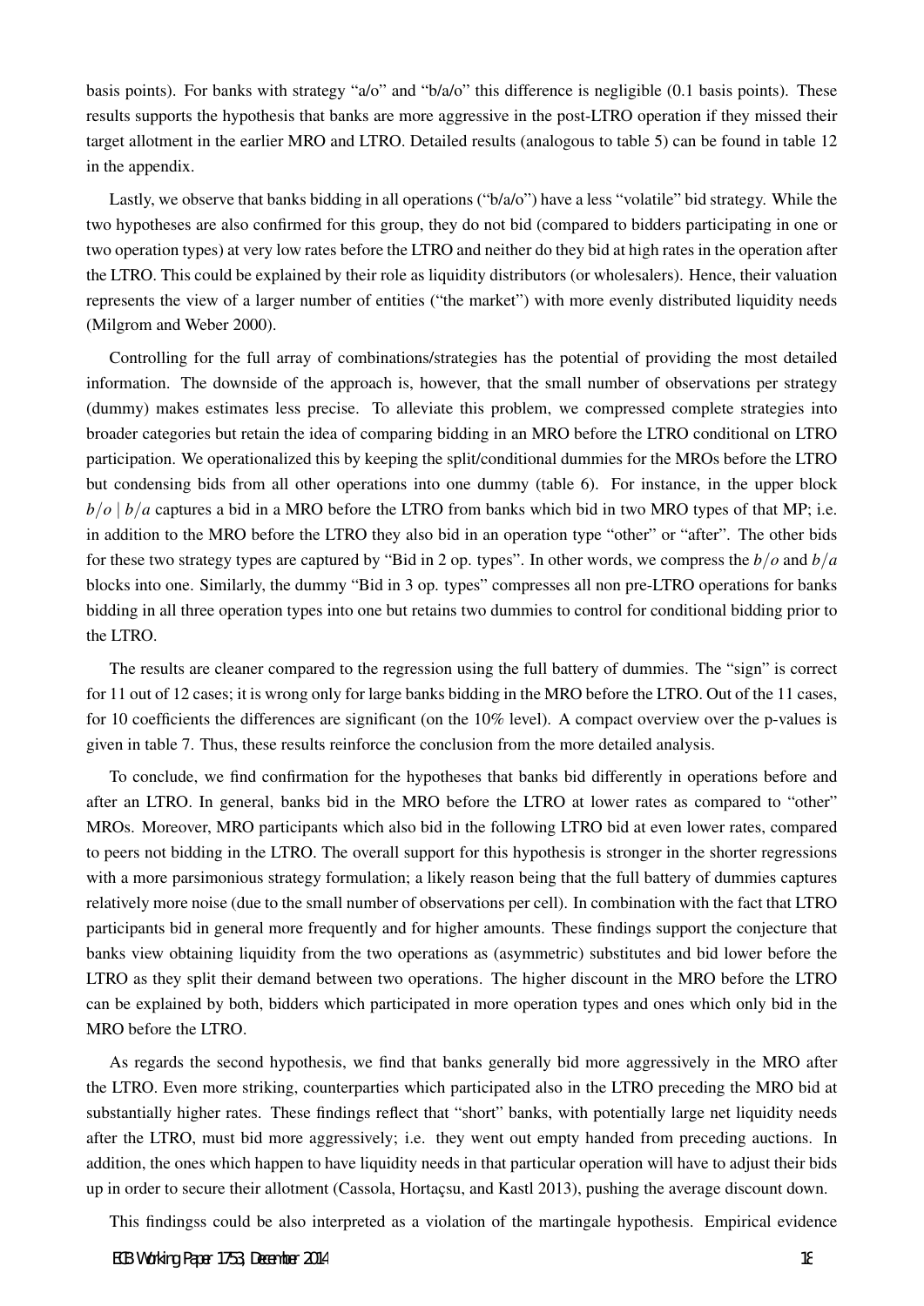basis points). For banks with strategy "a/o" and "b/a/o" this difference is negligible (0.1 basis points). These results supports the hypothesis that banks are more aggressive in the post-LTRO operation if they missed their target allotment in the earlier MRO and LTRO. Detailed results (analogous to table 5) can be found in table 12 in the appendix.

Lastly, we observe that banks bidding in all operations ("b/a/o") have a less "volatile" bid strategy. While the two hypotheses are also confirmed for this group, they do not bid (compared to bidders participating in one or two operation types) at very low rates before the LTRO and neither do they bid at high rates in the operation after the LTRO. This could be explained by their role as liquidity distributors (or wholesalers). Hence, their valuation represents the view of a larger number of entities ("the market") with more evenly distributed liquidity needs (Milgrom and Weber 2000).

Controlling for the full array of combinations/strategies has the potential of providing the most detailed information. The downside of the approach is, however, that the small number of observations per strategy (dummy) makes estimates less precise. To alleviate this problem, we compressed complete strategies into broader categories but retain the idea of comparing bidding in an MRO before the LTRO conditional on LTRO participation. We operationalized this by keeping the split/conditional dummies for the MROs before the LTRO but condensing bids from all other operations into one dummy (table 6). For instance, in the upper block $b/o \mid b/a$ captures a bid in a MRO before the LTRO from banks which bid in two MRO types of that MP; i.e. in addition to the MRO before the LTRO they also bid in an operation type "other" or "after". The other bids for these two strategy types are captured by "Bid in 2 op. types". In other words, we compress the $b/o$ and $b/a$ blocks into one. Similarly, the dummy "Bid in 3 op. types" compresses all non pre-LTRO operations for banks bidding in all three operation types into one but retains two dummies to control for conditional bidding prior to the LTRO.

The results are cleaner compared to the regression using the full battery of dummies. The "sign" is correct for 11 out of 12 cases; it is wrong only for large banks bidding in the MRO before the LTRO. Out of the 11 cases, for 10 coefficients the differences are significant (on the 10% level). A compact overview over the p-values is given in table 7. Thus, these results reinforce the conclusion from the more detailed analysis.

To conclude, we find confirmation for the hypotheses that banks bid differently in operations before and after an LTRO. In general, banks bid in the MRO before the LTRO at lower rates as compared to "other" MROs. Moreover, MRO participants which also bid in the following LTRO bid at even lower rates, compared to peers not bidding in the LTRO. The overall support for this hypothesis is stronger in the shorter regressions with a more parsimonious strategy formulation; a likely reason being that the full battery of dummies captures relatively more noise (due to the small number of observations per cell). In combination with the fact that LTRO participants bid in general more frequently and for higher amounts. These findings support the conjecture that banks view obtaining liquidity from the two operations as (asymmetric) substitutes and bid lower before the LTRO as they split their demand between two operations. The higher discount in the MRO before the LTRO can be explained by both, bidders which participated in more operation types and ones which only bid in the MRO before the LTRO.

As regards the second hypothesis, we find that banks generally bid more aggressively in the MRO after the LTRO. Even more striking, counterparties which participated also in the LTRO preceding the MRO bid at substantially higher rates. These findings reflect that "short" banks, with potentially large net liquidity needs after the LTRO, must bid more aggressively; i.e. they went out empty handed from preceding auctions. In addition, the ones which happen to have liquidity needs in that particular operation will have to adjust their bids up in order to secure their allotment (Cassola, Hortaçsu, and Kastl 2013), pushing the average discount down.

This findingss could be also interpreted as a violation of the martingale hypothesis. Empirical evidence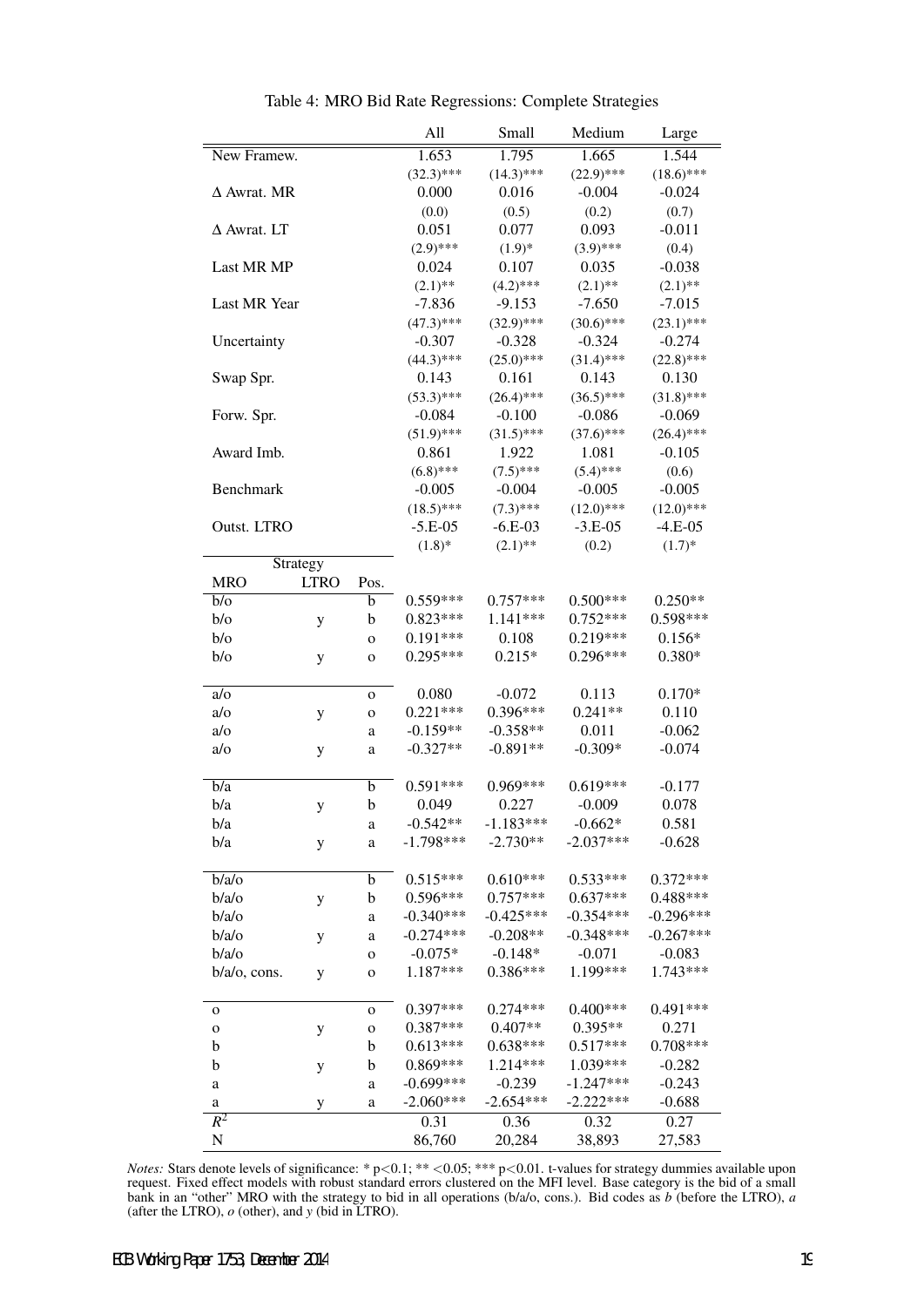Table 4: MRO Bid Rate Regressions: Complete Strategies

| | | | All | Small | Medium | Large |
|---|---|---|---|---|---|---|
| New Framew. | | | 1.653 | 1.795 | 1.665 | 1.544 |
| | | | (32.3)*** | (14.3)*** | (22.9)*** | (18.6)*** |
| Δ Awrat. MR | | | 0.000 | 0.016 | -0.004 | -0.024 |
| | | | (0.0) | (0.5) | (0.2) | (0.7) |
| Δ Awrat. LT | | | 0.051 | 0.077 | 0.093 | -0.011 |
| | | | (2.9)*** | (1.9)* | (3.9)*** | (0.4) |
| Last MR MP | | | 0.024 | 0.107 | 0.035 | -0.038 |
| | | | (2.1)** | (4.2)*** | (2.1)** | (2.1)** |
| Last MR Year | | | -7.836 | -9.153 | -7.650 | -7.015 |
| | | | (47.3)*** | (32.9)*** | (30.6)*** | (23.1)*** |
| Uncertainty | | | -0.307 | -0.328 | -0.324 | -0.274 |
| | | | (44.3)*** | (25.0)*** | (31.4)*** | (22.8)*** |
| Swap Spr. | | | 0.143 | 0.161 | 0.143 | 0.130 |
| | | | (53.3)*** | (26.4)*** | (36.5)*** | (31.8)*** |
| Forw. Spr. | | | -0.084 | -0.100 | -0.086 | -0.069 |
| | | | (51.9)*** | (31.5)*** | (37.6)*** | (26.4)*** |
| Award Imb. | | | 0.861 | 1.922 | 1.081 | -0.105 |
| | | | (6.8)*** | (7.5)*** | (5.4)*** | (0.6) |
| Benchmark | | | -0.005 | -0.004 | -0.005 | -0.005 |
| | | | (18.5)*** | (7.3)*** | (12.0)*** | (12.0)*** |
| Outst. LTRO | | | -5.E-05 | -6.E-03 | -3.E-05 | -4.E-05 |
| | | | (1.8)* | (2.1)** | (0.2) | (1.7)* |
| Strategy | | | | | | |
| MRO | LTRO | Pos. | | | | |
| b/o | | b | 0.559*** | 0.757*** | 0.500*** | 0.250** |
| b/o | y | b | 0.823*** | 1.141*** | 0.752*** | 0.598*** |
| b/o | | o | 0.191*** | 0.108 | 0.219*** | 0.156* |
| b/o | y | o | 0.295*** | 0.215* | 0.296*** | 0.380* |
| a/o | | o | 0.080 | -0.072 | 0.113 | 0.170* |
| a/o | y | o | 0.221*** | 0.396*** | 0.241** | 0.110 |
| a/o | | a | -0.159** | -0.358** | 0.011 | -0.062 |
| a/o | y | a | -0.327** | -0.891** | -0.309* | -0.074 |
| b/a | | b | 0.591*** | 0.969*** | 0.619*** | -0.177 |
| b/a | y | b | 0.049 | 0.227 | -0.009 | 0.078 |
| b/a | | a | -0.542** | -1.183*** | -0.662* | 0.581 |
| b/a | y | a | -1.798*** | -2.730** | -2.037*** | -0.628 |
| b/a/o | | b | 0.515*** | 0.610*** | 0.533*** | 0.372*** |
| b/a/o | y | b | 0.596*** | 0.757*** | 0.637*** | 0.488*** |
| b/a/o | | a | -0.340*** | -0.425*** | -0.354*** | -0.296*** |
| b/a/o | y | a | -0.274*** | -0.208** | -0.348*** | -0.267*** |
| b/a/o | | o | -0.075* | -0.148* | -0.071 | -0.083 |
| b/a/o, cons. | y | o | 1.187*** | 0.386*** | 1.199*** | 1.743*** |
| o | | o | 0.397*** | 0.274*** | 0.400*** | 0.491*** |
| o | y | o | 0.387*** | 0.407** | 0.395** | 0.271 |
| b | | b | 0.613*** | 0.638*** | 0.517*** | 0.708*** |
| b | y | b | 0.869*** | 1.214*** | 1.039*** | -0.282 |
| a | | a | -0.699*** | -0.239 | -1.247*** | -0.243 |
| a | y | a | -2.060*** | -2.654*** | -2.222*** | -0.688 |
| $R^2$ | | | 0.31 | 0.36 | 0.32 | 0.27 |
| N | | | 86,760 | 20,284 | 38,893 | 27,583 |

*Notes:* Stars denote levels of significance: * p<0.1; ** <0.05; *** p<0.01. t-values for strategy dummies available upon request. Fixed effect models with robust standard errors clustered on the MFI level. Base category is the bid of a small bank in an "other" MRO with the strategy to bid in all operations (b/a/o, cons.). Bid codes as *b* (before the LTRO), *a* (after the LTRO), *o* (other), and *y* (bid in LTRO).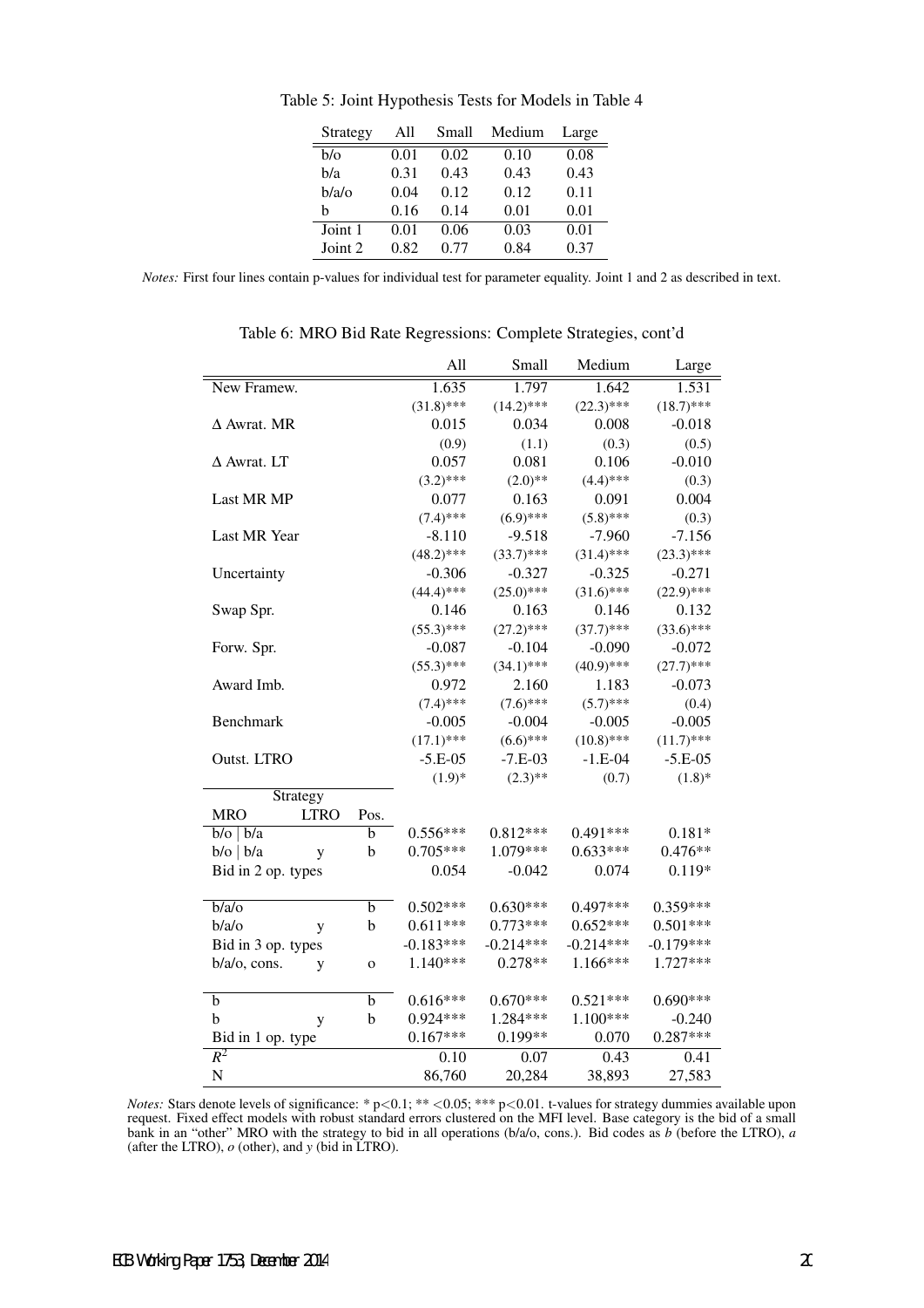Table 5: Joint Hypothesis Tests for Models in Table 4

| Strategy | All | Small | Medium | Large |
|---|---|---|---|---|
| b/o | 0.01 | 0.02 | 0.10 | 0.08 |
| b/a | 0.31 | 0.43 | 0.43 | 0.43 |
| b/a/o | 0.04 | 0.12 | 0.12 | 0.11 |
| b | 0.16 | 0.14 | 0.01 | 0.01 |
| Joint 1 | 0.01 | 0.06 | 0.03 | 0.01 |
| Joint 2 | 0.82 | 0.77 | 0.84 | 0.37 |

*Notes:* First four lines contain p-values for individual test for parameter equality. Joint 1 and 2 as described in text.

Table 6: MRO Bid Rate Regressions: Complete Strategies, cont'd

| | | | All | Small | Medium | Large |
|---|---|---|---|---|---|---|
| New Framew. | | | 1.635 | 1.797 | 1.642 | 1.531 |
| | | | (31.8)*** | (14.2)*** | (22.3)*** | (18.7)*** |
| Δ Awrat. MR | | | 0.015 | 0.034 | 0.008 | -0.018 |
| | | | (0.9) | (1.1) | (0.3) | (0.5) |
| Δ Awrat. LT | | | 0.057 | 0.081 | 0.106 | -0.010 |
| | | | (3.2)*** | (2.0)** | (4.4)*** | (0.3) |
| Last MR MP | | | 0.077 | 0.163 | 0.091 | 0.004 |
| | | | (7.4)*** | (6.9)*** | (5.8)*** | (0.3) |
| Last MR Year | | | -8.110 | -9.518 | -7.960 | -7.156 |
| | | | (48.2)*** | (33.7)*** | (31.4)*** | (23.3)*** |
| Uncertainty | | | -0.306 | -0.327 | -0.325 | -0.271 |
| | | | (44.4)*** | (25.0)*** | (31.6)*** | (22.9)*** |
| Swap Spr. | | | 0.146 | 0.163 | 0.146 | 0.132 |
| | | | (55.3)*** | (27.2)*** | (37.7)*** | (33.6)*** |
| Forw. Spr. | | | -0.087 | -0.104 | -0.090 | -0.072 |
| | | | (55.3)*** | (34.1)*** | (40.9)*** | (27.7)*** |
| Award Imb. | | | 0.972 | 2.160 | 1.183 | -0.073 |
| | | | (7.4)*** | (7.6)*** | (5.7)*** | (0.4) |
| Benchmark | | | -0.005 | -0.004 | -0.005 | -0.005 |
| | | | (17.1)*** | (6.6)*** | (10.8)*** | (11.7)*** |
| Outst. LTRO | | | -5.E-05 | -7.E-03 | -1.E-04 | -5.E-05 |
| | | | (1.9)* | (2.3)** | (0.7) | (1.8)* |
| Strategy | | | | | | |
| MRO | LTRO | Pos. | | | | |
| b/o \| b/a | | b | 0.556*** | 0.812*** | 0.491*** | 0.181* |
| b/o \| b/a | y | b | 0.705*** | 1.079*** | 0.633*** | 0.476** |
| Bid in 2 op. types | | | 0.054 | -0.042 | 0.074 | 0.119* |
| b/a/o | | b | 0.502*** | 0.630*** | 0.497*** | 0.359*** |
| b/a/o | y | b | 0.611*** | 0.773*** | 0.652*** | 0.501*** |
| Bid in 3 op. types | | | -0.183*** | -0.214*** | -0.214*** | -0.179*** |
| b/a/o, cons. | y | o | 1.140*** | 0.278** | 1.166*** | 1.727*** |
| b | | b | 0.616*** | 0.670*** | 0.521*** | 0.690*** |
| b | y | b | 0.924*** | 1.284*** | 1.100*** | -0.240 |
| Bid in 1 op. type | | | 0.167*** | 0.199** | 0.070 | 0.287*** |
| $R^2$ | | | 0.10 | 0.07 | 0.43 | 0.41 |
| N | | | 86,760 | 20,284 | 38,893 | 27,583 |

*Notes:* Stars denote levels of significance: * p<0.1; ** <0.05; *** p<0.01. t-values for strategy dummies available upon request. Fixed effect models with robust standard errors clustered on the MFI level. Base category is the bid of a small bank in an "other" MRO with the strategy to bid in all operations (b/a/o, cons.). Bid codes as *b* (before the LTRO), *a* (after the LTRO), *o* (other), and *y* (bid in LTRO).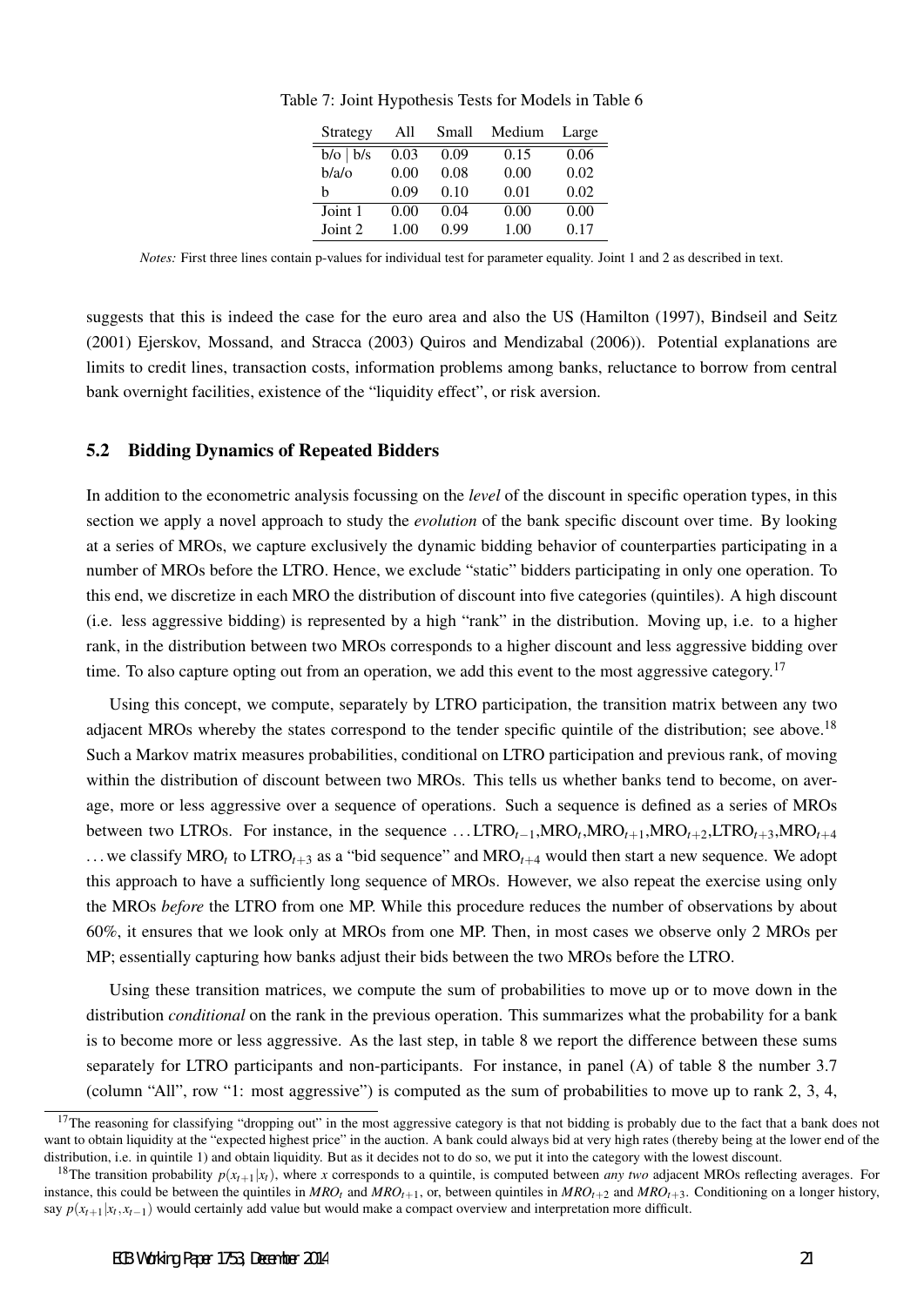Table 7: Joint Hypothesis Tests for Models in Table 6

| Strategy | All | Small | Medium | Large |
|---|---|---|---|---|
| b/o \| b/s | 0.03 | 0.09 | 0.15 | 0.06 |
| b/a/o | 0.00 | 0.08 | 0.00 | 0.02 |
| b | 0.09 | 0.10 | 0.01 | 0.02 |
| Joint 1 | 0.00 | 0.04 | 0.00 | 0.00 |
| Joint 2 | 1.00 | 0.99 | 1.00 | 0.17 |

*Notes:* First three lines contain p-values for individual test for parameter equality. Joint 1 and 2 as described in text.

suggests that this is indeed the case for the euro area and also the US (Hamilton (1997), Bindseil and Seitz (2001) Ejerskov, Mossand, and Stracca (2003) Quiros and Mendizabal (2006)). Potential explanations are limits to credit lines, transaction costs, information problems among banks, reluctance to borrow from central bank overnight facilities, existence of the "liquidity effect", or risk aversion.

## 5.2 Bidding Dynamics of Repeated Bidders

In addition to the econometric analysis focussing on the *level* of the discount in specific operation types, in this section we apply a novel approach to study the *evolution* of the bank specific discount over time. By looking at a series of MROs, we capture exclusively the dynamic bidding behavior of counterparties participating in a number of MROs before the LTRO. Hence, we exclude "static" bidders participating in only one operation. To this end, we discretize in each MRO the distribution of discount into five categories (quintiles). A high discount (i.e. less aggressive bidding) is represented by a high "rank" in the distribution. Moving up, i.e. to a higher rank, in the distribution between two MROs corresponds to a higher discount and less aggressive bidding over time. To also capture opting out from an operation, we add this event to the most aggressive category.[17]

Using this concept, we compute, separately by LTRO participation, the transition matrix between any two adjacent MROs whereby the states correspond to the tender specific quintile of the distribution; see above.[18] Such a Markov matrix measures probabilities, conditional on LTRO participation and previous rank, of moving within the distribution of discount between two MROs. This tells us whether banks tend to become, on average, more or less aggressive over a sequence of operations. Such a sequence is defined as a series of MROs between two LTROs. For instance, in the sequence $\ldots \text{LTRO}_{t-1}, \text{MRO}_t, \text{MRO}_{t+1}, \text{MRO}_{t+2}, \text{LTRO}_{t+3}, \text{MRO}_{t+4}$ $\ldots$ we classify $\text{MRO}_t$ to $\text{LTRO}_{t+3}$ as a "bid sequence" and $\text{MRO}_{t+4}$ would then start a new sequence. We adopt this approach to have a sufficiently long sequence of MROs. However, we also repeat the exercise using only the MROs *before* the LTRO from one MP. While this procedure reduces the number of observations by about 60%, it ensures that we look only at MROs from one MP. Then, in most cases we observe only 2 MROs per MP; essentially capturing how banks adjust their bids between the two MROs before the LTRO.

Using these transition matrices, we compute the sum of probabilities to move up or to move down in the distribution *conditional* on the rank in the previous operation. This summarizes what the probability for a bank is to become more or less aggressive. As the last step, in table 8 we report the difference between these sums separately for LTRO participants and non-participants. For instance, in panel (A) of table 8 the number 3.7 (column "All", row "1: most aggressive") is computed as the sum of probabilities to move up to rank 2, 3, 4,

[17] The reasoning for classifying "dropping out" in the most aggressive category is that not bidding is probably due to the fact that a bank does not want to obtain liquidity at the "expected highest price" in the auction. A bank could always bid at very high rates (thereby being at the lower end of the distribution, i.e. in quintile 1) and obtain liquidity. But as it decides not to do so, we put it into the category with the lowest discount.

[18] The transition probability $p(x_{t+1}|x_t)$, where $x$ corresponds to a quintile, is computed between *any two* adjacent MROs reflecting averages. For instance, this could be between the quintiles in $MRO_t$ and $MRO_{t+1}$, or, between quintiles in $MRO_{t+2}$ and $MRO_{t+3}$. Conditioning on a longer history, say $p(x_{t+1}|x_t, x_{t-1})$ would certainly add value but would make a compact overview and interpretation more difficult.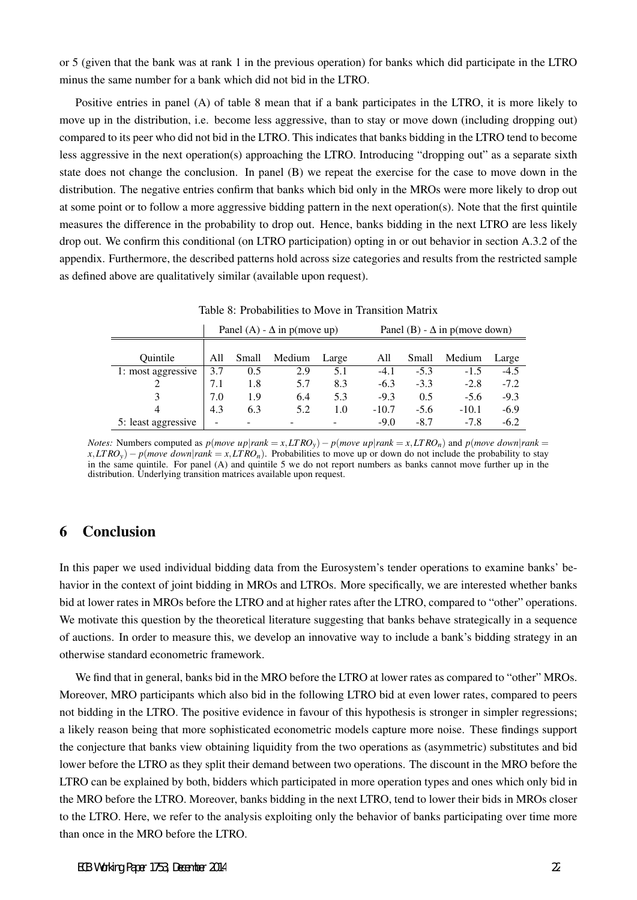or 5 (given that the bank was at rank 1 in the previous operation) for banks which did participate in the LTRO minus the same number for a bank which did not bid in the LTRO.

Positive entries in panel (A) of table 8 mean that if a bank participates in the LTRO, it is more likely to move up in the distribution, i.e. become less aggressive, than to stay or move down (including dropping out) compared to its peer who did not bid in the LTRO. This indicates that banks bidding in the LTRO tend to become less aggressive in the next operation(s) approaching the LTRO. Introducing "dropping out" as a separate sixth state does not change the conclusion. In panel (B) we repeat the exercise for the case to move down in the distribution. The negative entries confirm that banks which bid only in the MROs were more likely to drop out at some point or to follow a more aggressive bidding pattern in the next operation(s). Note that the first quintile measures the difference in the probability to drop out. Hence, banks bidding in the next LTRO are less likely drop out. We confirm this conditional (on LTRO participation) opting in or out behavior in section A.3.2 of the appendix. Furthermore, the described patterns hold across size categories and results from the restricted sample as defined above are qualitatively similar (available upon request).

Table 8: Probabilities to Move in Transition Matrix

| | Panel (A) - $\Delta$ in p(move up) | | | | Panel (B) - $\Delta$ in p(move down) | | | |
|---|---|---|---|---|---|---|---|---|
| Quintile | All | Small | Medium | Large | All | Small | Medium | Large |
| 1: most aggressive | 3.7 | 0.5 | 2.9 | 5.1 | -4.1 | -5.3 | -1.5 | -4.5 |
| 2 | 7.1 | 1.8 | 5.7 | 8.3 | -6.3 | -3.3 | -2.8 | -7.2 |
| 3 | 7.0 | 1.9 | 6.4 | 5.3 | -9.3 | 0.5 | -5.6 | -9.3 |
| 4 | 4.3 | 6.3 | 5.2 | 1.0 | -10.7 | -5.6 | -10.1 | -6.9 |
| 5: least aggressive | - | - | - | - | -9.0 | -8.7 | -7.8 | -6.2 |

*Notes:* Numbers computed as $p(move\ up|rank = x, LTRO_y) - p(move\ up|rank = x, LTRO_n)$ and $p(move\ down|rank = x, LTRO_y) - p(move\ down|rank = x, LTRO_n)$. Probabilities to move up or down do not include the probability to stay in the same quintile. For panel (A) and quintile 5 we do not report numbers as banks cannot move further up in the distribution. Underlying transition matrices available upon request.

## 6 Conclusion

In this paper we used individual bidding data from the Eurosystem's tender operations to examine banks' behavior in the context of joint bidding in MROs and LTROs. More specifically, we are interested whether banks bid at lower rates in MROs before the LTRO and at higher rates after the LTRO, compared to "other" operations. We motivate this question by the theoretical literature suggesting that banks behave strategically in a sequence of auctions. In order to measure this, we develop an innovative way to include a bank's bidding strategy in an otherwise standard econometric framework.

We find that in general, banks bid in the MRO before the LTRO at lower rates as compared to "other" MROs. Moreover, MRO participants which also bid in the following LTRO bid at even lower rates, compared to peers not bidding in the LTRO. The positive evidence in favour of this hypothesis is stronger in simpler regressions; a likely reason being that more sophisticated econometric models capture more noise. These findings support the conjecture that banks view obtaining liquidity from the two operations as (asymmetric) substitutes and bid lower before the LTRO as they split their demand between two operations. The discount in the MRO before the LTRO can be explained by both, bidders which participated in more operation types and ones which only bid in the MRO before the LTRO. Moreover, banks bidding in the next LTRO, tend to lower their bids in MROs closer to the LTRO. Here, we refer to the analysis exploiting only the behavior of banks participating over time more than once in the MRO before the LTRO.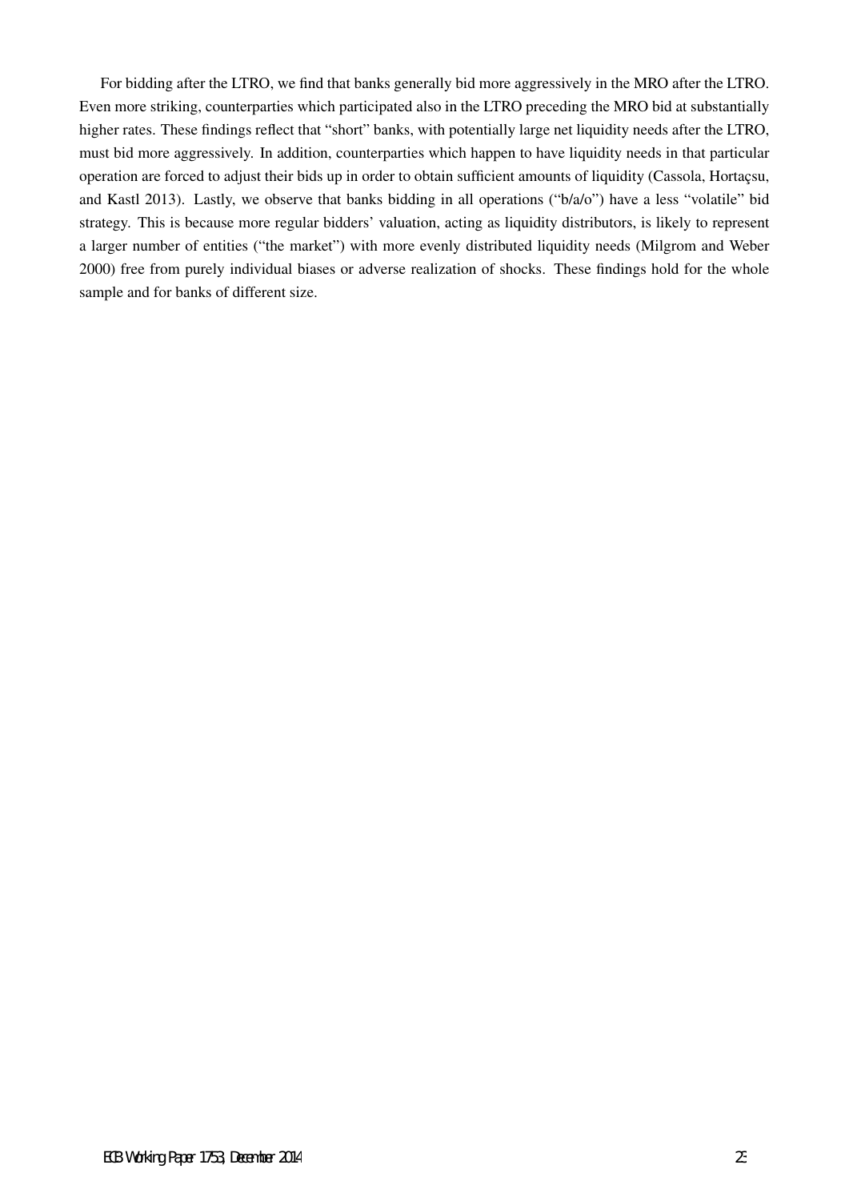For bidding after the LTRO, we find that banks generally bid more aggressively in the MRO after the LTRO. Even more striking, counterparties which participated also in the LTRO preceding the MRO bid at substantially higher rates. These findings reflect that "short" banks, with potentially large net liquidity needs after the LTRO, must bid more aggressively. In addition, counterparties which happen to have liquidity needs in that particular operation are forced to adjust their bids up in order to obtain sufficient amounts of liquidity (Cassola, Hortaçsu, and Kastl 2013). Lastly, we observe that banks bidding in all operations ("b/a/o") have a less "volatile" bid strategy. This is because more regular bidders' valuation, acting as liquidity distributors, is likely to represent a larger number of entities ("the market") with more evenly distributed liquidity needs (Milgrom and Weber 2000) free from purely individual biases or adverse realization of shocks. These findings hold for the whole sample and for banks of different size.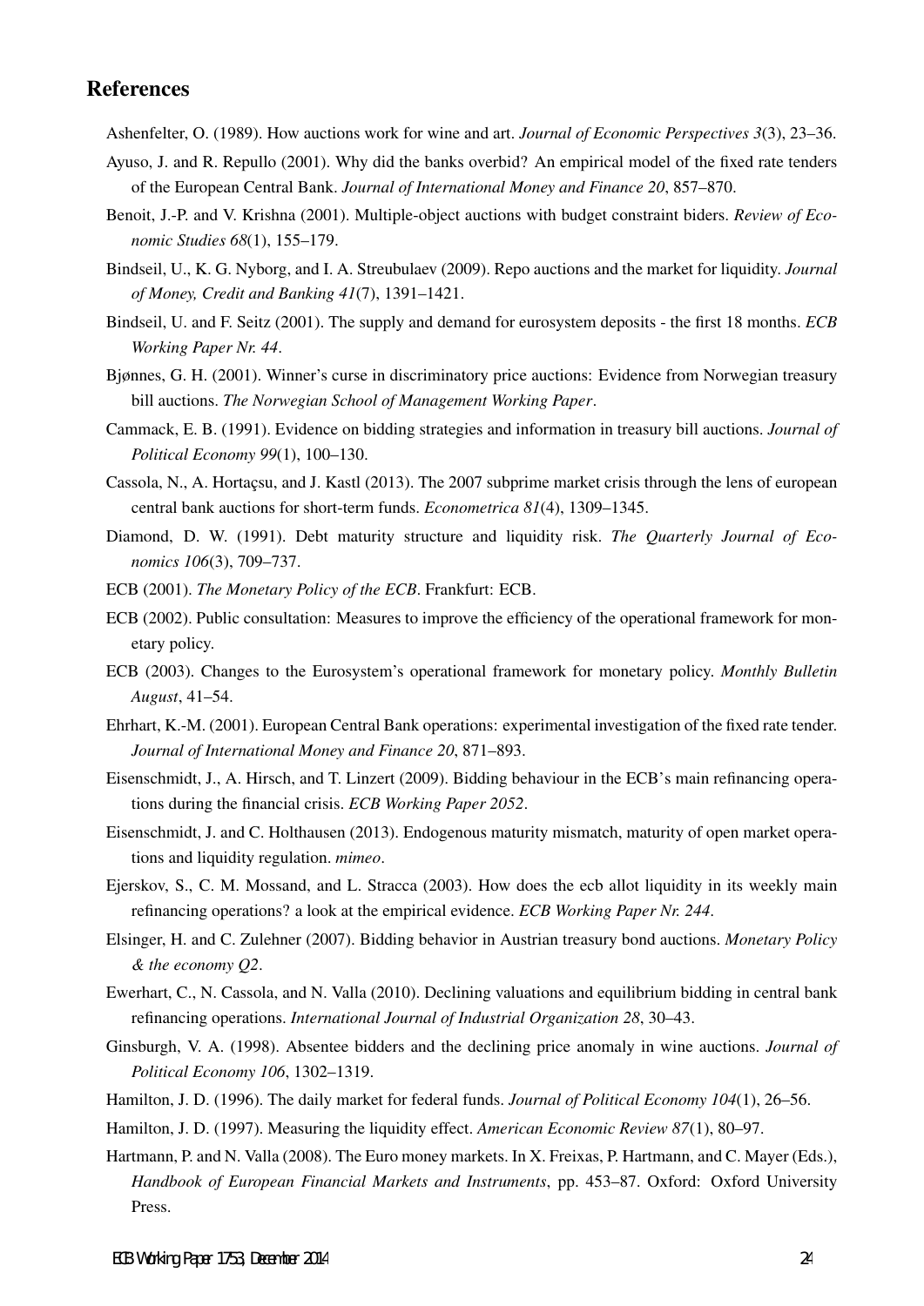## References

Ashenfelter, O. (1989). How auctions work for wine and art. *Journal of Economic Perspectives 3*(3), 23–36.

Ayuso, J. and R. Repullo (2001). Why did the banks overbid? An empirical model of the fixed rate tenders of the European Central Bank. *Journal of International Money and Finance 20*, 857–870.

Benoit, J.-P. and V. Krishna (2001). Multiple-object auctions with budget constraint biders. *Review of Economic Studies 68*(1), 155–179.

Bindseil, U., K. G. Nyborg, and I. A. Streubulaev (2009). Repo auctions and the market for liquidity. *Journal of Money, Credit and Banking 41*(7), 1391–1421.

Bindseil, U. and F. Seitz (2001). The supply and demand for eurosystem deposits - the first 18 months. *ECB Working Paper Nr. 44*.

Bjønnes, G. H. (2001). Winner's curse in discriminatory price auctions: Evidence from Norwegian treasury bill auctions. *The Norwegian School of Management Working Paper*.

Cammack, E. B. (1991). Evidence on bidding strategies and information in treasury bill auctions. *Journal of Political Economy 99*(1), 100–130.

Cassola, N., A. Hortaçsu, and J. Kastl (2013). The 2007 subprime market crisis through the lens of european central bank auctions for short-term funds. *Econometrica 81*(4), 1309–1345.

Diamond, D. W. (1991). Debt maturity structure and liquidity risk. *The Quarterly Journal of Economics 106*(3), 709–737.

ECB (2001). *The Monetary Policy of the ECB*. Frankfurt: ECB.

ECB (2002). Public consultation: Measures to improve the efficiency of the operational framework for monetary policy.

ECB (2003). Changes to the Eurosystem's operational framework for monetary policy. *Monthly Bulletin August*, 41–54.

Ehrhart, K.-M. (2001). European Central Bank operations: experimental investigation of the fixed rate tender. *Journal of International Money and Finance 20*, 871–893.

Eisenschmidt, J., A. Hirsch, and T. Linzert (2009). Bidding behaviour in the ECB's main refinancing operations during the financial crisis. *ECB Working Paper 2052*.

Eisenschmidt, J. and C. Holthausen (2013). Endogenous maturity mismatch, maturity of open market operations and liquidity regulation. *mimeo*.

Ejerskov, S., C. M. Mossand, and L. Stracca (2003). How does the ecb allot liquidity in its weekly main refinancing operations? a look at the empirical evidence. *ECB Working Paper Nr. 244*.

Elsinger, H. and C. Zulehner (2007). Bidding behavior in Austrian treasury bond auctions. *Monetary Policy & the economy Q2*.

Ewerhart, C., N. Cassola, and N. Valla (2010). Declining valuations and equilibrium bidding in central bank refinancing operations. *International Journal of Industrial Organization 28*, 30–43.

Ginsburgh, V. A. (1998). Absentee bidders and the declining price anomaly in wine auctions. *Journal of Political Economy 106*, 1302–1319.

Hamilton, J. D. (1996). The daily market for federal funds. *Journal of Political Economy 104*(1), 26–56.

Hamilton, J. D. (1997). Measuring the liquidity effect. *American Economic Review 87*(1), 80–97.

Hartmann, P. and N. Valla (2008). The Euro money markets. In X. Freixas, P. Hartmann, and C. Mayer (Eds.), *Handbook of European Financial Markets and Instruments*, pp. 453–87. Oxford: Oxford University Press.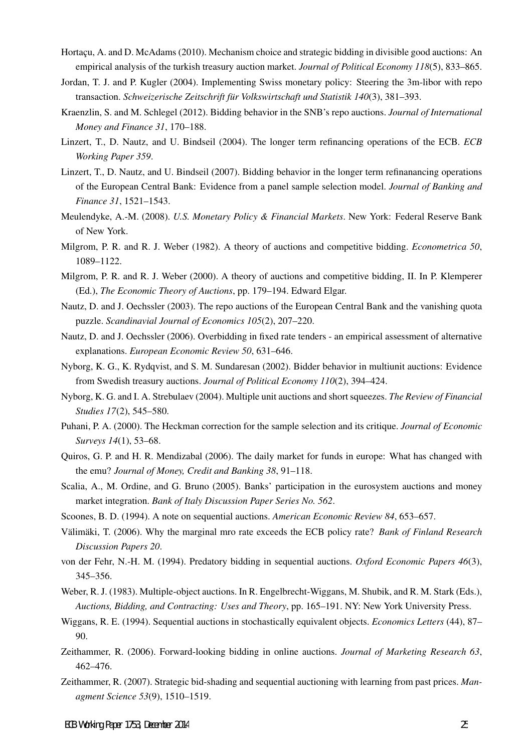Hortaçu, A. and D. McAdams (2010). Mechanism choice and strategic bidding in divisible good auctions: An empirical analysis of the turkish treasury auction market. *Journal of Political Economy 118*(5), 833–865.

Jordan, T. J. and P. Kugler (2004). Implementing Swiss monetary policy: Steering the 3m-libor with repo transaction. *Schweizerische Zeitschrift für Volkswirtschaft und Statistik 140*(3), 381–393.

Kraenzlin, S. and M. Schlegel (2012). Bidding behavior in the SNB's repo auctions. *Journal of International Money and Finance 31*, 170–188.

Linzert, T., D. Nautz, and U. Bindseil (2004). The longer term refinancing operations of the ECB. *ECB Working Paper 359*.

Linzert, T., D. Nautz, and U. Bindseil (2007). Bidding behavior in the longer term refinanancing operations of the European Central Bank: Evidence from a panel sample selection model. *Journal of Banking and Finance 31*, 1521–1543.

Meulendyke, A.-M. (2008). *U.S. Monetary Policy & Financial Markets*. New York: Federal Reserve Bank of New York.

Milgrom, P. R. and R. J. Weber (1982). A theory of auctions and competitive bidding. *Econometrica 50*, 1089–1122.

Milgrom, P. R. and R. J. Weber (2000). A theory of auctions and competitive bidding, II. In P. Klemperer (Ed.), *The Economic Theory of Auctions*, pp. 179–194. Edward Elgar.

Nautz, D. and J. Oechssler (2003). The repo auctions of the European Central Bank and the vanishing quota puzzle. *Scandinavial Journal of Economics 105*(2), 207–220.

Nautz, D. and J. Oechssler (2006). Overbidding in fixed rate tenders - an empirical assessment of alternative explanations. *European Economic Review 50*, 631–646.

Nyborg, K. G., K. Rydqvist, and S. M. Sundaresan (2002). Bidder behavior in multiunit auctions: Evidence from Swedish treasury auctions. *Journal of Political Economy 110*(2), 394–424.

Nyborg, K. G. and I. A. Strebulaev (2004). Multiple unit auctions and short squeezes. *The Review of Financial Studies 17*(2), 545–580.

Puhani, P. A. (2000). The Heckman correction for the sample selection and its critique. *Journal of Economic Surveys 14*(1), 53–68.

Quiros, G. P. and H. R. Mendizabal (2006). The daily market for funds in europe: What has changed with the emu? *Journal of Money, Credit and Banking 38*, 91–118.

Scalia, A., M. Ordine, and G. Bruno (2005). Banks' participation in the eurosystem auctions and money market integration. *Bank of Italy Discussion Paper Series No. 562*.

Scoones, B. D. (1994). A note on sequential auctions. *American Economic Review 84*, 653–657.

Välimäki, T. (2006). Why the marginal mro rate exceeds the ECB policy rate? *Bank of Finland Research Discussion Papers 20*.

von der Fehr, N.-H. M. (1994). Predatory bidding in sequential auctions. *Oxford Economic Papers 46*(3), 345–356.

Weber, R. J. (1983). Multiple-object auctions. In R. Engelbrecht-Wiggans, M. Shubik, and R. M. Stark (Eds.), *Auctions, Bidding, and Contracting: Uses and Theory*, pp. 165–191. NY: New York University Press.

Wiggans, R. E. (1994). Sequential auctions in stochastically equivalent objects. *Economics Letters* (44), 87–90.

Zeithammer, R. (2006). Forward-looking bidding in online auctions. *Journal of Marketing Research 63*, 462–476.

Zeithammer, R. (2007). Strategic bid-shading and sequential auctioning with learning from past prices. *Managment Science 53*(9), 1510–1519.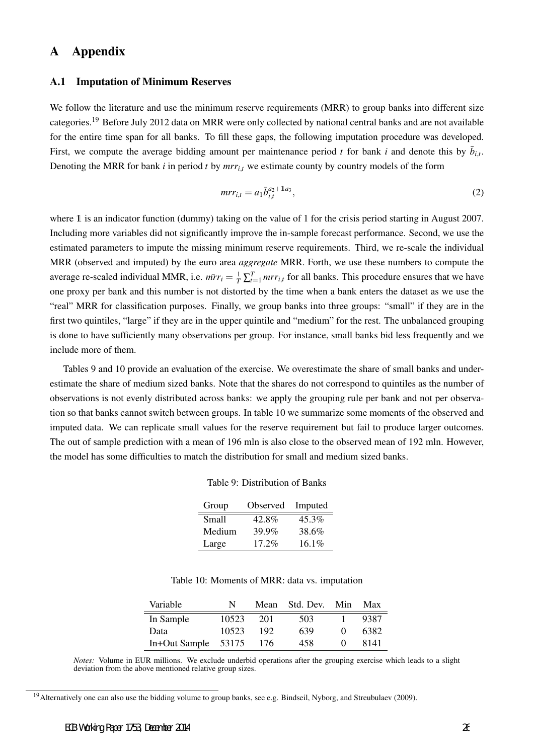# A Appendix

## A.1 Imputation of Minimum Reserves

We follow the literature and use the minimum reserve requirements (MRR) to group banks into different size categories.[19] Before July 2012 data on MRR were only collected by national central banks and are not available for the entire time span for all banks. To fill these gaps, the following imputation procedure was developed. First, we compute the average bidding amount per maintenance period $t$ for bank $i$ and denote this by $\bar{b}_{i,t}$. Denoting the MRR for bank $i$ in period $t$ by $mrr_{i,t}$ we estimate county by country models of the form

$$mrr_{i,t} = a_1 \bar{b}_{i,t}^{a_2 + \mathbb{1} a_3}, \tag{2}$$

where $\mathbb{1}$ is an indicator function (dummy) taking on the value of 1 for the crisis period starting in August 2007. Including more variables did not significantly improve the in-sample forecast performance. Second, we use the estimated parameters to impute the missing minimum reserve requirements. Third, we re-scale the individual MRR (observed and imputed) by the euro area *aggregate* MRR. Forth, we use these numbers to compute the average re-scaled individual MMR, i.e. $\bar{mrr}_i = \frac{1}{T}\sum_{t=1}^{T} mrr_{i,t}$ for all banks. This procedure ensures that we have one proxy per bank and this number is not distorted by the time when a bank enters the dataset as we use the "real" MRR for classification purposes. Finally, we group banks into three groups: "small" if they are in the first two quintiles, "large" if they are in the upper quintile and "medium" for the rest. The unbalanced grouping is done to have sufficiently many observations per group. For instance, small banks bid less frequently and we include more of them.

Tables 9 and 10 provide an evaluation of the exercise. We overestimate the share of small banks and underestimate the share of medium sized banks. Note that the shares do not correspond to quintiles as the number of observations is not evenly distributed across banks: we apply the grouping rule per bank and not per observation so that banks cannot switch between groups. In table 10 we summarize some moments of the observed and imputed data. We can replicate small values for the reserve requirement but fail to produce larger outcomes. The out of sample prediction with a mean of 196 mln is also close to the observed mean of 192 mln. However, the model has some difficulties to match the distribution for small and medium sized banks.

Table 9: Distribution of Banks

| Group | Observed | Imputed |
|---|---|---|
| Small | 42.8% | 45.3% |
| Medium | 39.9% | 38.6% |
| Large | 17.2% | 16.1% |

Table 10: Moments of MRR: data vs. imputation

| Variable | N | Mean | Std. Dev. | Min | Max |
|---|---|---|---|---|---|
| In Sample | 10523 | 201 | 503 | 1 | 9387 |
| Data | 10523 | 192 | 639 | 0 | 6382 |
| In+Out Sample | 53175 | 176 | 458 | 0 | 8141 |

*Notes:* Volume in EUR millions. We exclude underbid operations after the grouping exercise which leads to a slight deviation from the above mentioned relative group sizes.

[19] Alternatively one can also use the bidding volume to group banks, see e.g. Bindseil, Nyborg, and Streubulaev (2009).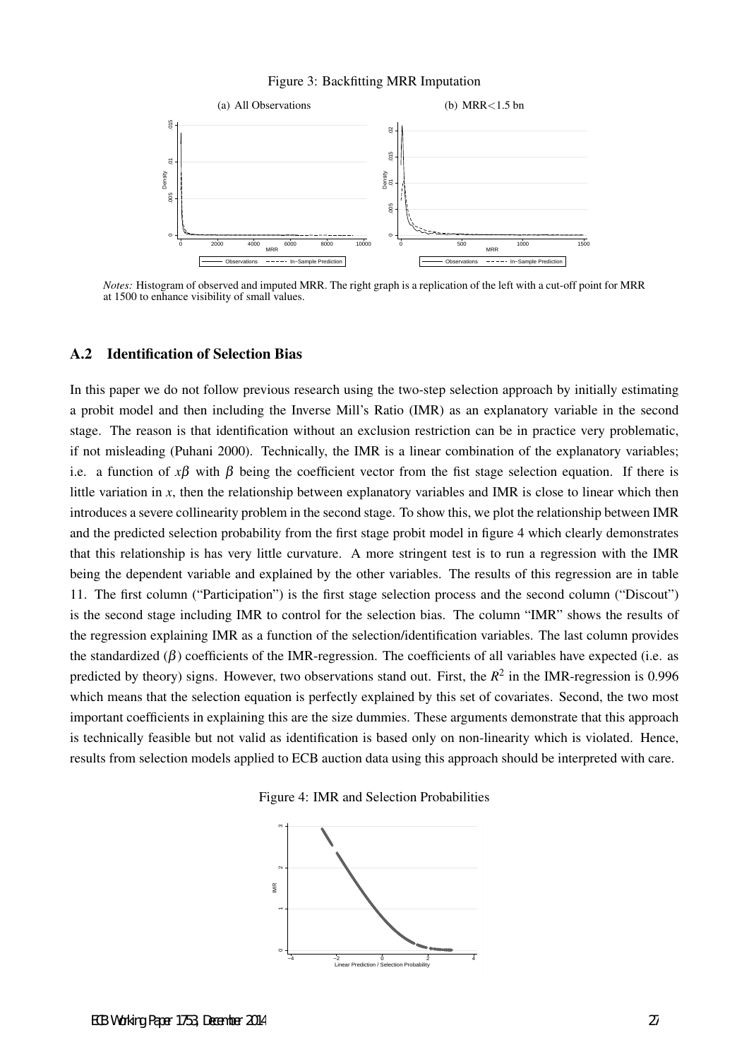Figure 3: Backfitting MRR Imputation

(a) All Observations (b) MRR<1.5 bn

*Notes:* Histogram of observed and imputed MRR. The right graph is a replication of the left with a cut-off point for MRR at 1500 to enhance visibility of small values.

## A.2 Identification of Selection Bias

In this paper we do not follow previous research using the two-step selection approach by initially estimating a probit model and then including the Inverse Mill's Ratio (IMR) as an explanatory variable in the second stage. The reason is that identification without an exclusion restriction can be in practice very problematic, if not misleading (Puhani 2000). Technically, the IMR is a linear combination of the explanatory variables; i.e. a function of $x\beta$ with $\beta$ being the coefficient vector from the fist stage selection equation. If there is little variation in $x$, then the relationship between explanatory variables and IMR is close to linear which then introduces a severe collinearity problem in the second stage. To show this, we plot the relationship between IMR and the predicted selection probability from the first stage probit model in figure 4 which clearly demonstrates that this relationship is has very little curvature. A more stringent test is to run a regression with the IMR being the dependent variable and explained by the other variables. The results of this regression are in table 11. The first column ("Participation") is the first stage selection process and the second column ("Discout") is the second stage including IMR to control for the selection bias. The column "IMR" shows the results of the regression explaining IMR as a function of the selection/identification variables. The last column provides the standardized ($\beta$) coefficients of the IMR-regression. The coefficients of all variables have expected (i.e. as predicted by theory) signs. However, two observations stand out. First, the $R^2$ in the IMR-regression is 0.996 which means that the selection equation is perfectly explained by this set of covariates. Second, the two most important coefficients in explaining this are the size dummies. These arguments demonstrate that this approach is technically feasible but not valid as identification is based only on non-linearity which is violated. Hence, results from selection models applied to ECB auction data using this approach should be interpreted with care.

Figure 4: IMR and Selection Probabilities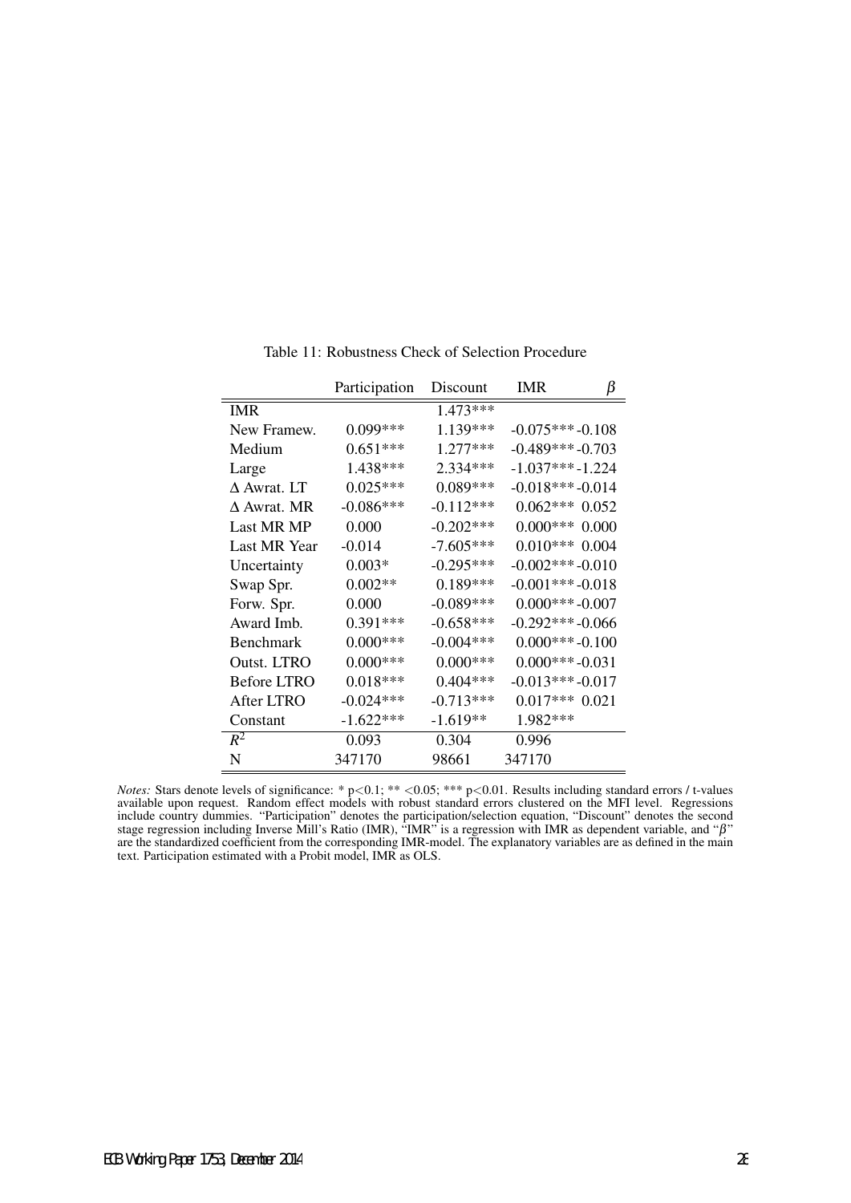Table 11: Robustness Check of Selection Procedure

| | Participation | Discount | IMR | $\beta$ |
|---|---|---|---|---|
| IMR | | 1.473*** | | |
| New Framew. | 0.099*** | 1.139*** | -0.075*** | -0.108 |
| Medium | 0.651*** | 1.277*** | -0.489*** | -0.703 |
| Large | 1.438*** | 2.334*** | -1.037*** | -1.224 |
| $\Delta$ Awrat. LT | 0.025*** | 0.089*** | -0.018*** | -0.014 |
| $\Delta$ Awrat. MR | -0.086*** | -0.112*** | 0.062*** | 0.052 |
| Last MR MP | 0.000 | -0.202*** | 0.000*** | 0.000 |
| Last MR Year | -0.014 | -7.605*** | 0.010*** | 0.004 |
| Uncertainty | 0.003* | -0.295*** | -0.002*** | -0.010 |
| Swap Spr. | 0.002** | 0.189*** | -0.001*** | -0.018 |
| Forw. Spr. | 0.000 | -0.089*** | 0.000*** | -0.007 |
| Award Imb. | 0.391*** | -0.658*** | -0.292*** | -0.066 |
| Benchmark | 0.000*** | -0.004*** | 0.000*** | -0.100 |
| Outst. LTRO | 0.000*** | 0.000*** | 0.000*** | -0.031 |
| Before LTRO | 0.018*** | 0.404*** | -0.013*** | -0.017 |
| After LTRO | -0.024*** | -0.713*** | 0.017*** | 0.021 |
| Constant | -1.622*** | -1.619** | 1.982*** | |
| $R^2$ | 0.093 | 0.304 | 0.996 | |
| N | 347170 | 98661 | 347170 | |

*Notes:* Stars denote levels of significance: * p<0.1; ** <0.05; *** p<0.01. Results including standard errors / t-values available upon request. Random effect models with robust standard errors clustered on the MFI level. Regressions include country dummies. "Participation" denotes the participation/selection equation, "Discount" denotes the second stage regression including Inverse Mill's Ratio (IMR), "IMR" is a regression with IMR as dependent variable, and "$\beta$" are the standardized coefficient from the corresponding IMR-model. The explanatory variables are as defined in the main text. Participation estimated with a Probit model, IMR as OLS.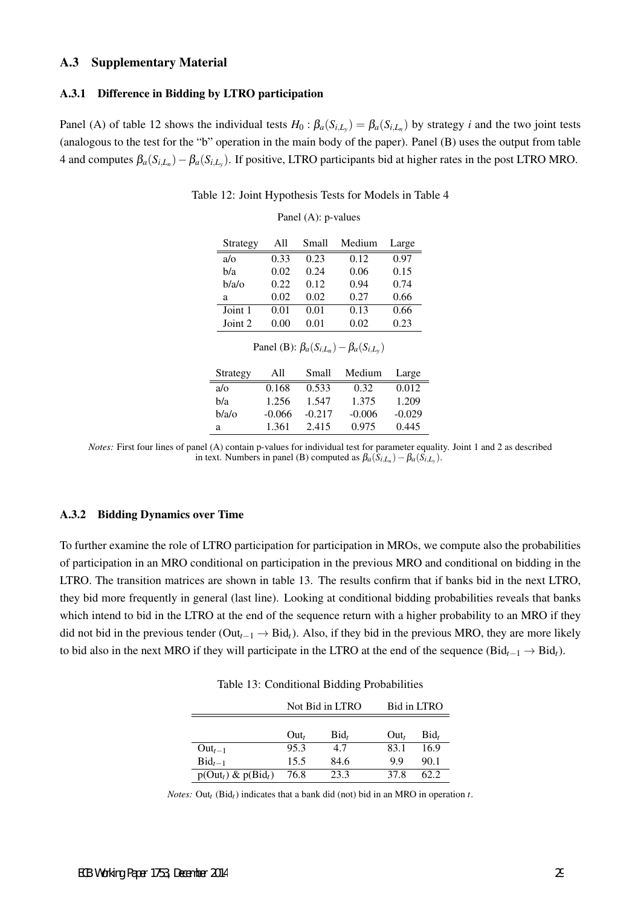## A.3 Supplementary Material

### A.3.1 Difference in Bidding by LTRO participation

Panel (A) of table 12 shows the individual tests $H_0 : \beta_a(S_{i,L_y}) = \beta_a(S_{i,L_n})$ by strategy $i$ and the two joint tests (analogous to the test for the "b" operation in the main body of the paper). Panel (B) uses the output from table 4 and computes $\beta_a(S_{i,L_n}) - \beta_a(S_{i,L_y})$. If positive, LTRO participants bid at higher rates in the post LTRO MRO.

Table 12: Joint Hypothesis Tests for Models in Table 4

Panel (A): p-values

| Strategy | All | Small | Medium | Large |
|---|---|---|---|---|
| a/o | 0.33 | 0.23 | 0.12 | 0.97 |
| b/a | 0.02 | 0.24 | 0.06 | 0.15 |
| b/a/o | 0.22 | 0.12 | 0.94 | 0.74 |
| a | 0.02 | 0.02 | 0.27 | 0.66 |
| Joint 1 | 0.01 | 0.01 | 0.13 | 0.66 |
| Joint 2 | 0.00 | 0.01 | 0.02 | 0.23 |

Panel (B): $\beta_a(S_{i,L_n}) - \beta_a(S_{i,L_y})$

| Strategy | All | Small | Medium | Large |
|---|---|---|---|---|
| a/o | 0.168 | 0.533 | 0.32 | 0.012 |
| b/a | 1.256 | 1.547 | 1.375 | 1.209 |
| b/a/o | -0.066 | -0.217 | -0.006 | -0.029 |
| a | 1.361 | 2.415 | 0.975 | 0.445 |

*Notes:* First four lines of panel (A) contain p-values for individual test for parameter equality. Joint 1 and 2 as described in text. Numbers in panel (B) computed as $\beta_a(S_{i,L_n}) - \beta_a(S_{i,L_y})$.

### A.3.2 Bidding Dynamics over Time

To further examine the role of LTRO participation for participation in MROs, we compute also the probabilities of participation in an MRO conditional on participation in the previous MRO and conditional on bidding in the LTRO. The transition matrices are shown in table 13. The results confirm that if banks bid in the next LTRO, they bid more frequently in general (last line). Looking at conditional bidding probabilities reveals that banks which intend to bid in the LTRO at the end of the sequence return with a higher probability to an MRO if they did not bid in the previous tender ($\text{Out}_{t-1} \rightarrow \text{Bid}_t$). Also, if they bid in the previous MRO, they are more likely to bid also in the next MRO if they will participate in the LTRO at the end of the sequence ($\text{Bid}_{t-1} \rightarrow \text{Bid}_t$).

Table 13: Conditional Bidding Probabilities

| | Not Bid in LTRO | | Bid in LTRO | |
|---|---|---|---|---|
| | $\text{Out}_t$ | $\text{Bid}_t$ | $\text{Out}_t$ | $\text{Bid}_t$ |
| $\text{Out}_{t-1}$ | 95.3 | 4.7 | 83.1 | 16.9 |
| $\text{Bid}_{t-1}$ | 15.5 | 84.6 | 9.9 | 90.1 |
| $\text{p}(\text{Out}_t)$ & $\text{p}(\text{Bid}_t)$ | 76.8 | 23.3 | 37.8 | 62.2 |

*Notes:* $\text{Out}_t$ ($\text{Bid}_t$) indicates that a bank did (not) bid in an MRO in operation $t$.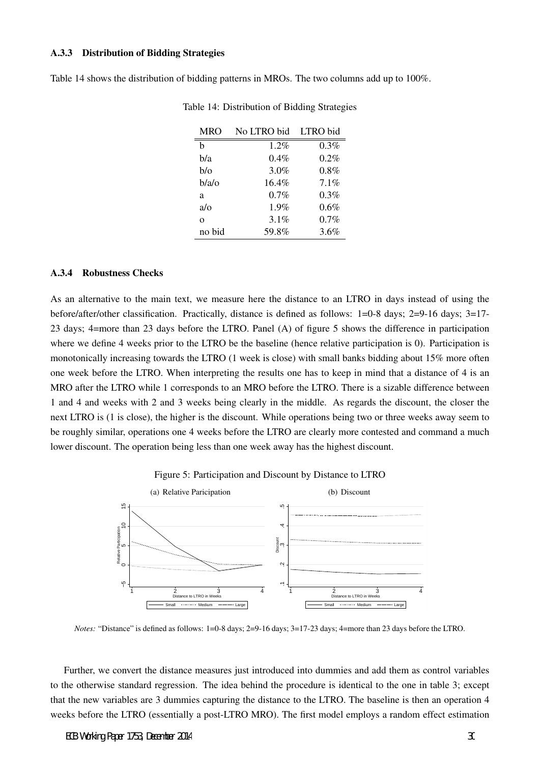### A.3.3 Distribution of Bidding Strategies

Table 14 shows the distribution of bidding patterns in MROs. The two columns add up to 100%.

Table 14: Distribution of Bidding Strategies

| MRO | No LTRO bid | LTRO bid |
|---|---|---|
| b | 1.2% | 0.3% |
| b/a | 0.4% | 0.2% |
| b/o | 3.0% | 0.8% |
| b/a/o | 16.4% | 7.1% |
| a | 0.7% | 0.3% |
| a/o | 1.9% | 0.6% |
| o | 3.1% | 0.7% |
| no bid | 59.8% | 3.6% |

### A.3.4 Robustness Checks

As an alternative to the main text, we measure here the distance to an LTRO in days instead of using the before/after/other classification. Practically, distance is defined as follows: 1=0-8 days; 2=9-16 days; 3=17-23 days; 4=more than 23 days before the LTRO. Panel (A) of figure 5 shows the difference in participation where we define 4 weeks prior to the LTRO be the baseline (hence relative participation is 0). Participation is monotonically increasing towards the LTRO (1 week is close) with small banks bidding about 15% more often one week before the LTRO. When interpreting the results one has to keep in mind that a distance of 4 is an MRO after the LTRO while 1 corresponds to an MRO before the LTRO. There is a sizable difference between 1 and 4 and weeks with 2 and 3 weeks being clearly in the middle. As regards the discount, the closer the next LTRO is (1 is close), the higher is the discount. While operations being two or three weeks away seem to be roughly similar, operations one 4 weeks before the LTRO are clearly more contested and command a much lower discount. The operation being less than one week away has the highest discount.

Figure 5: Participation and Discount by Distance to LTRO

(a) Relative Paricipation

(b) Discount

*Notes:* "Distance" is defined as follows: 1=0-8 days; 2=9-16 days; 3=17-23 days; 4=more than 23 days before the LTRO.

Further, we convert the distance measures just introduced into dummies and add them as control variables to the otherwise standard regression. The idea behind the procedure is identical to the one in table 3; except that the new variables are 3 dummies capturing the distance to the LTRO. The baseline is then an operation 4 weeks before the LTRO (essentially a post-LTRO MRO). The first model employs a random effect estimation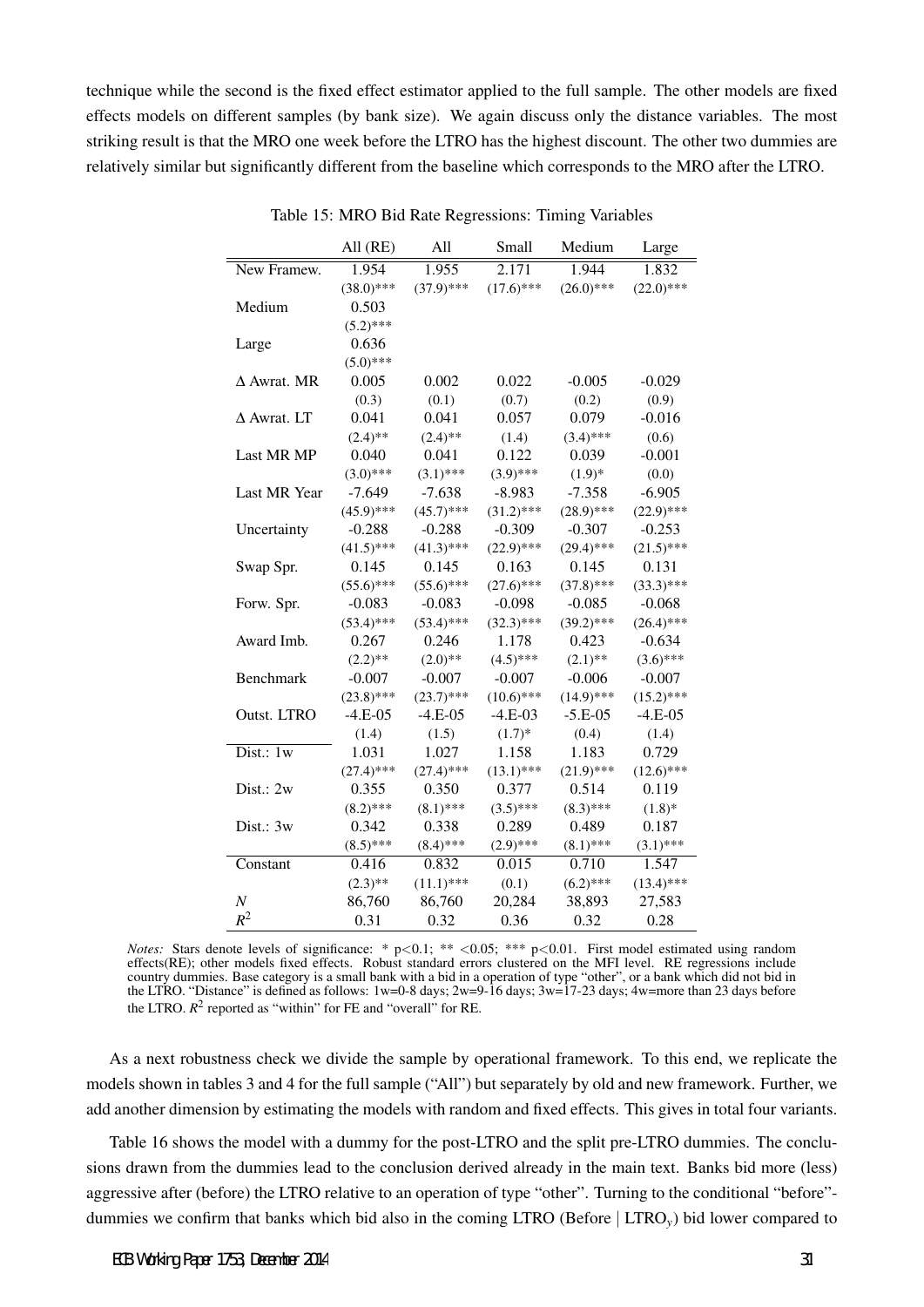technique while the second is the fixed effect estimator applied to the full sample. The other models are fixed effects models on different samples (by bank size). We again discuss only the distance variables. The most striking result is that the MRO one week before the LTRO has the highest discount. The other two dummies are relatively similar but significantly different from the baseline which corresponds to the MRO after the LTRO.

Table 15: MRO Bid Rate Regressions: Timing Variables

| | All (RE) | All | Small | Medium | Large |
|---|---|---|---|---|---|
| New Framew. | 1.954 | 1.955 | 2.171 | 1.944 | 1.832 |
| | (38.0)*** | (37.9)*** | (17.6)*** | (26.0)*** | (22.0)*** |
| Medium | 0.503 | | | | |
| | (5.2)*** | | | | |
| Large | 0.636 | | | | |
| | (5.0)*** | | | | |
| Δ Awrat. MR | 0.005 | 0.002 | 0.022 | -0.005 | -0.029 |
| | (0.3) | (0.1) | (0.7) | (0.2) | (0.9) |
| Δ Awrat. LT | 0.041 | 0.041 | 0.057 | 0.079 | -0.016 |
| | (2.4)** | (2.4)** | (1.4) | (3.4)*** | (0.6) |
| Last MR MP | 0.040 | 0.041 | 0.122 | 0.039 | -0.001 |
| | (3.0)*** | (3.1)*** | (3.9)*** | (1.9)* | (0.0) |
| Last MR Year | -7.649 | -7.638 | -8.983 | -7.358 | -6.905 |
| | (45.9)*** | (45.7)*** | (31.2)*** | (28.9)*** | (22.9)*** |
| Uncertainty | -0.288 | -0.288 | -0.309 | -0.307 | -0.253 |
| | (41.5)*** | (41.3)*** | (22.9)*** | (29.4)*** | (21.5)*** |
| Swap Spr. | 0.145 | 0.145 | 0.163 | 0.145 | 0.131 |
| | (55.6)*** | (55.6)*** | (27.6)*** | (37.8)*** | (33.3)*** |
| Forw. Spr. | -0.083 | -0.083 | -0.098 | -0.085 | -0.068 |
| | (53.4)*** | (53.4)*** | (32.3)*** | (39.2)*** | (26.4)*** |
| Award Imb. | 0.267 | 0.246 | 1.178 | 0.423 | -0.634 |
| | (2.2)** | (2.0)** | (4.5)*** | (2.1)** | (3.6)*** |
| Benchmark | -0.007 | -0.007 | -0.007 | -0.006 | -0.007 |
| | (23.8)*** | (23.7)*** | (10.6)*** | (14.9)*** | (15.2)*** |
| Outst. LTRO | -4.E-05 | -4.E-05 | -4.E-03 | -5.E-05 | -4.E-05 |
| | (1.4) | (1.5) | (1.7)* | (0.4) | (1.4) |
| Dist.: 1w | 1.031 | 1.027 | 1.158 | 1.183 | 0.729 |
| | (27.4)*** | (27.4)*** | (13.1)*** | (21.9)*** | (12.6)*** |
| Dist.: 2w | 0.355 | 0.350 | 0.377 | 0.514 | 0.119 |
| | (8.2)*** | (8.1)*** | (3.5)*** | (8.3)*** | (1.8)* |
| Dist.: 3w | 0.342 | 0.338 | 0.289 | 0.489 | 0.187 |
| | (8.5)*** | (8.4)*** | (2.9)*** | (8.1)*** | (3.1)*** |
| Constant | 0.416 | 0.832 | 0.015 | 0.710 | 1.547 |
| | (2.3)** | (11.1)*** | (0.1) | (6.2)*** | (13.4)*** |
| $N$ | 86,760 | 86,760 | 20,284 | 38,893 | 27,583 |
| $R^2$ | 0.31 | 0.32 | 0.36 | 0.32 | 0.28 |

*Notes:* Stars denote levels of significance: * p<0.1; ** <0.05; *** p<0.01. First model estimated using random effects(RE); other models fixed effects. Robust standard errors clustered on the MFI level. RE regressions include country dummies. Base category is a small bank with a bid in a operation of type "other", or a bank which did not bid in the LTRO. "Distance" is defined as follows: 1w=0-8 days; 2w=9-16 days; 3w=17-23 days; 4w=more than 23 days before the LTRO. $R^2$ reported as "within" for FE and "overall" for RE.

As a next robustness check we divide the sample by operational framework. To this end, we replicate the models shown in tables 3 and 4 for the full sample ("All") but separately by old and new framework. Further, we add another dimension by estimating the models with random and fixed effects. This gives in total four variants.

Table 16 shows the model with a dummy for the post-LTRO and the split pre-LTRO dummies. The conclusions drawn from the dummies lead to the conclusion derived already in the main text. Banks bid more (less) aggressive after (before) the LTRO relative to an operation of type "other". Turning to the conditional "before"-dummies we confirm that banks which bid also in the coming LTRO (Before | $\text{LTRO}_y$) bid lower compared to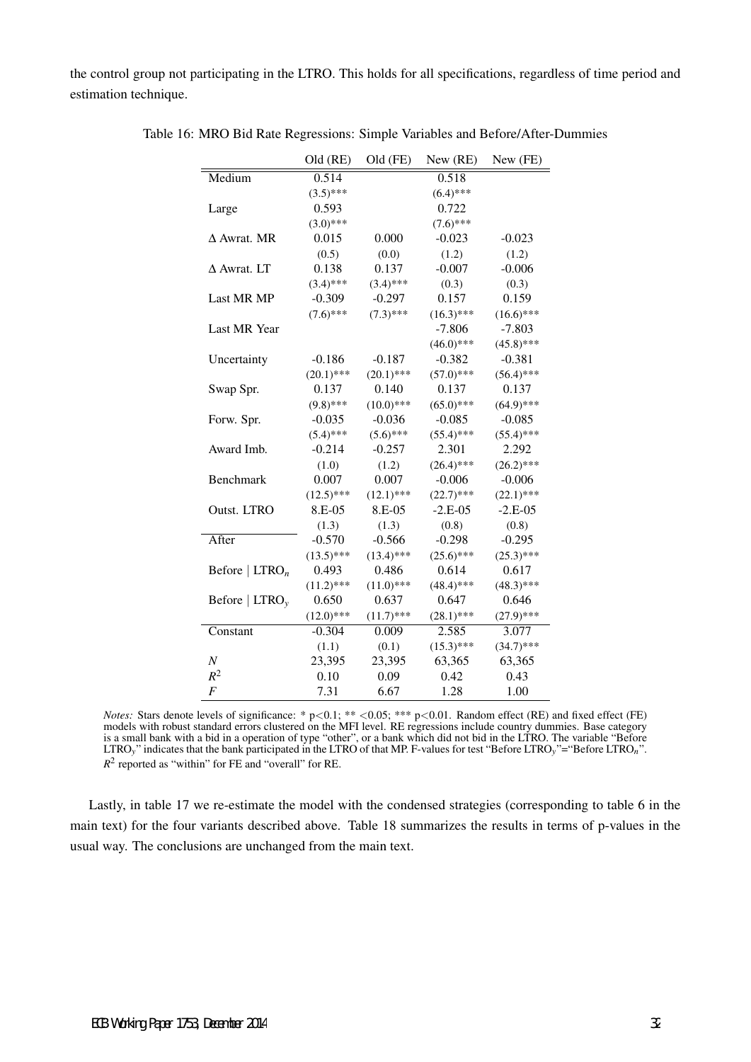the control group not participating in the LTRO. This holds for all specifications, regardless of time period and estimation technique.

Table 16: MRO Bid Rate Regressions: Simple Variables and Before/After-Dummies

| | Old (RE) | Old (FE) | New (RE) | New (FE) |
|---|---|---|---|---|
| Medium | 0.514 | | 0.518 | |
| | (3.5)*** | | (6.4)*** | |
| Large | 0.593 | | 0.722 | |
| | (3.0)*** | | (7.6)*** | |
| Δ Awrat. MR | 0.015 | 0.000 | -0.023 | -0.023 |
| | (0.5) | (0.0) | (1.2) | (1.2) |
| Δ Awrat. LT | 0.138 | 0.137 | -0.007 | -0.006 |
| | (3.4)*** | (3.4)*** | (0.3) | (0.3) |
| Last MR MP | -0.309 | -0.297 | 0.157 | 0.159 |
| | (7.6)*** | (7.3)*** | (16.3)*** | (16.6)*** |
| Last MR Year | | | -7.806 | -7.803 |
| | | | (46.0)*** | (45.8)*** |
| Uncertainty | -0.186 | -0.187 | -0.382 | -0.381 |
| | (20.1)*** | (20.1)*** | (57.0)*** | (56.4)*** |
| Swap Spr. | 0.137 | 0.140 | 0.137 | 0.137 |
| | (9.8)*** | (10.0)*** | (65.0)*** | (64.9)*** |
| Forw. Spr. | -0.035 | -0.036 | -0.085 | -0.085 |
| | (5.4)*** | (5.6)*** | (55.4)*** | (55.4)*** |
| Award Imb. | -0.214 | -0.257 | 2.301 | 2.292 |
| | (1.0) | (1.2) | (26.4)*** | (26.2)*** |
| Benchmark | 0.007 | 0.007 | -0.006 | -0.006 |
| | (12.5)*** | (12.1)*** | (22.7)*** | (22.1)*** |
| Outst. LTRO | 8.E-05 | 8.E-05 | -2.E-05 | -2.E-05 |
| | (1.3) | (1.3) | (0.8) | (0.8) |
| After | -0.570 | -0.566 | -0.298 | -0.295 |
| | (13.5)*** | (13.4)*** | (25.6)*** | (25.3)*** |
| Before $\mid$ LTRO$_n$ | 0.493 | 0.486 | 0.614 | 0.617 |
| | (11.2)*** | (11.0)*** | (48.4)*** | (48.3)*** |
| Before $\mid$ LTRO$_y$ | 0.650 | 0.637 | 0.647 | 0.646 |
| | (12.0)*** | (11.7)*** | (28.1)*** | (27.9)*** |
| Constant | -0.304 | 0.009 | 2.585 | 3.077 |
| | (1.1) | (0.1) | (15.3)*** | (34.7)*** |
| $N$ | 23,395 | 23,395 | 63,365 | 63,365 |
| $R^2$ | 0.10 | 0.09 | 0.42 | 0.43 |
| $F$ | 7.31 | 6.67 | 1.28 | 1.00 |

*Notes:* Stars denote levels of significance: * p<0.1; ** <0.05; *** p<0.01. Random effect (RE) and fixed effect (FE) models with robust standard errors clustered on the MFI level. RE regressions include country dummies. Base category is a small bank with a bid in a operation of type "other", or a bank which did not bid in the LTRO. The variable "Before LTRO$_y$" indicates that the bank participated in the LTRO of that MP. F-values for test "Before LTRO$_y$"="Before LTRO$_n$". $R^2$ reported as "within" for FE and "overall" for RE.

Lastly, in table 17 we re-estimate the model with the condensed strategies (corresponding to table 6 in the main text) for the four variants described above. Table 18 summarizes the results in terms of p-values in the usual way. The conclusions are unchanged from the main text.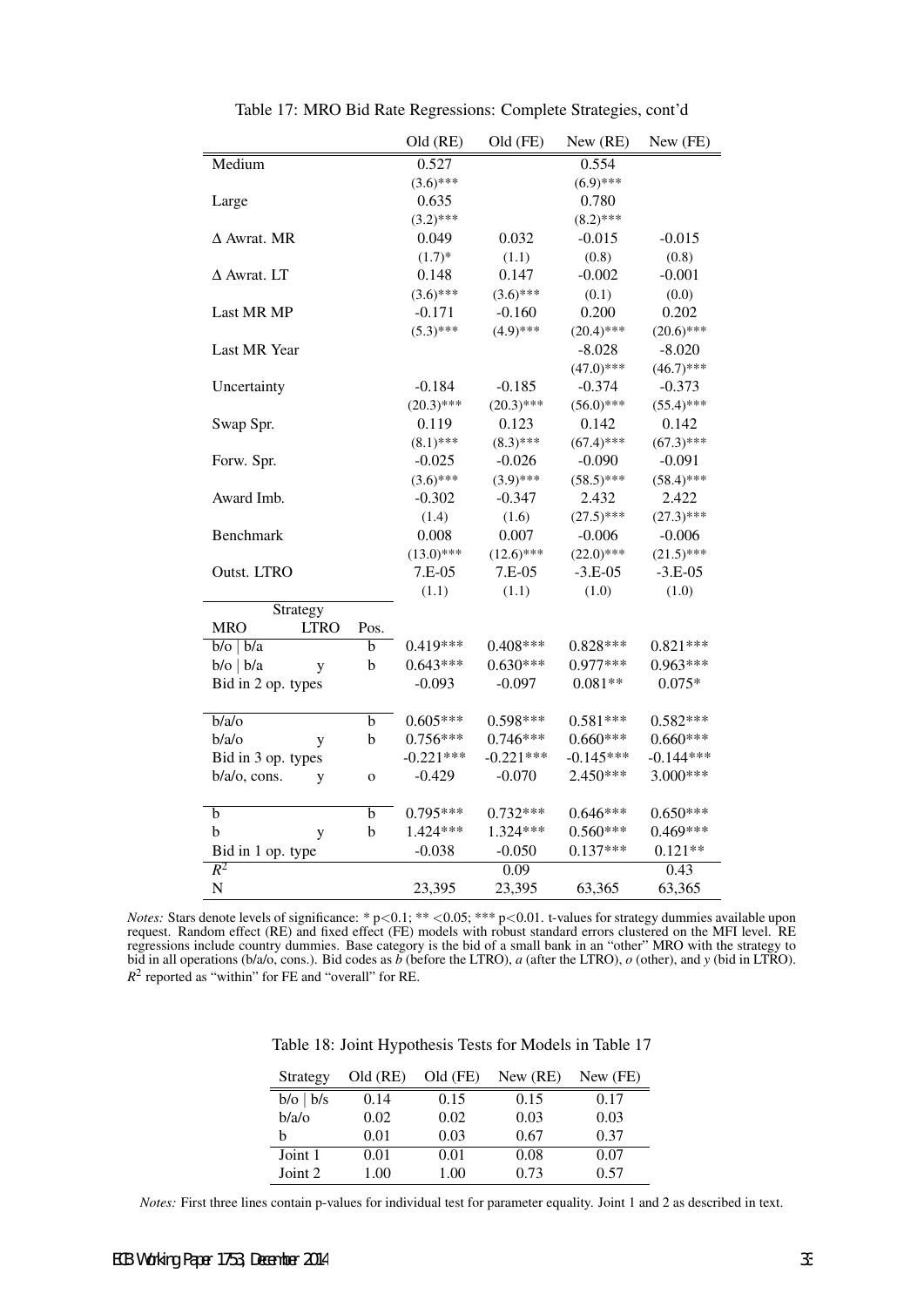Table 17: MRO Bid Rate Regressions: Complete Strategies, cont'd

| | | | Old (RE) | Old (FE) | New (RE) | New (FE) |
|---|---|---|---|---|---|---|
| Medium | | | 0.527 | | 0.554 | |
| | | | (3.6)*** | | (6.9)*** | |
| Large | | | 0.635 | | 0.780 | |
| | | | (3.2)*** | | (8.2)*** | |
| Δ Awrat. MR | | | 0.049 | 0.032 | -0.015 | -0.015 |
| | | | (1.7)* | (1.1) | (0.8) | (0.8) |
| Δ Awrat. LT | | | 0.148 | 0.147 | -0.002 | -0.001 |
| | | | (3.6)*** | (3.6)*** | (0.1) | (0.0) |
| Last MR MP | | | -0.171 | -0.160 | 0.200 | 0.202 |
| | | | (5.3)*** | (4.9)*** | (20.4)*** | (20.6)*** |
| Last MR Year | | | | | -8.028 | -8.020 |
| | | | | | (47.0)*** | (46.7)*** |
| Uncertainty | | | -0.184 | -0.185 | -0.374 | -0.373 |
| | | | (20.3)*** | (20.3)*** | (56.0)*** | (55.4)*** |
| Swap Spr. | | | 0.119 | 0.123 | 0.142 | 0.142 |
| | | | (8.1)*** | (8.3)*** | (67.4)*** | (67.3)*** |
| Forw. Spr. | | | -0.025 | -0.026 | -0.090 | -0.091 |
| | | | (3.6)*** | (3.9)*** | (58.5)*** | (58.4)*** |
| Award Imb. | | | -0.302 | -0.347 | 2.432 | 2.422 |
| | | | (1.4) | (1.6) | (27.5)*** | (27.3)*** |
| Benchmark | | | 0.008 | 0.007 | -0.006 | -0.006 |
| | | | (13.0)*** | (12.6)*** | (22.0)*** | (21.5)*** |
| Outst. LTRO | | | 7.E-05 | 7.E-05 | -3.E-05 | -3.E-05 |
| | | | (1.1) | (1.1) | (1.0) | (1.0) |
| Strategy | | | | | | |
| MRO | LTRO | Pos. | | | | |
| b/o \| b/a | | b | 0.419*** | 0.408*** | 0.828*** | 0.821*** |
| b/o \| b/a | y | b | 0.643*** | 0.630*** | 0.977*** | 0.963*** |
| Bid in 2 op. types | | | -0.093 | -0.097 | 0.081** | 0.075* |
| b/a/o | | b | 0.605*** | 0.598*** | 0.581*** | 0.582*** |
| b/a/o | y | b | 0.756*** | 0.746*** | 0.660*** | 0.660*** |
| Bid in 3 op. types | | | -0.221*** | -0.221*** | -0.145*** | -0.144*** |
| b/a/o, cons. | y | o | -0.429 | -0.070 | 2.450*** | 3.000*** |
| b | | b | 0.795*** | 0.732*** | 0.646*** | 0.650*** |
| b | y | b | 1.424*** | 1.324*** | 0.560*** | 0.469*** |
| Bid in 1 op. type | | | -0.038 | -0.050 | 0.137*** | 0.121** |
| $R^2$ | | | | 0.09 | | 0.43 |
| N | | | 23,395 | 23,395 | 63,365 | 63,365 |

*Notes:* Stars denote levels of significance: * p<0.1; ** <0.05; *** p<0.01. t-values for strategy dummies available upon request. Random effect (RE) and fixed effect (FE) models with robust standard errors clustered on the MFI level. RE regressions include country dummies. Base category is the bid of a small bank in an "other" MRO with the strategy to bid in all operations (b/a/o, cons.). Bid codes as *b* (before the LTRO), *a* (after the LTRO), *o* (other), and *y* (bid in LTRO). $R^2$ reported as "within" for FE and "overall" for RE.

Table 18: Joint Hypothesis Tests for Models in Table 17

| Strategy | Old (RE) | Old (FE) | New (RE) | New (FE) |
|---|---|---|---|---|
| b/o \| b/s | 0.14 | 0.15 | 0.15 | 0.17 |
| b/a/o | 0.02 | 0.02 | 0.03 | 0.03 |
| b | 0.01 | 0.03 | 0.67 | 0.37 |
| Joint 1 | 0.01 | 0.01 | 0.08 | 0.07 |
| Joint 2 | 1.00 | 1.00 | 0.73 | 0.57 |

*Notes:* First three lines contain p-values for individual test for parameter equality. Joint 1 and 2 as described in text.